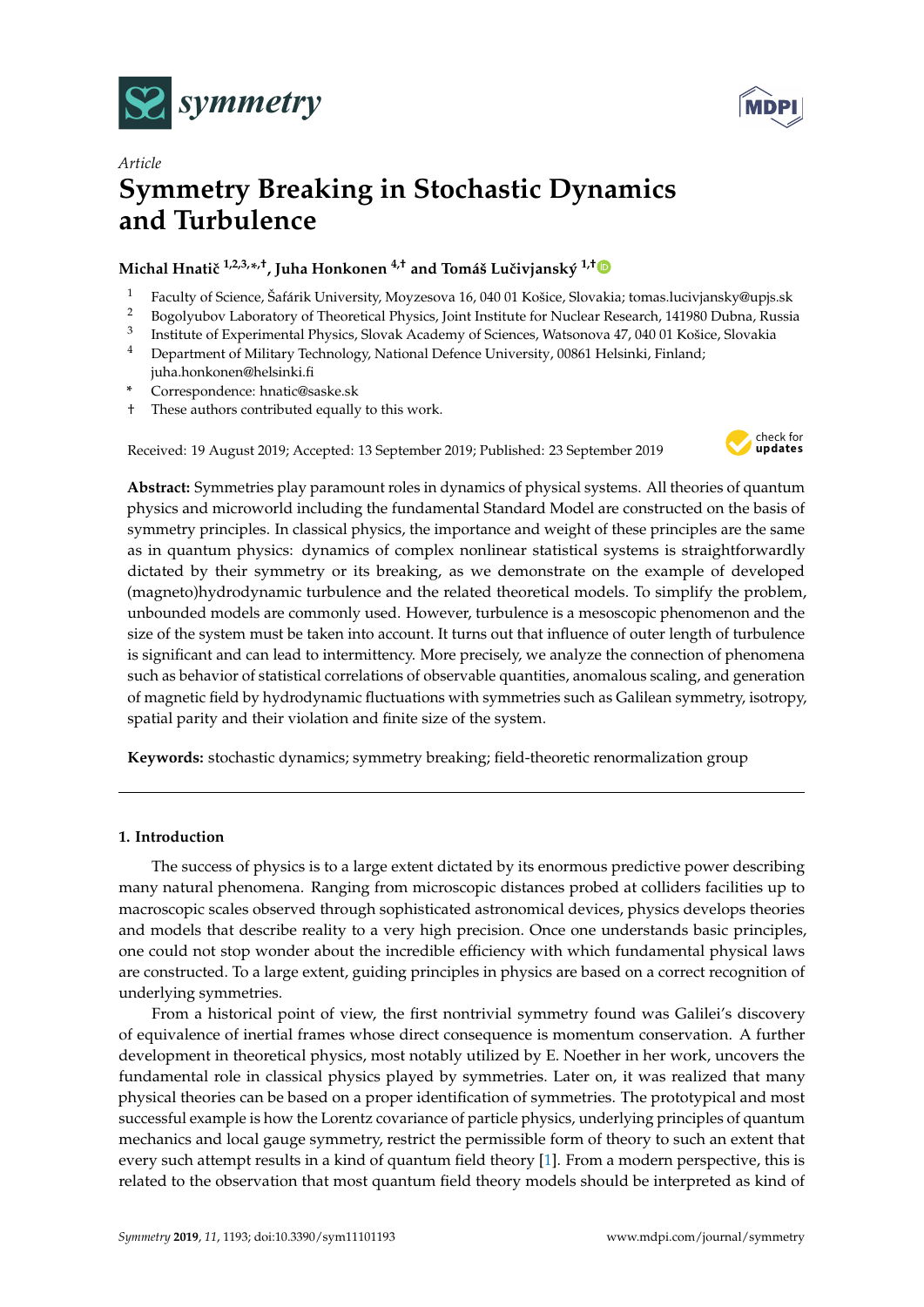*Article*

# Symmetry Breaking in Stochastic Dynamics and Turbulence

**Michal Hnatič [1,2,3,*,†], Juha Honkonen [4,†] and Tomáš Lučivjanský [1,†]**

1 Faculty of Science, Šafárik University, Moyzesova 16, 040 01 Košice, Slovakia; tomas.lucivjansky@upjs.sk
2 Bogolyubov Laboratory of Theoretical Physics, Joint Institute for Nuclear Research, 141980 Dubna, Russia
3 Institute of Experimental Physics, Slovak Academy of Sciences, Watsonova 47, 040 01 Košice, Slovakia
4 Department of Military Technology, National Defence University, 00861 Helsinki, Finland; juha.honkonen@helsinki.fi
* Correspondence: hnatic@saske.sk
† These authors contributed equally to this work.

Received: 19 August 2019; Accepted: 13 September 2019; Published: 23 September 2019

**Abstract:** Symmetries play paramount roles in dynamics of physical systems. All theories of quantum physics and microworld including the fundamental Standard Model are constructed on the basis of symmetry principles. In classical physics, the importance and weight of these principles are the same as in quantum physics: dynamics of complex nonlinear statistical systems is straightforwardly dictated by their symmetry or its breaking, as we demonstrate on the example of developed (magneto)hydrodynamic turbulence and the related theoretical models. To simplify the problem, unbounded models are commonly used. However, turbulence is a mesoscopic phenomenon and the size of the system must be taken into account. It turns out that influence of outer length of turbulence is significant and can lead to intermittency. More precisely, we analyze the connection of phenomena such as behavior of statistical correlations of observable quantities, anomalous scaling, and generation of magnetic field by hydrodynamic fluctuations with symmetries such as Galilean symmetry, isotropy, spatial parity and their violation and finite size of the system.

**Keywords:** stochastic dynamics; symmetry breaking; field-theoretic renormalization group

## 1. Introduction

The success of physics is to a large extent dictated by its enormous predictive power describing many natural phenomena. Ranging from microscopic distances probed at colliders facilities up to macroscopic scales observed through sophisticated astronomical devices, physics develops theories and models that describe reality to a very high precision. Once one understands basic principles, one could not stop wonder about the incredible efficiency with which fundamental physical laws are constructed. To a large extent, guiding principles in physics are based on a correct recognition of underlying symmetries.

From a historical point of view, the first nontrivial symmetry found was Galilei's discovery of equivalence of inertial frames whose direct consequence is momentum conservation. A further development in theoretical physics, most notably utilized by E. Noether in her work, uncovers the fundamental role in classical physics played by symmetries. Later on, it was realized that many physical theories can be based on a proper identification of symmetries. The prototypical and most successful example is how the Lorentz covariance of particle physics, underlying principles of quantum mechanics and local gauge symmetry, restrict the permissible form of theory to such an extent that every such attempt results in a kind of quantum field theory [1]. From a modern perspective, this is related to the observation that most quantum field theory models should be interpreted as kind of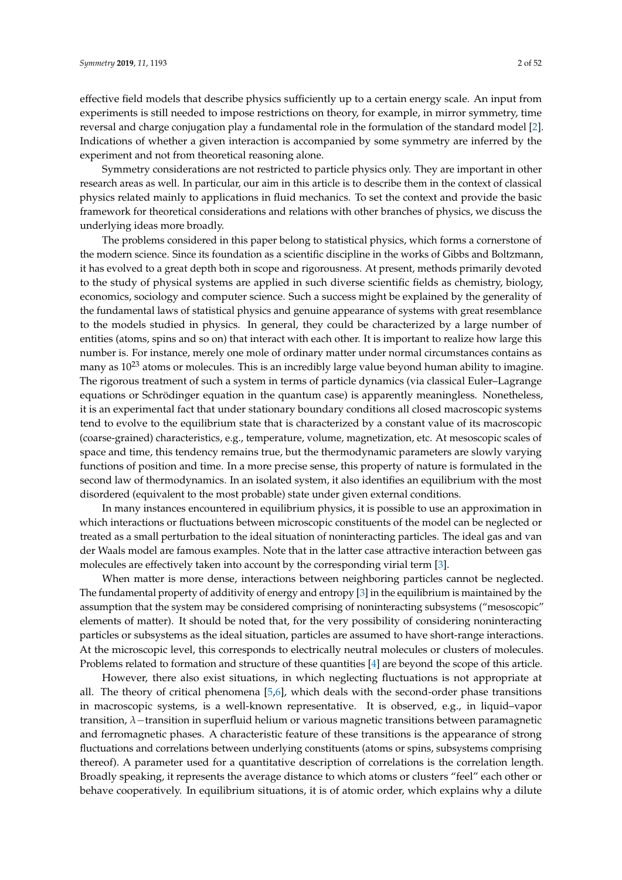effective field models that describe physics sufficiently up to a certain energy scale. An input from experiments is still needed to impose restrictions on theory, for example, in mirror symmetry, time reversal and charge conjugation play a fundamental role in the formulation of the standard model [2]. Indications of whether a given interaction is accompanied by some symmetry are inferred by the experiment and not from theoretical reasoning alone.

Symmetry considerations are not restricted to particle physics only. They are important in other research areas as well. In particular, our aim in this article is to describe them in the context of classical physics related mainly to applications in fluid mechanics. To set the context and provide the basic framework for theoretical considerations and relations with other branches of physics, we discuss the underlying ideas more broadly.

The problems considered in this paper belong to statistical physics, which forms a cornerstone of the modern science. Since its foundation as a scientific discipline in the works of Gibbs and Boltzmann, it has evolved to a great depth both in scope and rigorousness. At present, methods primarily devoted to the study of physical systems are applied in such diverse scientific fields as chemistry, biology, economics, sociology and computer science. Such a success might be explained by the generality of the fundamental laws of statistical physics and genuine appearance of systems with great resemblance to the models studied in physics. In general, they could be characterized by a large number of entities (atoms, spins and so on) that interact with each other. It is important to realize how large this number is. For instance, merely one mole of ordinary matter under normal circumstances contains as many as $10^{23}$ atoms or molecules. This is an incredibly large value beyond human ability to imagine. The rigorous treatment of such a system in terms of particle dynamics (via classical Euler–Lagrange equations or Schrödinger equation in the quantum case) is apparently meaningless. Nonetheless, it is an experimental fact that under stationary boundary conditions all closed macroscopic systems tend to evolve to the equilibrium state that is characterized by a constant value of its macroscopic (coarse-grained) characteristics, e.g., temperature, volume, magnetization, etc. At mesoscopic scales of space and time, this tendency remains true, but the thermodynamic parameters are slowly varying functions of position and time. In a more precise sense, this property of nature is formulated in the second law of thermodynamics. In an isolated system, it also identifies an equilibrium with the most disordered (equivalent to the most probable) state under given external conditions.

In many instances encountered in equilibrium physics, it is possible to use an approximation in which interactions or fluctuations between microscopic constituents of the model can be neglected or treated as a small perturbation to the ideal situation of noninteracting particles. The ideal gas and van der Waals model are famous examples. Note that in the latter case attractive interaction between gas molecules are effectively taken into account by the corresponding virial term [3].

When matter is more dense, interactions between neighboring particles cannot be neglected. The fundamental property of additivity of energy and entropy [3] in the equilibrium is maintained by the assumption that the system may be considered comprising of noninteracting subsystems ("mesoscopic" elements of matter). It should be noted that, for the very possibility of considering noninteracting particles or subsystems as the ideal situation, particles are assumed to have short-range interactions. At the microscopic level, this corresponds to electrically neutral molecules or clusters of molecules. Problems related to formation and structure of these quantities [4] are beyond the scope of this article.

However, there also exist situations, in which neglecting fluctuations is not appropriate at all. The theory of critical phenomena [5,6], which deals with the second-order phase transitions in macroscopic systems, is a well-known representative. It is observed, e.g., in liquid–vapor transition, $\lambda-$transition in superfluid helium or various magnetic transitions between paramagnetic and ferromagnetic phases. A characteristic feature of these transitions is the appearance of strong fluctuations and correlations between underlying constituents (atoms or spins, subsystems comprising thereof). A parameter used for a quantitative description of correlations is the correlation length. Broadly speaking, it represents the average distance to which atoms or clusters "feel" each other or behave cooperatively. In equilibrium situations, it is of atomic order, which explains why a dilute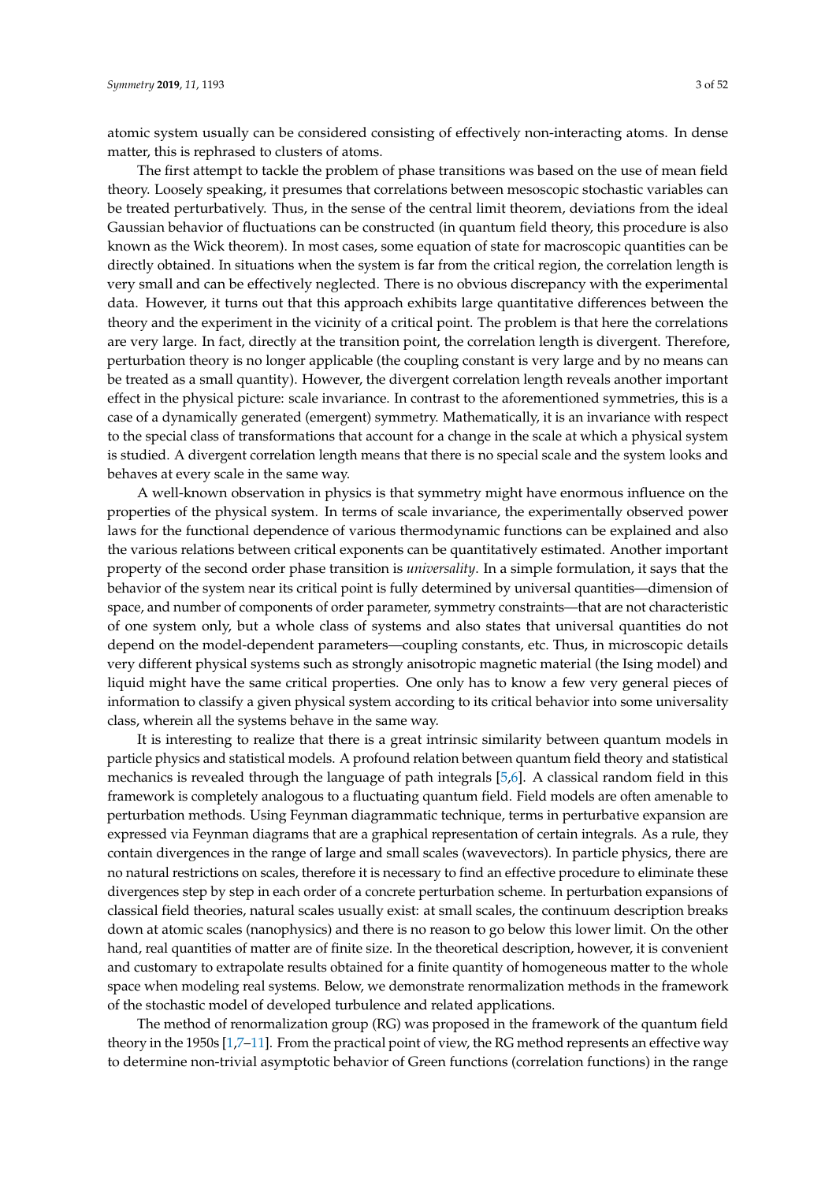atomic system usually can be considered consisting of effectively non-interacting atoms. In dense matter, this is rephrased to clusters of atoms.

The first attempt to tackle the problem of phase transitions was based on the use of mean field theory. Loosely speaking, it presumes that correlations between mesoscopic stochastic variables can be treated perturbatively. Thus, in the sense of the central limit theorem, deviations from the ideal Gaussian behavior of fluctuations can be constructed (in quantum field theory, this procedure is also known as the Wick theorem). In most cases, some equation of state for macroscopic quantities can be directly obtained. In situations when the system is far from the critical region, the correlation length is very small and can be effectively neglected. There is no obvious discrepancy with the experimental data. However, it turns out that this approach exhibits large quantitative differences between the theory and the experiment in the vicinity of a critical point. The problem is that here the correlations are very large. In fact, directly at the transition point, the correlation length is divergent. Therefore, perturbation theory is no longer applicable (the coupling constant is very large and by no means can be treated as a small quantity). However, the divergent correlation length reveals another important effect in the physical picture: scale invariance. In contrast to the aforementioned symmetries, this is a case of a dynamically generated (emergent) symmetry. Mathematically, it is an invariance with respect to the special class of transformations that account for a change in the scale at which a physical system is studied. A divergent correlation length means that there is no special scale and the system looks and behaves at every scale in the same way.

A well-known observation in physics is that symmetry might have enormous influence on the properties of the physical system. In terms of scale invariance, the experimentally observed power laws for the functional dependence of various thermodynamic functions can be explained and also the various relations between critical exponents can be quantitatively estimated. Another important property of the second order phase transition is *universality*. In a simple formulation, it says that the behavior of the system near its critical point is fully determined by universal quantities—dimension of space, and number of components of order parameter, symmetry constraints—that are not characteristic of one system only, but a whole class of systems and also states that universal quantities do not depend on the model-dependent parameters—coupling constants, etc. Thus, in microscopic details very different physical systems such as strongly anisotropic magnetic material (the Ising model) and liquid might have the same critical properties. One only has to know a few very general pieces of information to classify a given physical system according to its critical behavior into some universality class, wherein all the systems behave in the same way.

It is interesting to realize that there is a great intrinsic similarity between quantum models in particle physics and statistical models. A profound relation between quantum field theory and statistical mechanics is revealed through the language of path integrals [5,6]. A classical random field in this framework is completely analogous to a fluctuating quantum field. Field models are often amenable to perturbation methods. Using Feynman diagrammatic technique, terms in perturbative expansion are expressed via Feynman diagrams that are a graphical representation of certain integrals. As a rule, they contain divergences in the range of large and small scales (wavevectors). In particle physics, there are no natural restrictions on scales, therefore it is necessary to find an effective procedure to eliminate these divergences step by step in each order of a concrete perturbation scheme. In perturbation expansions of classical field theories, natural scales usually exist: at small scales, the continuum description breaks down at atomic scales (nanophysics) and there is no reason to go below this lower limit. On the other hand, real quantities of matter are of finite size. In the theoretical description, however, it is convenient and customary to extrapolate results obtained for a finite quantity of homogeneous matter to the whole space when modeling real systems. Below, we demonstrate renormalization methods in the framework of the stochastic model of developed turbulence and related applications.

The method of renormalization group (RG) was proposed in the framework of the quantum field theory in the 1950s [1,7–11]. From the practical point of view, the RG method represents an effective way to determine non-trivial asymptotic behavior of Green functions (correlation functions) in the range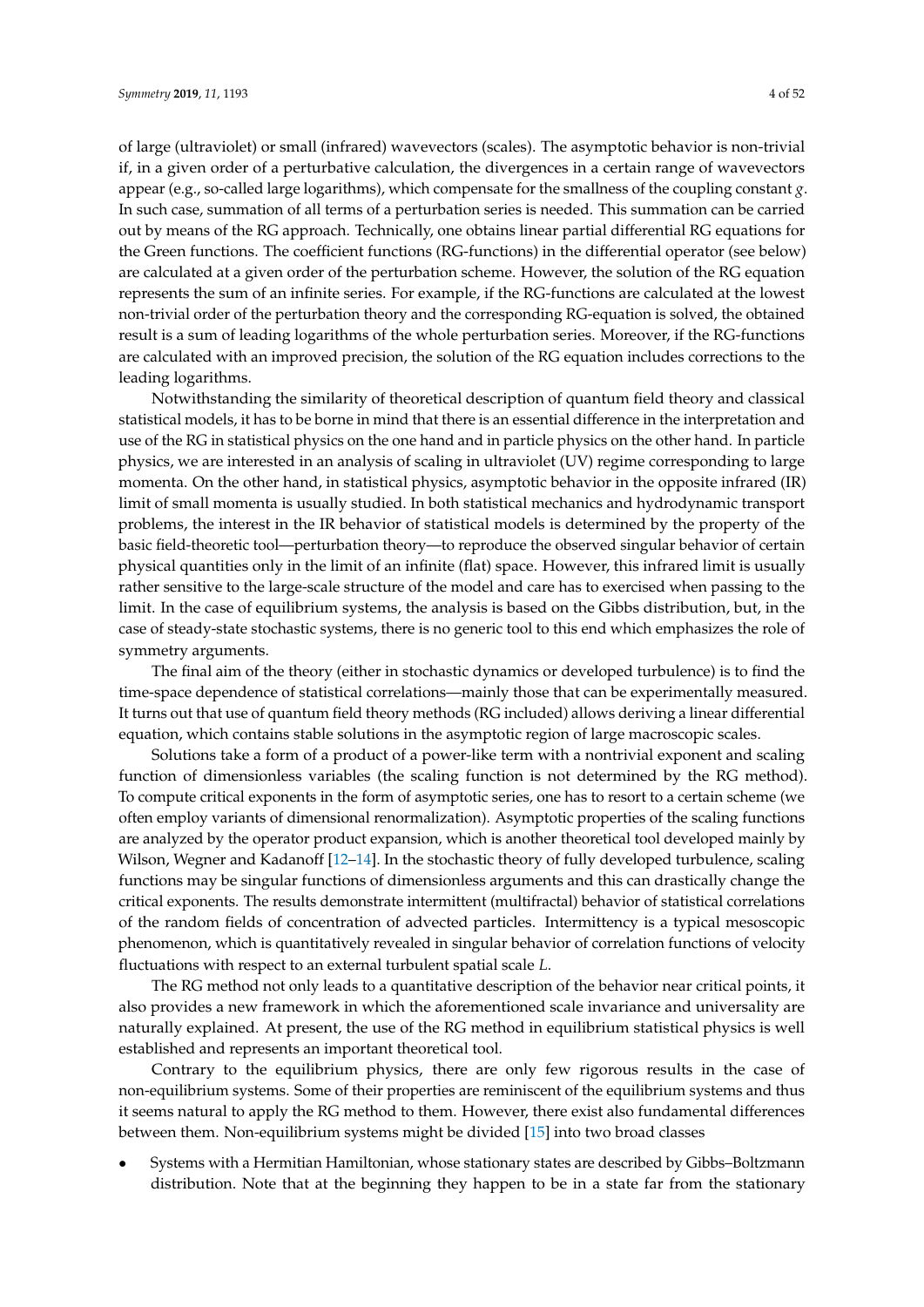of large (ultraviolet) or small (infrared) wavevectors (scales). The asymptotic behavior is non-trivial if, in a given order of a perturbative calculation, the divergences in a certain range of wavevectors appear (e.g., so-called large logarithms), which compensate for the smallness of the coupling constant $g$. In such case, summation of all terms of a perturbation series is needed. This summation can be carried out by means of the RG approach. Technically, one obtains linear partial differential RG equations for the Green functions. The coefficient functions (RG-functions) in the differential operator (see below) are calculated at a given order of the perturbation scheme. However, the solution of the RG equation represents the sum of an infinite series. For example, if the RG-functions are calculated at the lowest non-trivial order of the perturbation theory and the corresponding RG-equation is solved, the obtained result is a sum of leading logarithms of the whole perturbation series. Moreover, if the RG-functions are calculated with an improved precision, the solution of the RG equation includes corrections to the leading logarithms.

Notwithstanding the similarity of theoretical description of quantum field theory and classical statistical models, it has to be borne in mind that there is an essential difference in the interpretation and use of the RG in statistical physics on the one hand and in particle physics on the other hand. In particle physics, we are interested in an analysis of scaling in ultraviolet (UV) regime corresponding to large momenta. On the other hand, in statistical physics, asymptotic behavior in the opposite infrared (IR) limit of small momenta is usually studied. In both statistical mechanics and hydrodynamic transport problems, the interest in the IR behavior of statistical models is determined by the property of the basic field-theoretic tool—perturbation theory—to reproduce the observed singular behavior of certain physical quantities only in the limit of an infinite (flat) space. However, this infrared limit is usually rather sensitive to the large-scale structure of the model and care has to exercised when passing to the limit. In the case of equilibrium systems, the analysis is based on the Gibbs distribution, but, in the case of steady-state stochastic systems, there is no generic tool to this end which emphasizes the role of symmetry arguments.

The final aim of the theory (either in stochastic dynamics or developed turbulence) is to find the time-space dependence of statistical correlations—mainly those that can be experimentally measured. It turns out that use of quantum field theory methods (RG included) allows deriving a linear differential equation, which contains stable solutions in the asymptotic region of large macroscopic scales.

Solutions take a form of a product of a power-like term with a nontrivial exponent and scaling function of dimensionless variables (the scaling function is not determined by the RG method). To compute critical exponents in the form of asymptotic series, one has to resort to a certain scheme (we often employ variants of dimensional renormalization). Asymptotic properties of the scaling functions are analyzed by the operator product expansion, which is another theoretical tool developed mainly by Wilson, Wegner and Kadanoff [12–14]. In the stochastic theory of fully developed turbulence, scaling functions may be singular functions of dimensionless arguments and this can drastically change the critical exponents. The results demonstrate intermittent (multifractal) behavior of statistical correlations of the random fields of concentration of advected particles. Intermittency is a typical mesoscopic phenomenon, which is quantitatively revealed in singular behavior of correlation functions of velocity fluctuations with respect to an external turbulent spatial scale $L$.

The RG method not only leads to a quantitative description of the behavior near critical points, it also provides a new framework in which the aforementioned scale invariance and universality are naturally explained. At present, the use of the RG method in equilibrium statistical physics is well established and represents an important theoretical tool.

Contrary to the equilibrium physics, there are only few rigorous results in the case of non-equilibrium systems. Some of their properties are reminiscent of the equilibrium systems and thus it seems natural to apply the RG method to them. However, there exist also fundamental differences between them. Non-equilibrium systems might be divided [15] into two broad classes

- Systems with a Hermitian Hamiltonian, whose stationary states are described by Gibbs–Boltzmann distribution. Note that at the beginning they happen to be in a state far from the stationary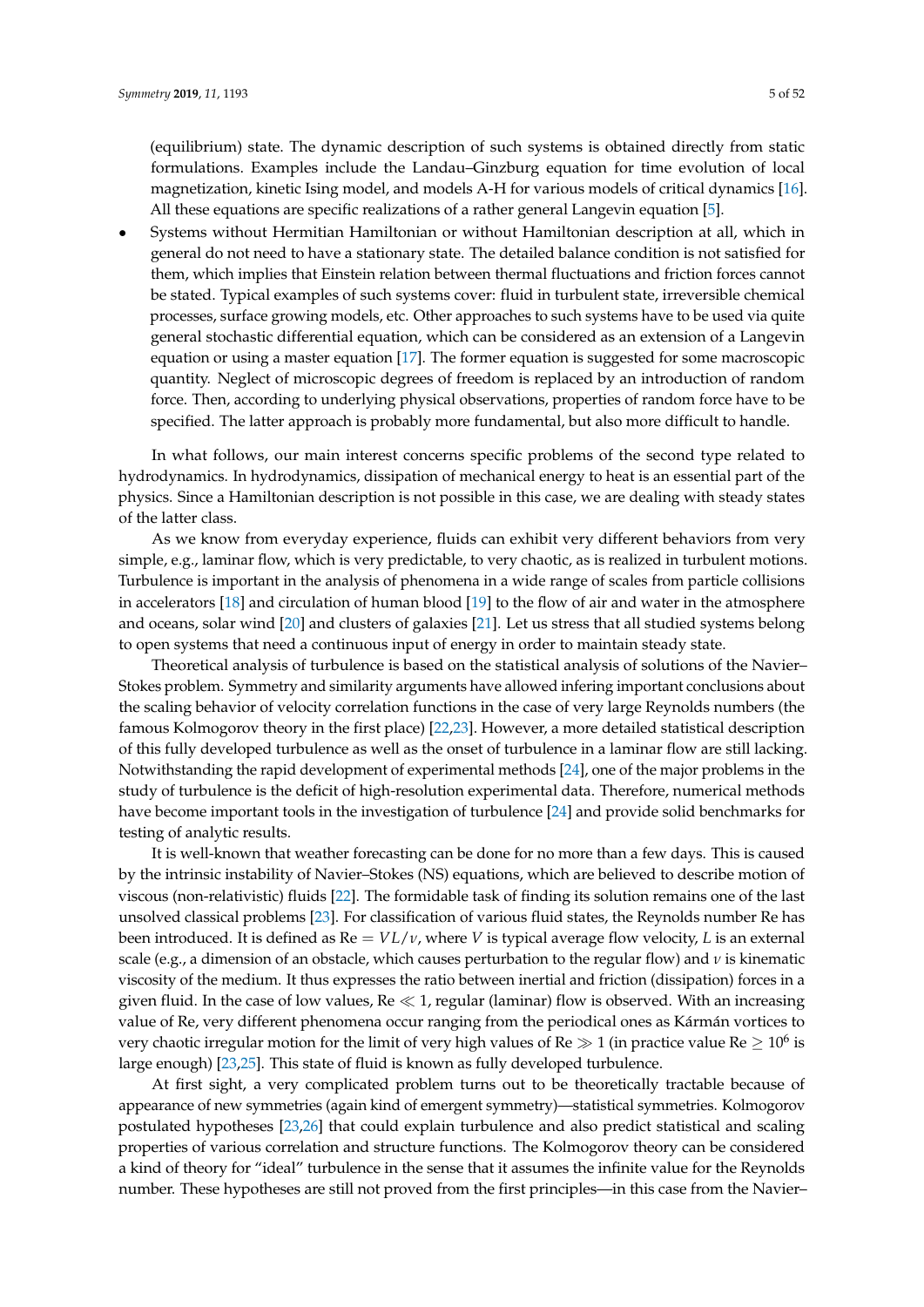(equilibrium) state. The dynamic description of such systems is obtained directly from static formulations. Examples include the Landau–Ginzburg equation for time evolution of local magnetization, kinetic Ising model, and models A-H for various models of critical dynamics [16]. All these equations are specific realizations of a rather general Langevin equation [5].

- Systems without Hermitian Hamiltonian or without Hamiltonian description at all, which in general do not need to have a stationary state. The detailed balance condition is not satisfied for them, which implies that Einstein relation between thermal fluctuations and friction forces cannot be stated. Typical examples of such systems cover: fluid in turbulent state, irreversible chemical processes, surface growing models, etc. Other approaches to such systems have to be used via quite general stochastic differential equation, which can be considered as an extension of a Langevin equation or using a master equation [17]. The former equation is suggested for some macroscopic quantity. Neglect of microscopic degrees of freedom is replaced by an introduction of random force. Then, according to underlying physical observations, properties of random force have to be specified. The latter approach is probably more fundamental, but also more difficult to handle.

In what follows, our main interest concerns specific problems of the second type related to hydrodynamics. In hydrodynamics, dissipation of mechanical energy to heat is an essential part of the physics. Since a Hamiltonian description is not possible in this case, we are dealing with steady states of the latter class.

As we know from everyday experience, fluids can exhibit very different behaviors from very simple, e.g., laminar flow, which is very predictable, to very chaotic, as is realized in turbulent motions. Turbulence is important in the analysis of phenomena in a wide range of scales from particle collisions in accelerators [18] and circulation of human blood [19] to the flow of air and water in the atmosphere and oceans, solar wind [20] and clusters of galaxies [21]. Let us stress that all studied systems belong to open systems that need a continuous input of energy in order to maintain steady state.

Theoretical analysis of turbulence is based on the statistical analysis of solutions of the Navier–Stokes problem. Symmetry and similarity arguments have allowed infering important conclusions about the scaling behavior of velocity correlation functions in the case of very large Reynolds numbers (the famous Kolmogorov theory in the first place) [22,23]. However, a more detailed statistical description of this fully developed turbulence as well as the onset of turbulence in a laminar flow are still lacking. Notwithstanding the rapid development of experimental methods [24], one of the major problems in the study of turbulence is the deficit of high-resolution experimental data. Therefore, numerical methods have become important tools in the investigation of turbulence [24] and provide solid benchmarks for testing of analytic results.

It is well-known that weather forecasting can be done for no more than a few days. This is caused by the intrinsic instability of Navier–Stokes (NS) equations, which are believed to describe motion of viscous (non-relativistic) fluids [22]. The formidable task of finding its solution remains one of the last unsolved classical problems [23]. For classification of various fluid states, the Reynolds number Re has been introduced. It is defined as $\mathrm{Re} = VL/\nu$, where $V$ is typical average flow velocity, $L$ is an external scale (e.g., a dimension of an obstacle, which causes perturbation to the regular flow) and $\nu$ is kinematic viscosity of the medium. It thus expresses the ratio between inertial and friction (dissipation) forces in a given fluid. In the case of low values, $\mathrm{Re} \ll 1$, regular (laminar) flow is observed. With an increasing value of Re, very different phenomena occur ranging from the periodical ones as Kármán vortices to very chaotic irregular motion for the limit of very high values of $\mathrm{Re} \gg 1$ (in practice value $\mathrm{Re} \geq 10^6$ is large enough) [23,25]. This state of fluid is known as fully developed turbulence.

At first sight, a very complicated problem turns out to be theoretically tractable because of appearance of new symmetries (again kind of emergent symmetry)—statistical symmetries. Kolmogorov postulated hypotheses [23,26] that could explain turbulence and also predict statistical and scaling properties of various correlation and structure functions. The Kolmogorov theory can be considered a kind of theory for "ideal" turbulence in the sense that it assumes the infinite value for the Reynolds number. These hypotheses are still not proved from the first principles—in this case from the Navier–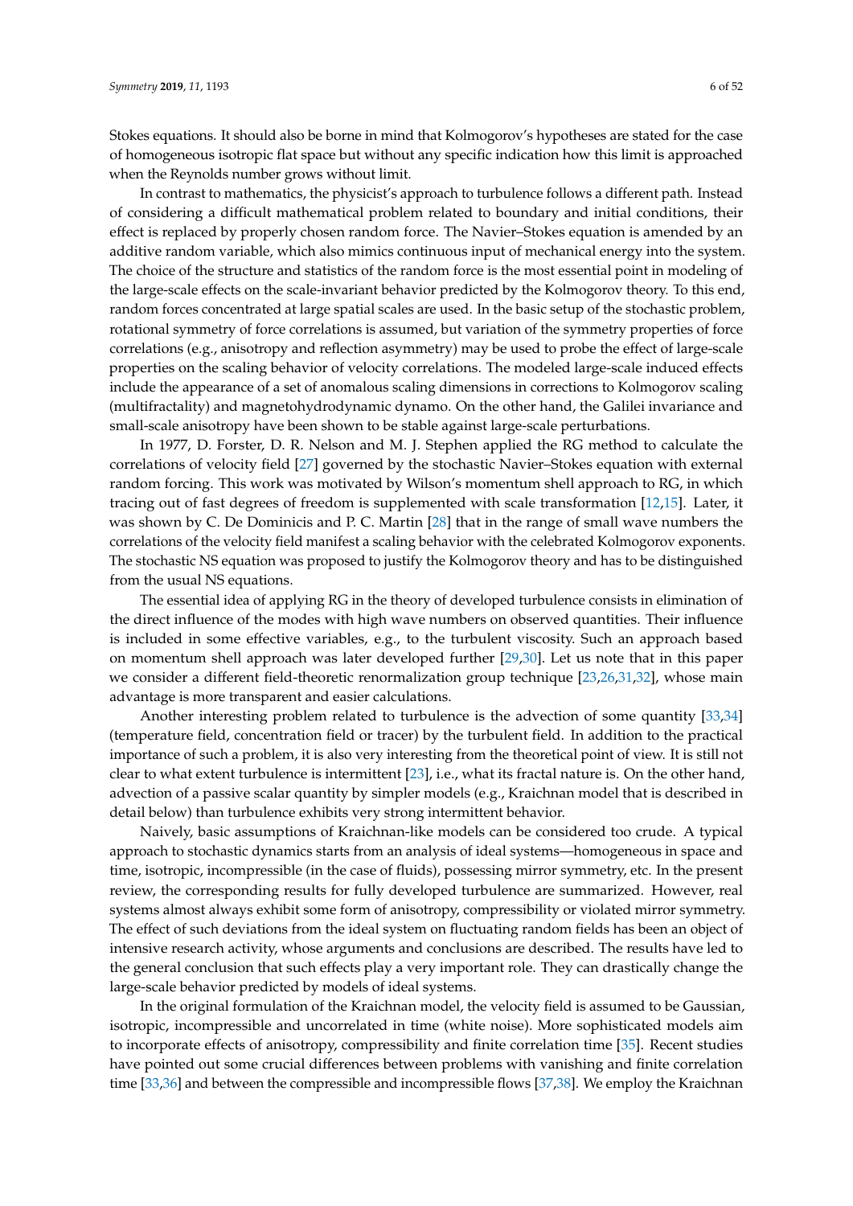Stokes equations. It should also be borne in mind that Kolmogorov's hypotheses are stated for the case of homogeneous isotropic flat space but without any specific indication how this limit is approached when the Reynolds number grows without limit.

In contrast to mathematics, the physicist's approach to turbulence follows a different path. Instead of considering a difficult mathematical problem related to boundary and initial conditions, their effect is replaced by properly chosen random force. The Navier–Stokes equation is amended by an additive random variable, which also mimics continuous input of mechanical energy into the system. The choice of the structure and statistics of the random force is the most essential point in modeling of the large-scale effects on the scale-invariant behavior predicted by the Kolmogorov theory. To this end, random forces concentrated at large spatial scales are used. In the basic setup of the stochastic problem, rotational symmetry of force correlations is assumed, but variation of the symmetry properties of force correlations (e.g., anisotropy and reflection asymmetry) may be used to probe the effect of large-scale properties on the scaling behavior of velocity correlations. The modeled large-scale induced effects include the appearance of a set of anomalous scaling dimensions in corrections to Kolmogorov scaling (multifractality) and magnetohydrodynamic dynamo. On the other hand, the Galilei invariance and small-scale anisotropy have been shown to be stable against large-scale perturbations.

In 1977, D. Forster, D. R. Nelson and M. J. Stephen applied the RG method to calculate the correlations of velocity field [27] governed by the stochastic Navier–Stokes equation with external random forcing. This work was motivated by Wilson's momentum shell approach to RG, in which tracing out of fast degrees of freedom is supplemented with scale transformation [12,15]. Later, it was shown by C. De Dominicis and P. C. Martin [28] that in the range of small wave numbers the correlations of the velocity field manifest a scaling behavior with the celebrated Kolmogorov exponents. The stochastic NS equation was proposed to justify the Kolmogorov theory and has to be distinguished from the usual NS equations.

The essential idea of applying RG in the theory of developed turbulence consists in elimination of the direct influence of the modes with high wave numbers on observed quantities. Their influence is included in some effective variables, e.g., to the turbulent viscosity. Such an approach based on momentum shell approach was later developed further [29,30]. Let us note that in this paper we consider a different field-theoretic renormalization group technique [23,26,31,32], whose main advantage is more transparent and easier calculations.

Another interesting problem related to turbulence is the advection of some quantity [33,34] (temperature field, concentration field or tracer) by the turbulent field. In addition to the practical importance of such a problem, it is also very interesting from the theoretical point of view. It is still not clear to what extent turbulence is intermittent [23], i.e., what its fractal nature is. On the other hand, advection of a passive scalar quantity by simpler models (e.g., Kraichnan model that is described in detail below) than turbulence exhibits very strong intermittent behavior.

Naively, basic assumptions of Kraichnan-like models can be considered too crude. A typical approach to stochastic dynamics starts from an analysis of ideal systems—homogeneous in space and time, isotropic, incompressible (in the case of fluids), possessing mirror symmetry, etc. In the present review, the corresponding results for fully developed turbulence are summarized. However, real systems almost always exhibit some form of anisotropy, compressibility or violated mirror symmetry. The effect of such deviations from the ideal system on fluctuating random fields has been an object of intensive research activity, whose arguments and conclusions are described. The results have led to the general conclusion that such effects play a very important role. They can drastically change the large-scale behavior predicted by models of ideal systems.

In the original formulation of the Kraichnan model, the velocity field is assumed to be Gaussian, isotropic, incompressible and uncorrelated in time (white noise). More sophisticated models aim to incorporate effects of anisotropy, compressibility and finite correlation time [35]. Recent studies have pointed out some crucial differences between problems with vanishing and finite correlation time [33,36] and between the compressible and incompressible flows [37,38]. We employ the Kraichnan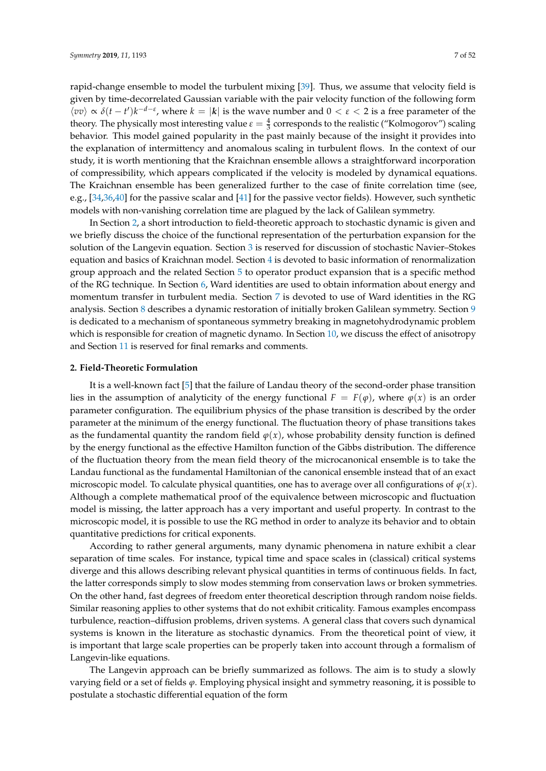rapid-change ensemble to model the turbulent mixing [39]. Thus, we assume that velocity field is given by time-decorrelated Gaussian variable with the pair velocity function of the following form $\langle vv \rangle \propto \delta(t-t')k^{-d-\varepsilon}$, where $k = |\boldsymbol{k}|$ is the wave number and $0 < \varepsilon < 2$ is a free parameter of the theory. The physically most interesting value $\varepsilon = \frac{4}{3}$ corresponds to the realistic ("Kolmogorov") scaling behavior. This model gained popularity in the past mainly because of the insight it provides into the explanation of intermittency and anomalous scaling in turbulent flows. In the context of our study, it is worth mentioning that the Kraichnan ensemble allows a straightforward incorporation of compressibility, which appears complicated if the velocity is modeled by dynamical equations. The Kraichnan ensemble has been generalized further to the case of finite correlation time (see, e.g., [34,36,40] for the passive scalar and [41] for the passive vector fields). However, such synthetic models with non-vanishing correlation time are plagued by the lack of Galilean symmetry.

In Section 2, a short introduction to field-theoretic approach to stochastic dynamic is given and we briefly discuss the choice of the functional representation of the perturbation expansion for the solution of the Langevin equation. Section 3 is reserved for discussion of stochastic Navier–Stokes equation and basics of Kraichnan model. Section 4 is devoted to basic information of renormalization group approach and the related Section 5 to operator product expansion that is a specific method of the RG technique. In Section 6, Ward identities are used to obtain information about energy and momentum transfer in turbulent media. Section 7 is devoted to use of Ward identities in the RG analysis. Section 8 describes a dynamic restoration of initially broken Galilean symmetry. Section 9 is dedicated to a mechanism of spontaneous symmetry breaking in magnetohydrodynamic problem which is responsible for creation of magnetic dynamo. In Section 10, we discuss the effect of anisotropy and Section 11 is reserved for final remarks and comments.

## 2. Field-Theoretic Formulation

It is a well-known fact [5] that the failure of Landau theory of the second-order phase transition lies in the assumption of analyticity of the energy functional $F = F(\varphi)$, where $\varphi(x)$ is an order parameter configuration. The equilibrium physics of the phase transition is described by the order parameter at the minimum of the energy functional. The fluctuation theory of phase transitions takes as the fundamental quantity the random field $\varphi(x)$, whose probability density function is defined by the energy functional as the effective Hamilton function of the Gibbs distribution. The difference of the fluctuation theory from the mean field theory of the microcanonical ensemble is to take the Landau functional as the fundamental Hamiltonian of the canonical ensemble instead that of an exact microscopic model. To calculate physical quantities, one has to average over all configurations of $\varphi(x)$. Although a complete mathematical proof of the equivalence between microscopic and fluctuation model is missing, the latter approach has a very important and useful property. In contrast to the microscopic model, it is possible to use the RG method in order to analyze its behavior and to obtain quantitative predictions for critical exponents.

According to rather general arguments, many dynamic phenomena in nature exhibit a clear separation of time scales. For instance, typical time and space scales in (classical) critical systems diverge and this allows describing relevant physical quantities in terms of continuous fields. In fact, the latter corresponds simply to slow modes stemming from conservation laws or broken symmetries. On the other hand, fast degrees of freedom enter theoretical description through random noise fields. Similar reasoning applies to other systems that do not exhibit criticality. Famous examples encompass turbulence, reaction–diffusion problems, driven systems. A general class that covers such dynamical systems is known in the literature as stochastic dynamics. From the theoretical point of view, it is important that large scale properties can be properly taken into account through a formalism of Langevin-like equations.

The Langevin approach can be briefly summarized as follows. The aim is to study a slowly varying field or a set of fields $\varphi$. Employing physical insight and symmetry reasoning, it is possible to postulate a stochastic differential equation of the form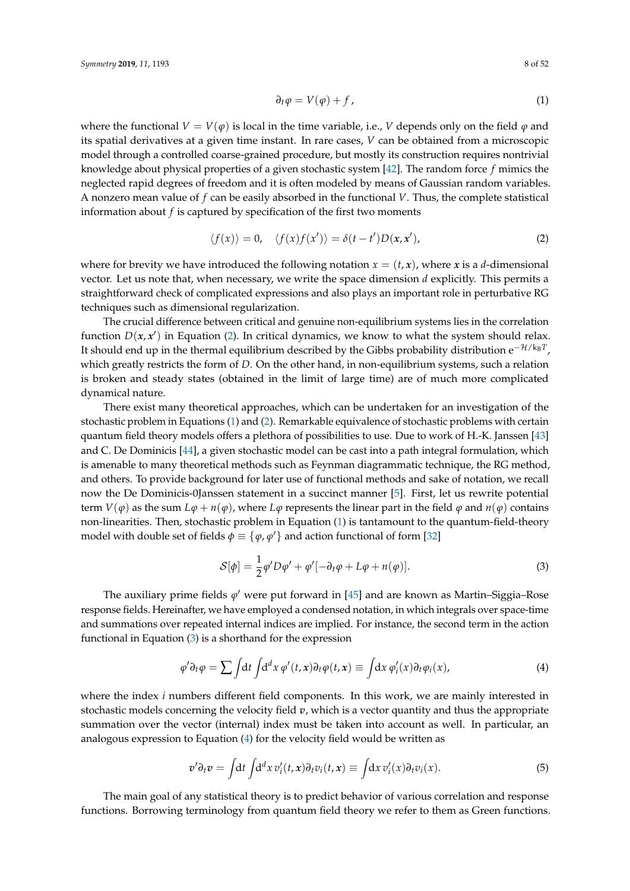$$\partial_t \varphi = V(\varphi) + f, \tag{1}$$

where the functional $V = V(\varphi)$ is local in the time variable, i.e., $V$ depends only on the field $\varphi$ and its spatial derivatives at a given time instant. In rare cases, $V$ can be obtained from a microscopic model through a controlled coarse-grained procedure, but mostly its construction requires nontrivial knowledge about physical properties of a given stochastic system [42]. The random force $f$ mimics the neglected rapid degrees of freedom and it is often modeled by means of Gaussian random variables. A nonzero mean value of $f$ can be easily absorbed in the functional $V$. Thus, the complete statistical information about $f$ is captured by specification of the first two moments

$$\langle f(x) \rangle = 0, \quad \langle f(x) f(x') \rangle = \delta(t - t') D(\boldsymbol{x}, \boldsymbol{x}'), \tag{2}$$

where for brevity we have introduced the following notation $x = (t, \boldsymbol{x})$, where $\boldsymbol{x}$ is a $d$-dimensional vector. Let us note that, when necessary, we write the space dimension $d$ explicitly. This permits a straightforward check of complicated expressions and also plays an important role in perturbative RG techniques such as dimensional regularization.

The crucial difference between critical and genuine non-equilibrium systems lies in the correlation function $D(\boldsymbol{x}, \boldsymbol{x}')$ in Equation (2). In critical dynamics, we know to what the system should relax. It should end up in the thermal equilibrium described by the Gibbs probability distribution $\mathrm{e}^{-\mathcal{H}/k_B T}$, which greatly restricts the form of $D$. On the other hand, in non-equilibrium systems, such a relation is broken and steady states (obtained in the limit of large time) are of much more complicated dynamical nature.

There exist many theoretical approaches, which can be undertaken for an investigation of the stochastic problem in Equations (1) and (2). Remarkable equivalence of stochastic problems with certain quantum field theory models offers a plethora of possibilities to use. Due to work of H.-K. Janssen [43] and C. De Dominicis [44], a given stochastic model can be cast into a path integral formulation, which is amenable to many theoretical methods such as Feynman diagrammatic technique, the RG method, and others. To provide background for later use of functional methods and sake of notation, we recall now the De Dominicis-0Janssen statement in a succinct manner [5]. First, let us rewrite potential term $V(\varphi)$ as the sum $L\varphi + n(\varphi)$, where $L\varphi$ represents the linear part in the field $\varphi$ and $n(\varphi)$ contains non-linearities. Then, stochastic problem in Equation (1) is tantamount to the quantum-field-theory model with double set of fields $\phi \equiv \{\varphi, \varphi'\}$ and action functional of form [32]

$$\mathcal{S}[\phi] = \frac{1}{2} \varphi' D \varphi' + \varphi' [-\partial_t \varphi + L\varphi + n(\varphi)]. \tag{3}$$

The auxiliary prime fields $\varphi'$ were put forward in [45] and are known as Martin–Siggia–Rose response fields. Hereinafter, we have employed a condensed notation, in which integrals over space-time and summations over repeated internal indices are implied. For instance, the second term in the action functional in Equation (3) is a shorthand for the expression

$$\varphi' \partial_t \varphi = \sum \int \mathrm{d}t \int \mathrm{d}^d x \, \varphi'(t, \boldsymbol{x}) \partial_t \varphi(t, \boldsymbol{x}) \equiv \int \mathrm{d}x \, \varphi_i'(x) \partial_t \varphi_i(x), \tag{4}$$

where the index $i$ numbers different field components. In this work, we are mainly interested in stochastic models concerning the velocity field $\boldsymbol{v}$, which is a vector quantity and thus the appropriate summation over the vector (internal) index must be taken into account as well. In particular, an analogous expression to Equation (4) for the velocity field would be written as

$$\boldsymbol{v}' \partial_t \boldsymbol{v} = \int \mathrm{d}t \int \mathrm{d}^d x \, v_i'(t, \boldsymbol{x}) \partial_t v_i(t, \boldsymbol{x}) \equiv \int \mathrm{d}x \, v_i'(x) \partial_t v_i(x). \tag{5}$$

The main goal of any statistical theory is to predict behavior of various correlation and response functions. Borrowing terminology from quantum field theory we refer to them as Green functions.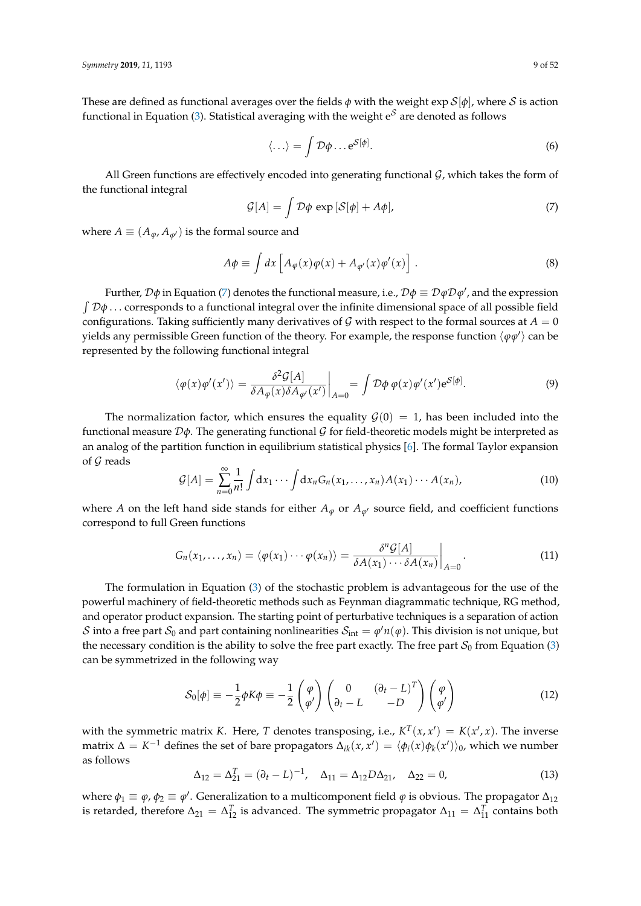These are defined as functional averages over the fields $\phi$ with the weight $\exp \mathcal{S}[\phi]$, where $\mathcal{S}$ is action functional in Equation (3). Statistical averaging with the weight $e^{\mathcal{S}}$ are denoted as follows

$$
\langle \dots \rangle = \int \mathcal{D}\phi \dots e^{\mathcal{S}[\phi]}. \tag{6}
$$

All Green functions are effectively encoded into generating functional $\mathcal{G}$, which takes the form of the functional integral

$$
\mathcal{G}[A] = \int \mathcal{D}\phi \, \exp\left[\mathcal{S}[\phi] + A\phi\right], \tag{7}
$$

where $A \equiv (A_\varphi, A_{\varphi'})$ is the formal source and

$$
A\phi \equiv \int dx \left[ A_\varphi(x)\varphi(x) + A_{\varphi'}(x)\varphi'(x) \right]. \tag{8}
$$

Further, $\mathcal{D}\phi$ in Equation (7) denotes the functional measure, i.e., $\mathcal{D}\phi \equiv \mathcal{D}\varphi\mathcal{D}\varphi'$, and the expression $\int \mathcal{D}\phi \dots$ corresponds to a functional integral over the infinite dimensional space of all possible field configurations. Taking sufficiently many derivatives of $\mathcal{G}$ with respect to the formal sources at $A = 0$ yields any permissible Green function of the theory. For example, the response function $\langle \varphi\varphi' \rangle$ can be represented by the following functional integral

$$
\langle \varphi(x)\varphi'(x') \rangle = \left. \frac{\delta^2 \mathcal{G}[A]}{\delta A_\varphi(x) \delta A_{\varphi'}(x')} \right|_{A=0} = \int \mathcal{D}\phi \, \varphi(x)\varphi'(x') e^{\mathcal{S}[\phi]}. \tag{9}
$$

The normalization factor, which ensures the equality $\mathcal{G}(0) = 1$, has been included into the functional measure $\mathcal{D}\phi$. The generating functional $\mathcal{G}$ for field-theoretic models might be interpreted as an analog of the partition function in equilibrium statistical physics [6]. The formal Taylor expansion of $\mathcal{G}$ reads

$$
\mathcal{G}[A] = \sum_{n=0}^{\infty} \frac{1}{n!} \int dx_1 \cdots \int dx_n G_n(x_1, \dots, x_n) A(x_1) \cdots A(x_n), \tag{10}
$$

where $A$ on the left hand side stands for either $A_\varphi$ or $A_{\varphi'}$ source field, and coefficient functions correspond to full Green functions

$$
G_n(x_1, \dots, x_n) = \langle \varphi(x_1) \cdots \varphi(x_n) \rangle = \left. \frac{\delta^n \mathcal{G}[A]}{\delta A(x_1) \cdots \delta A(x_n)} \right|_{A=0}. \tag{11}
$$

The formulation in Equation (3) of the stochastic problem is advantageous for the use of the powerful machinery of field-theoretic methods such as Feynman diagrammatic technique, RG method, and operator product expansion. The starting point of perturbative techniques is a separation of action $\mathcal{S}$ into a free part $\mathcal{S}_0$ and part containing nonlinearities $\mathcal{S}_{\text{int}} = \varphi' n(\varphi)$. This division is not unique, but the necessary condition is the ability to solve the free part exactly. The free part $\mathcal{S}_0$ from Equation (3) can be symmetrized in the following way

$$
\mathcal{S}_0[\phi] \equiv -\frac{1}{2}\phi K \phi \equiv -\frac{1}{2} \begin{pmatrix} \varphi \\ \varphi' \end{pmatrix} \begin{pmatrix} 0 & (\partial_t - L)^T \\ \partial_t - L & -D \end{pmatrix} \begin{pmatrix} \varphi \\ \varphi' \end{pmatrix} \tag{12}
$$

with the symmetric matrix $K$. Here, $T$ denotes transposing, i.e., $K^T(x, x') = K(x', x)$. The inverse matrix $\Delta = K^{-1}$ defines the set of bare propagators $\Delta_{ik}(x, x') = \langle \phi_i(x)\phi_k(x') \rangle_0$, which we number as follows

$$
\Delta_{12} = \Delta_{21}^T = (\partial_t - L)^{-1}, \quad \Delta_{11} = \Delta_{12} D \Delta_{21}, \quad \Delta_{22} = 0, \tag{13}
$$

where $\phi_1 \equiv \varphi$, $\phi_2 \equiv \varphi'$. Generalization to a multicomponent field $\varphi$ is obvious. The propagator $\Delta_{12}$ is retarded, therefore $\Delta_{21} = \Delta_{12}^T$ is advanced. The symmetric propagator $\Delta_{11} = \Delta_{11}^T$ contains both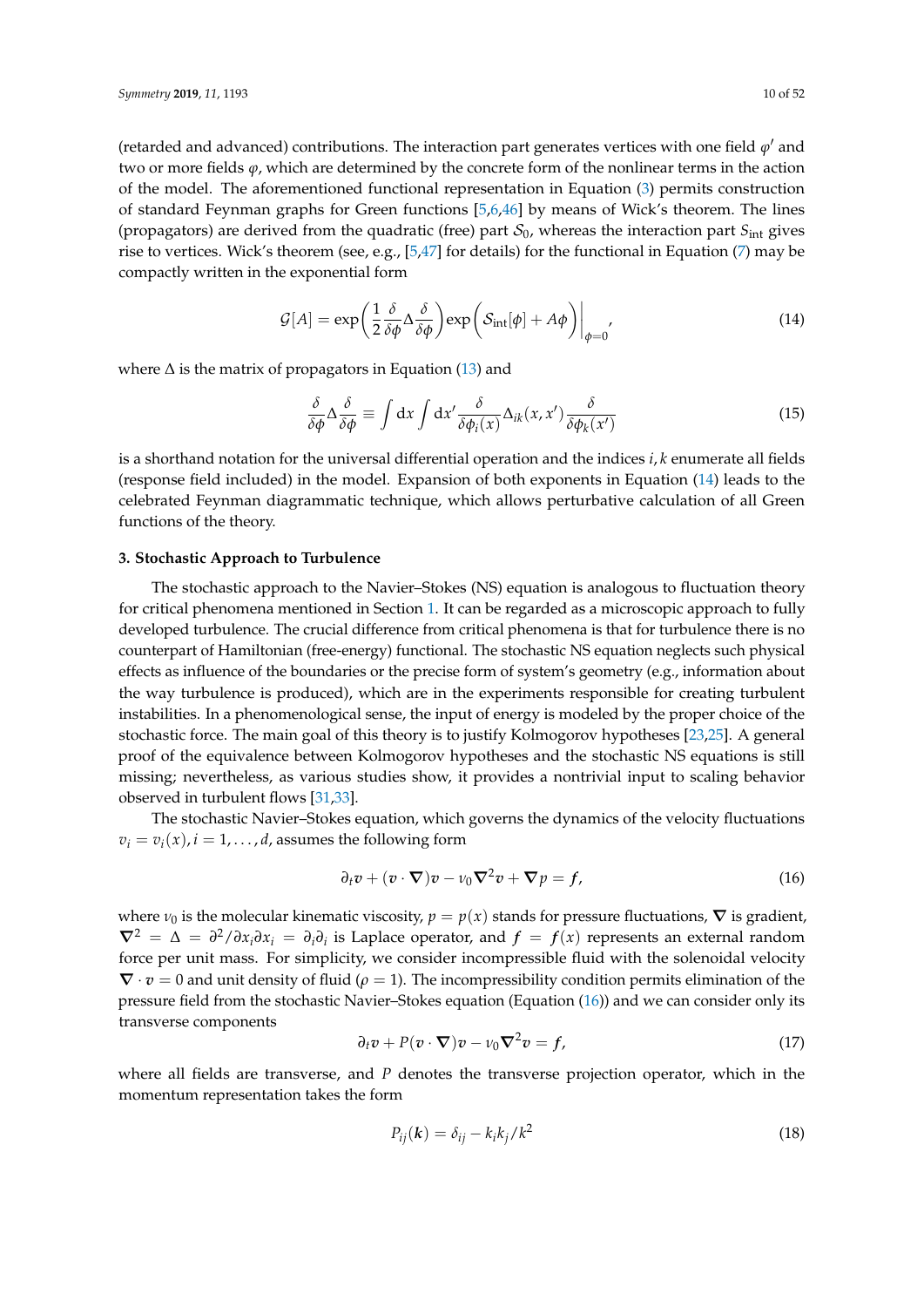(retarded and advanced) contributions. The interaction part generates vertices with one field $\varphi'$ and two or more fields $\varphi$, which are determined by the concrete form of the nonlinear terms in the action of the model. The aforementioned functional representation in Equation (3) permits construction of standard Feynman graphs for Green functions [5,6,46] by means of Wick's theorem. The lines (propagators) are derived from the quadratic (free) part $\mathcal{S}_0$, whereas the interaction part $\mathcal{S}_{\text{int}}$ gives rise to vertices. Wick's theorem (see, e.g., [5,47] for details) for the functional in Equation (7) may be compactly written in the exponential form

$$\mathcal{G}[A] = \exp\left(\frac{1}{2}\frac{\delta}{\delta\phi}\Delta\frac{\delta}{\delta\phi}\right)\exp\left(\mathcal{S}_{\text{int}}[\phi] + A\phi\right)\bigg|_{\phi=0}, \tag{14}$$

where $\Delta$ is the matrix of propagators in Equation (13) and

$$\frac{\delta}{\delta\phi}\Delta\frac{\delta}{\delta\phi} \equiv \int \mathrm{d}x \int \mathrm{d}x' \frac{\delta}{\delta\phi_i(x)}\Delta_{ik}(x,x')\frac{\delta}{\delta\phi_k(x')} \tag{15}$$

is a shorthand notation for the universal differential operation and the indices $i, k$ enumerate all fields (response field included) in the model. Expansion of both exponents in Equation (14) leads to the celebrated Feynman diagrammatic technique, which allows perturbative calculation of all Green functions of the theory.

## 3. Stochastic Approach to Turbulence

The stochastic approach to the Navier–Stokes (NS) equation is analogous to fluctuation theory for critical phenomena mentioned in Section 1. It can be regarded as a microscopic approach to fully developed turbulence. The crucial difference from critical phenomena is that for turbulence there is no counterpart of Hamiltonian (free-energy) functional. The stochastic NS equation neglects such physical effects as influence of the boundaries or the precise form of system's geometry (e.g., information about the way turbulence is produced), which are in the experiments responsible for creating turbulent instabilities. In a phenomenological sense, the input of energy is modeled by the proper choice of the stochastic force. The main goal of this theory is to justify Kolmogorov hypotheses [23,25]. A general proof of the equivalence between Kolmogorov hypotheses and the stochastic NS equations is still missing; nevertheless, as various studies show, it provides a nontrivial input to scaling behavior observed in turbulent flows [31,33].

The stochastic Navier–Stokes equation, which governs the dynamics of the velocity fluctuations $v_i = v_i(x), i = 1, \ldots, d$, assumes the following form

$$\partial_t \boldsymbol{v} + (\boldsymbol{v}\cdot\boldsymbol{\nabla})\boldsymbol{v} - \nu_0\boldsymbol{\nabla}^2\boldsymbol{v} + \boldsymbol{\nabla}p = \boldsymbol{f}, \tag{16}$$

where $\nu_0$ is the molecular kinematic viscosity, $p = p(x)$ stands for pressure fluctuations, $\boldsymbol{\nabla}$ is gradient, $\boldsymbol{\nabla}^2 = \Delta = \partial^2/\partial x_i \partial x_i = \partial_i\partial_i$ is Laplace operator, and $\boldsymbol{f} = \boldsymbol{f}(x)$ represents an external random force per unit mass. For simplicity, we consider incompressible fluid with the solenoidal velocity $\boldsymbol{\nabla}\cdot\boldsymbol{v} = 0$ and unit density of fluid ($\rho = 1$). The incompressibility condition permits elimination of the pressure field from the stochastic Navier–Stokes equation (Equation (16)) and we can consider only its transverse components

$$\partial_t \boldsymbol{v} + P(\boldsymbol{v}\cdot\boldsymbol{\nabla})\boldsymbol{v} - \nu_0\boldsymbol{\nabla}^2\boldsymbol{v} = \boldsymbol{f}, \tag{17}$$

where all fields are transverse, and $P$ denotes the transverse projection operator, which in the momentum representation takes the form

$$P_{ij}(\boldsymbol{k}) = \delta_{ij} - k_i k_j / k^2 \tag{18}$$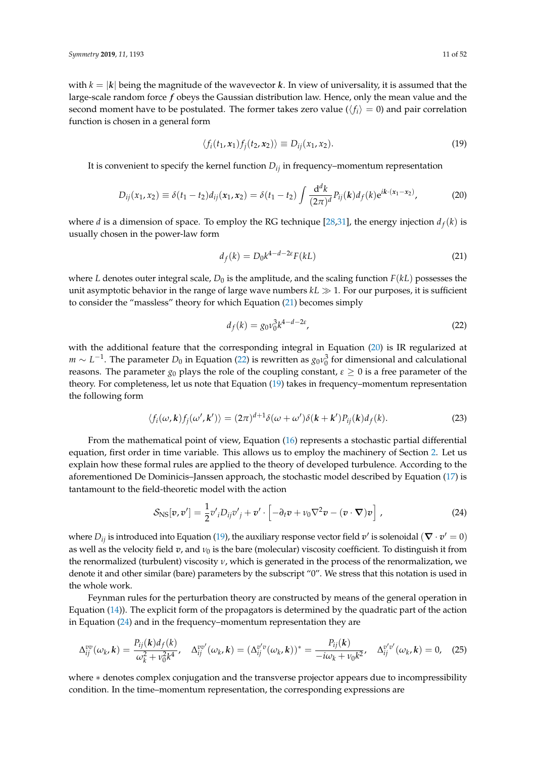with $k = |\boldsymbol{k}|$ being the magnitude of the wavevector $\boldsymbol{k}$. In view of universality, it is assumed that the large-scale random force $\boldsymbol{f}$ obeys the Gaussian distribution law. Hence, only the mean value and the second moment have to be postulated. The former takes zero value ($\langle f_i \rangle = 0$) and pair correlation function is chosen in a general form

$$\langle f_i(t_1, \boldsymbol{x}_1) f_j(t_2, \boldsymbol{x}_2) \rangle \equiv D_{ij}(x_1, x_2). \tag{19}$$

It is convenient to specify the kernel function $D_{ij}$ in frequency–momentum representation

$$D_{ij}(x_1, x_2) \equiv \delta(t_1 - t_2) d_{ij}(\boldsymbol{x}_1, \boldsymbol{x}_2) = \delta(t_1 - t_2) \int \frac{\mathrm{d}^d k}{(2\pi)^d} P_{ij}(\boldsymbol{k}) d_f(k) \mathrm{e}^{i\boldsymbol{k}\cdot(\boldsymbol{x}_1 - \boldsymbol{x}_2)}, \tag{20}$$

where $d$ is a dimension of space. To employ the RG technique [28,31], the energy injection $d_f(k)$ is usually chosen in the power-law form

$$d_f(k) = D_0 k^{4-d-2\varepsilon} F(kL) \tag{21}$$

where $L$ denotes outer integral scale, $D_0$ is the amplitude, and the scaling function $F(kL)$ possesses the unit asymptotic behavior in the range of large wave numbers $kL \gg 1$. For our purposes, it is sufficient to consider the "massless" theory for which Equation (21) becomes simply

$$d_f(k) = g_0 \nu_0^3 k^{4-d-2\varepsilon}, \tag{22}$$

with the additional feature that the corresponding integral in Equation (20) is IR regularized at $m \sim L^{-1}$. The parameter $D_0$ in Equation (22) is rewritten as $g_0 \nu_0^3$ for dimensional and calculational reasons. The parameter $g_0$ plays the role of the coupling constant, $\varepsilon \geq 0$ is a free parameter of the theory. For completeness, let us note that Equation (19) takes in frequency–momentum representation the following form

$$\langle f_i(\omega, \boldsymbol{k}) f_j(\omega', \boldsymbol{k}') \rangle = (2\pi)^{d+1} \delta(\omega + \omega') \delta(\boldsymbol{k} + \boldsymbol{k}') P_{ij}(\boldsymbol{k}) d_f(k). \tag{23}$$

From the mathematical point of view, Equation (16) represents a stochastic partial differential equation, first order in time variable. This allows us to employ the machinery of Section 2. Let us explain how these formal rules are applied to the theory of developed turbulence. According to the aforementioned De Dominicis–Janssen approach, the stochastic model described by Equation (17) is tantamount to the field-theoretic model with the action

$$\mathcal{S}_{\mathrm{NS}}[\boldsymbol{v}, \boldsymbol{v}'] = \frac{1}{2} v'_i D_{ij} v'_j + \boldsymbol{v}' \cdot \left[ -\partial_t \boldsymbol{v} + \nu_0 \nabla^2 \boldsymbol{v} - (\boldsymbol{v} \cdot \boldsymbol{\nabla}) \boldsymbol{v} \right], \tag{24}$$

where $D_{ij}$ is introduced into Equation (19), the auxiliary response vector field $\boldsymbol{v}'$ is solenoidal ($\boldsymbol{\nabla} \cdot \boldsymbol{v}' = 0$) as well as the velocity field $\boldsymbol{v}$, and $\nu_0$ is the bare (molecular) viscosity coefficient. To distinguish it from the renormalized (turbulent) viscosity $\nu$, which is generated in the process of the renormalization, we denote it and other similar (bare) parameters by the subscript "0". We stress that this notation is used in the whole work.

Feynman rules for the perturbation theory are constructed by means of the general operation in Equation (14)). The explicit form of the propagators is determined by the quadratic part of the action in Equation (24) and in the frequency–momentum representation they are

$$\Delta^{vv}_{ij}(\omega_k, \boldsymbol{k}) = \frac{P_{ij}(\boldsymbol{k}) d_f(k)}{\omega_k^2 + \nu_0^2 k^4}, \quad \Delta^{vv'}_{ij}(\omega_k, \boldsymbol{k}) = (\Delta^{v'v}_{ij}(\omega_k, \boldsymbol{k}))^* = \frac{P_{ij}(\boldsymbol{k})}{-i\omega_k + \nu_0 k^2}, \quad \Delta^{v'v'}_{ij}(\omega_k, \boldsymbol{k}) = 0, \tag{25}$$

where $*$ denotes complex conjugation and the transverse projector appears due to incompressibility condition. In the time–momentum representation, the corresponding expressions are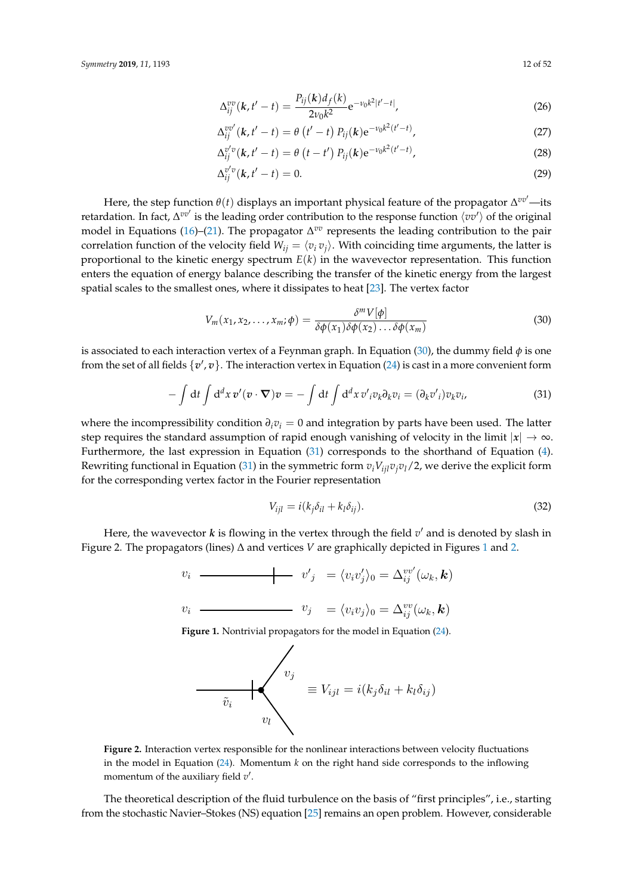$$\Delta_{ij}^{vv}(\boldsymbol{k}, t' - t) = \frac{P_{ij}(\boldsymbol{k}) d_f(k)}{2\nu_0 k^2} \mathrm{e}^{-\nu_0 k^2 |t'-t|}, \tag{26}$$

$$\Delta_{ij}^{vv'}(\boldsymbol{k}, t' - t) = \theta\left(t' - t\right) P_{ij}(\boldsymbol{k}) \mathrm{e}^{-\nu_0 k^2 (t'-t)}, \tag{27}$$

$$\Delta_{ij}^{v'v}(\boldsymbol{k}, t' - t) = \theta\left(t - t'\right) P_{ij}(\boldsymbol{k}) \mathrm{e}^{-\nu_0 k^2 (t'-t)}, \tag{28}$$

$$\Delta_{ij}^{v'v}(\boldsymbol{k}, t' - t) = 0. \tag{29}$$

Here, the step function $\theta(t)$ displays an important physical feature of the propagator $\Delta^{vv'}$—its retardation. In fact, $\Delta^{vv'}$ is the leading order contribution to the response function $\langle vv' \rangle$ of the original model in Equations (16)–(21). The propagator $\Delta^{vv}$ represents the leading contribution to the pair correlation function of the velocity field $W_{ij} = \langle v_i v_j \rangle$. With coinciding time arguments, the latter is proportional to the kinetic energy spectrum $E(k)$ in the wavevector representation. This function enters the equation of energy balance describing the transfer of the kinetic energy from the largest spatial scales to the smallest ones, where it dissipates to heat [23]. The vertex factor

$$V_m(x_1, x_2, \ldots, x_m; \phi) = \frac{\delta^m V[\phi]}{\delta\phi(x_1)\delta\phi(x_2)\ldots\delta\phi(x_m)} \tag{30}$$

is associated to each interaction vertex of a Feynman graph. In Equation (30), the dummy field $\phi$ is one from the set of all fields $\{\boldsymbol{v}', \boldsymbol{v}\}$. The interaction vertex in Equation (24) is cast in a more convenient form

$$-\int \mathrm{d}t \int \mathrm{d}^d x\, \boldsymbol{v}'(\boldsymbol{v} \cdot \boldsymbol{\nabla})\boldsymbol{v} = -\int \mathrm{d}t \int \mathrm{d}^d x\, v'_i v_k \partial_k v_i = (\partial_k v'_i) v_k v_i, \tag{31}$$

where the incompressibility condition $\partial_i v_i = 0$ and integration by parts have been used. The latter step requires the standard assumption of rapid enough vanishing of velocity in the limit $|\boldsymbol{x}| \to \infty$. Furthermore, the last expression in Equation (31) corresponds to the shorthand of Equation (4). Rewriting functional in Equation (31) in the symmetric form $v_i V_{ijl} v_j v_l / 2$, we derive the explicit form for the corresponding vertex factor in the Fourier representation

$$V_{ijl} = i(k_j \delta_{il} + k_l \delta_{ij}). \tag{32}$$

Here, the wavevector $\boldsymbol{k}$ is flowing in the vertex through the field $v'$ and is denoted by slash in Figure 2. The propagators (lines) $\Delta$ and vertices $V$ are graphically depicted in Figures 1 and 2.

$v_i$ ——|—— $v'_j \quad = \langle v_i v'_j \rangle_0 = \Delta_{ij}^{vv'}(\omega_k, \boldsymbol{k})$

$v_i$ ———— $v_j \quad = \langle v_i v_j \rangle_0 = \Delta_{ij}^{vv}(\omega_k, \boldsymbol{k})$

**Figure 1.** Nontrivial propagators for the model in Equation (24).

$\tilde{v}_i$, $v_j$, $v_l$ $\quad \equiv V_{ijl} = i(k_j \delta_{il} + k_l \delta_{ij})$

**Figure 2.** Interaction vertex responsible for the nonlinear interactions between velocity fluctuations in the model in Equation (24). Momentum $k$ on the right hand side corresponds to the inflowing momentum of the auxiliary field $v'$.

The theoretical description of the fluid turbulence on the basis of "first principles", i.e., starting from the stochastic Navier–Stokes (NS) equation [25] remains an open problem. However, considerable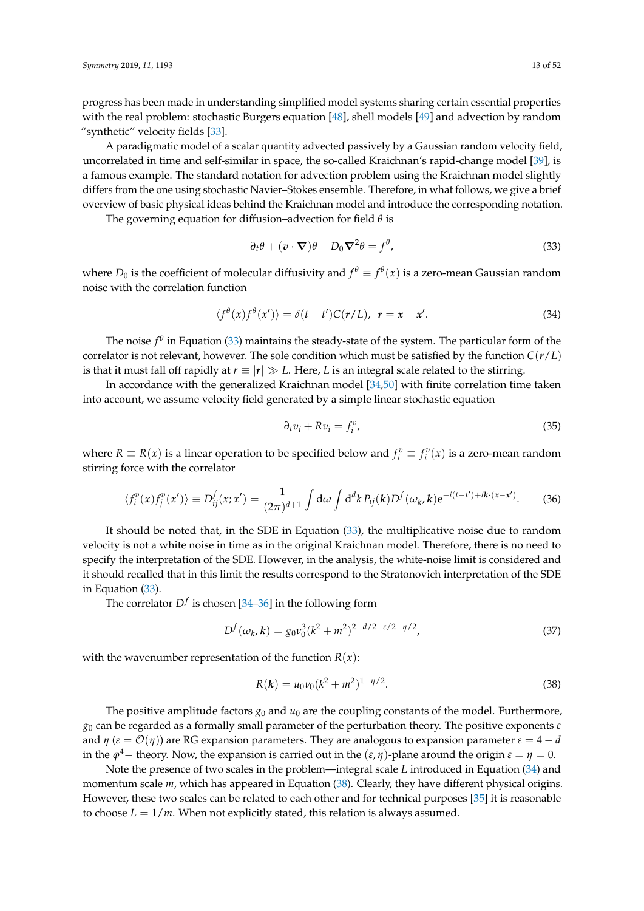progress has been made in understanding simplified model systems sharing certain essential properties with the real problem: stochastic Burgers equation [48], shell models [49] and advection by random "synthetic" velocity fields [33].

A paradigmatic model of a scalar quantity advected passively by a Gaussian random velocity field, uncorrelated in time and self-similar in space, the so-called Kraichnan's rapid-change model [39], is a famous example. The standard notation for advection problem using the Kraichnan model slightly differs from the one using stochastic Navier–Stokes ensemble. Therefore, in what follows, we give a brief overview of basic physical ideas behind the Kraichnan model and introduce the corresponding notation.

The governing equation for diffusion–advection for field $\theta$ is

$$\partial_t \theta + (\boldsymbol{v} \cdot \boldsymbol{\nabla})\theta - D_0 \boldsymbol{\nabla}^2 \theta = f^\theta, \tag{33}$$

where $D_0$ is the coefficient of molecular diffusivity and $f^\theta \equiv f^\theta(x)$ is a zero-mean Gaussian random noise with the correlation function

$$\langle f^\theta(x) f^\theta(x') \rangle = \delta(t - t') C(\boldsymbol{r}/L), \quad \boldsymbol{r} = \boldsymbol{x} - \boldsymbol{x}'. \tag{34}$$

The noise $f^\theta$ in Equation (33) maintains the steady-state of the system. The particular form of the correlator is not relevant, however. The sole condition which must be satisfied by the function $C(\boldsymbol{r}/L)$ is that it must fall off rapidly at $r \equiv |\boldsymbol{r}| \gg L$. Here, $L$ is an integral scale related to the stirring.

In accordance with the generalized Kraichnan model [34,50] with finite correlation time taken into account, we assume velocity field generated by a simple linear stochastic equation

$$\partial_t v_i + R v_i = f_i^v, \tag{35}$$

where $R \equiv R(x)$ is a linear operation to be specified below and $f_i^v \equiv f_i^v(x)$ is a zero-mean random stirring force with the correlator

$$\langle f_i^v(x) f_j^v(x') \rangle \equiv D_{ij}^f(x; x') = \frac{1}{(2\pi)^{d+1}} \int \mathrm{d}\omega \int \mathrm{d}^d k \, P_{ij}(\boldsymbol{k}) D^f(\omega_k, \boldsymbol{k}) \mathrm{e}^{-i(t-t') + i\boldsymbol{k}\cdot(\boldsymbol{x}-\boldsymbol{x}')}. \tag{36}$$

It should be noted that, in the SDE in Equation (33), the multiplicative noise due to random velocity is not a white noise in time as in the original Kraichnan model. Therefore, there is no need to specify the interpretation of the SDE. However, in the analysis, the white-noise limit is considered and it should recalled that in this limit the results correspond to the Stratonovich interpretation of the SDE in Equation (33).

The correlator $D^f$ is chosen [34–36] in the following form

$$D^f(\omega_k, \boldsymbol{k}) = g_0 \nu_0^3 (k^2 + m^2)^{2 - d/2 - \varepsilon/2 - \eta/2}, \tag{37}$$

with the wavenumber representation of the function $R(x)$:

$$R(\boldsymbol{k}) = u_0 \nu_0 (k^2 + m^2)^{1 - \eta/2}. \tag{38}$$

The positive amplitude factors $g_0$ and $u_0$ are the coupling constants of the model. Furthermore, $g_0$ can be regarded as a formally small parameter of the perturbation theory. The positive exponents $\varepsilon$ and $\eta$ ($\varepsilon = \mathcal{O}(\eta)$) are RG expansion parameters. They are analogous to expansion parameter $\varepsilon = 4 - d$ in the $\varphi^4-$ theory. Now, the expansion is carried out in the $(\varepsilon, \eta)$-plane around the origin $\varepsilon = \eta = 0$.

Note the presence of two scales in the problem—integral scale $L$ introduced in Equation (34) and momentum scale $m$, which has appeared in Equation (38). Clearly, they have different physical origins. However, these two scales can be related to each other and for technical purposes [35] it is reasonable to choose $L = 1/m$. When not explicitly stated, this relation is always assumed.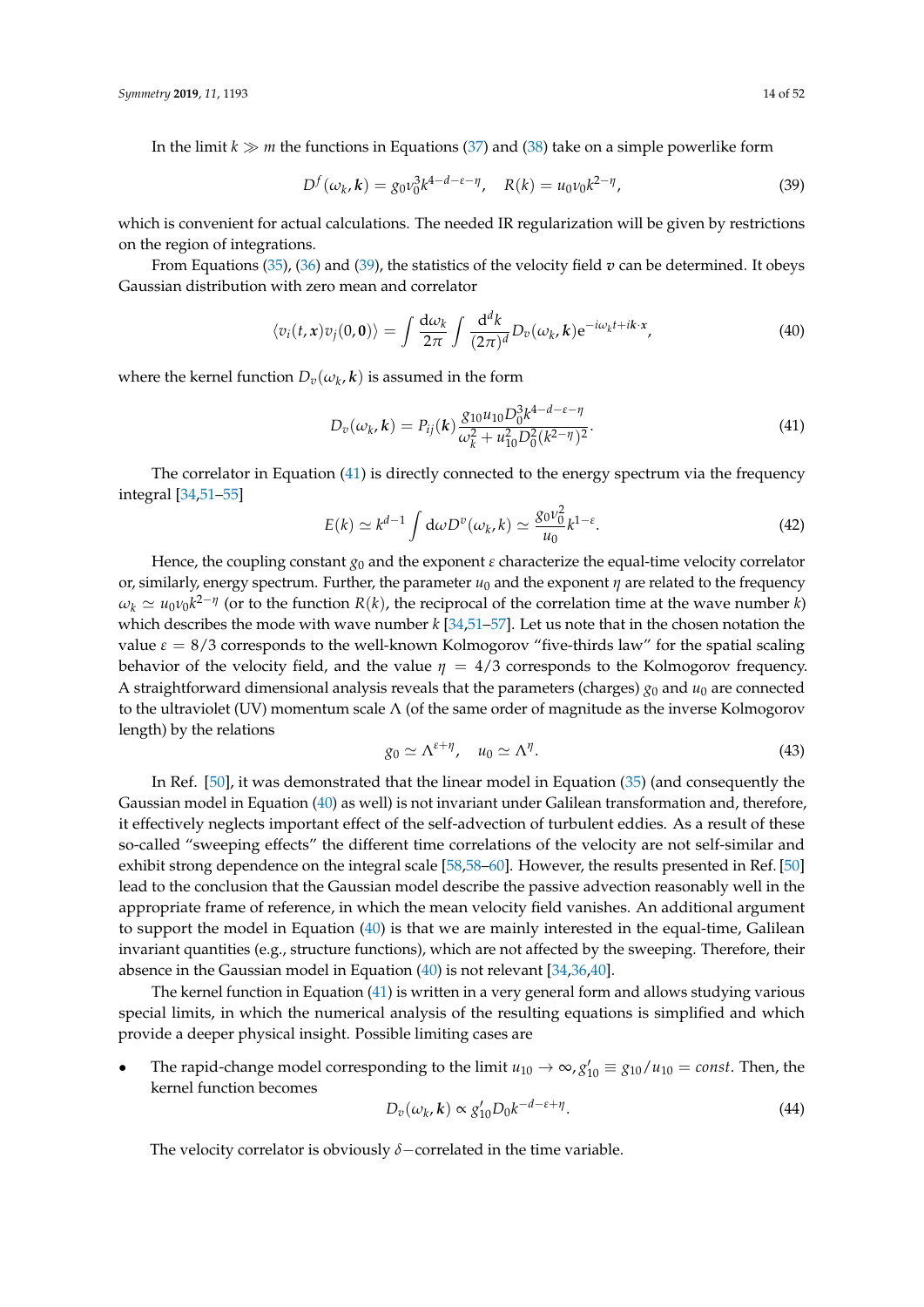In the limit $k \gg m$ the functions in Equations (37) and (38) take on a simple powerlike form

$$D^f(\omega_k, \boldsymbol{k}) = g_0 \nu_0^3 k^{4-d-\varepsilon-\eta}, \quad R(k) = u_0 \nu_0 k^{2-\eta}, \tag{39}$$

which is convenient for actual calculations. The needed IR regularization will be given by restrictions on the region of integrations.

From Equations (35), (36) and (39), the statistics of the velocity field $\boldsymbol{v}$ can be determined. It obeys Gaussian distribution with zero mean and correlator

$$\langle v_i(t, \boldsymbol{x}) v_j(0, \boldsymbol{0}) \rangle = \int \frac{\mathrm{d}\omega_k}{2\pi} \int \frac{\mathrm{d}^d k}{(2\pi)^d} D_v(\omega_k, \boldsymbol{k}) \mathrm{e}^{-i\omega_k t + i\boldsymbol{k}\cdot\boldsymbol{x}}, \tag{40}$$

where the kernel function $D_v(\omega_k, \boldsymbol{k})$ is assumed in the form

$$D_v(\omega_k, \boldsymbol{k}) = P_{ij}(\boldsymbol{k}) \frac{g_{10} u_{10} D_0^3 k^{4-d-\varepsilon-\eta}}{\omega_k^2 + u_{10}^2 D_0^2 (k^{2-\eta})^2}. \tag{41}$$

The correlator in Equation (41) is directly connected to the energy spectrum via the frequency integral [34,51–55]

$$E(k) \simeq k^{d-1} \int \mathrm{d}\omega D^v(\omega_k, k) \simeq \frac{g_0 \nu_0^2}{u_0} k^{1-\varepsilon}. \tag{42}$$

Hence, the coupling constant $g_0$ and the exponent $\varepsilon$ characterize the equal-time velocity correlator or, similarly, energy spectrum. Further, the parameter $u_0$ and the exponent $\eta$ are related to the frequency $\omega_k \simeq u_0 \nu_0 k^{2-\eta}$ (or to the function $R(k)$, the reciprocal of the correlation time at the wave number $k$) which describes the mode with wave number $k$ [34,51–57]. Let us note that in the chosen notation the value $\varepsilon = 8/3$ corresponds to the well-known Kolmogorov "five-thirds law" for the spatial scaling behavior of the velocity field, and the value $\eta = 4/3$ corresponds to the Kolmogorov frequency. A straightforward dimensional analysis reveals that the parameters (charges) $g_0$ and $u_0$ are connected to the ultraviolet (UV) momentum scale $\Lambda$ (of the same order of magnitude as the inverse Kolmogorov length) by the relations

$$g_0 \simeq \Lambda^{\varepsilon+\eta}, \quad u_0 \simeq \Lambda^{\eta}. \tag{43}$$

In Ref. [50], it was demonstrated that the linear model in Equation (35) (and consequently the Gaussian model in Equation (40) as well) is not invariant under Galilean transformation and, therefore, it effectively neglects important effect of the self-advection of turbulent eddies. As a result of these so-called "sweeping effects" the different time correlations of the velocity are not self-similar and exhibit strong dependence on the integral scale [58,58–60]. However, the results presented in Ref. [50] lead to the conclusion that the Gaussian model describe the passive advection reasonably well in the appropriate frame of reference, in which the mean velocity field vanishes. An additional argument to support the model in Equation (40) is that we are mainly interested in the equal-time, Galilean invariant quantities (e.g., structure functions), which are not affected by the sweeping. Therefore, their absence in the Gaussian model in Equation (40) is not relevant [34,36,40].

The kernel function in Equation (41) is written in a very general form and allows studying various special limits, in which the numerical analysis of the resulting equations is simplified and which provide a deeper physical insight. Possible limiting cases are

- The rapid-change model corresponding to the limit $u_{10} \to \infty, g'_{10} \equiv g_{10}/u_{10} = const$. Then, the kernel function becomes

$$D_v(\omega_k, \boldsymbol{k}) \propto g'_{10} D_0 k^{-d-\varepsilon+\eta}. \tag{44}$$

The velocity correlator is obviously $\delta-$correlated in the time variable.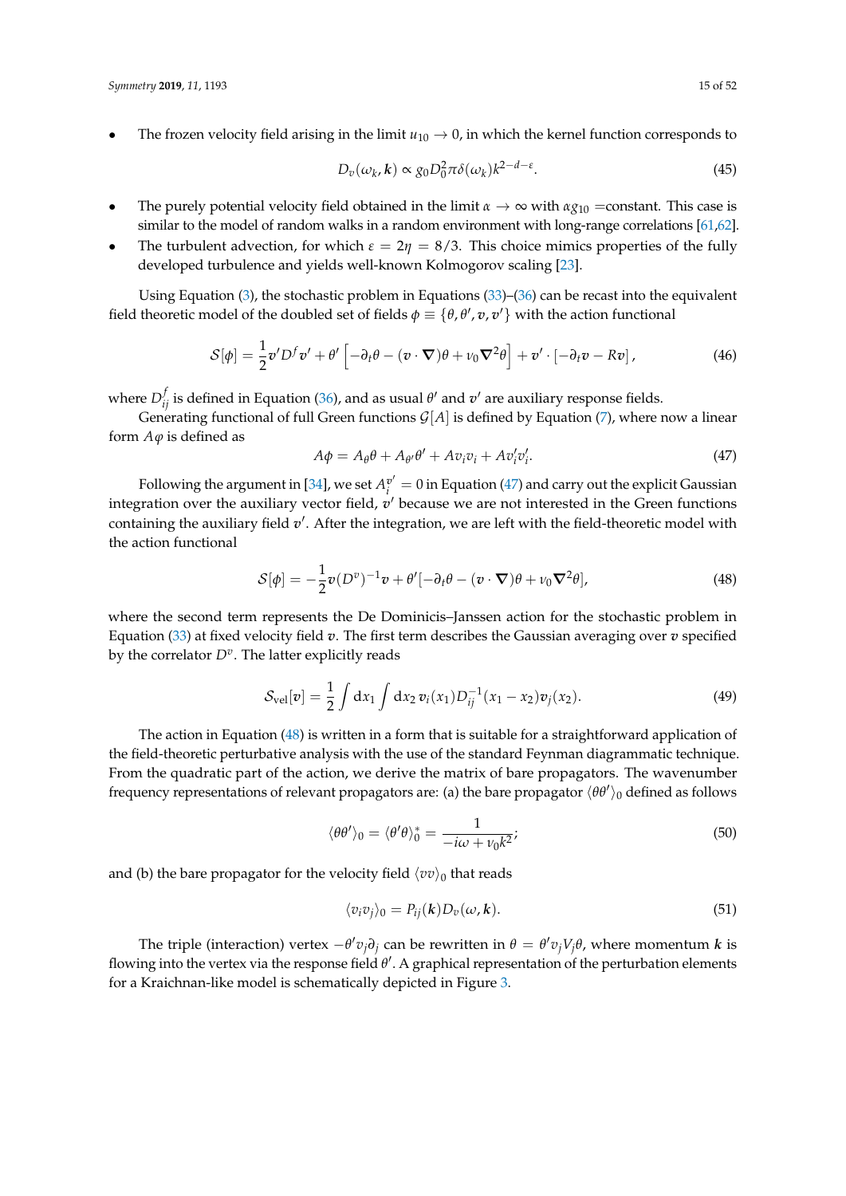- The frozen velocity field arising in the limit $u_{10} \to 0$, in which the kernel function corresponds to

$$D_v(\omega_k, \boldsymbol{k}) \propto g_0 D_0^2 \pi \delta(\omega_k) k^{2-d-\varepsilon}. \tag{45}$$

- The purely potential velocity field obtained in the limit $\alpha \to \infty$ with $\alpha g_{10}$ =constant. This case is similar to the model of random walks in a random environment with long-range correlations [61,62].
- The turbulent advection, for which $\varepsilon = 2\eta = 8/3$. This choice mimics properties of the fully developed turbulence and yields well-known Kolmogorov scaling [23].

Using Equation (3), the stochastic problem in Equations (33)–(36) can be recast into the equivalent field theoretic model of the doubled set of fields $\phi \equiv \{\theta, \theta', \boldsymbol{v}, \boldsymbol{v}'\}$ with the action functional

$$\mathcal{S}[\phi] = \frac{1}{2}\boldsymbol{v}' D^f \boldsymbol{v}' + \theta'\left[-\partial_t \theta - (\boldsymbol{v} \cdot \boldsymbol{\nabla})\theta + \nu_0 \boldsymbol{\nabla}^2 \theta\right] + \boldsymbol{v}' \cdot \left[-\partial_t \boldsymbol{v} - R\boldsymbol{v}\right], \tag{46}$$

where $D^f_{ij}$ is defined in Equation (36), and as usual $\theta'$ and $\boldsymbol{v}'$ are auxiliary response fields.

Generating functional of full Green functions $\mathcal{G}[A]$ is defined by Equation (7), where now a linear form $A\varphi$ is defined as

$$A\phi = A_\theta \theta + A_{\theta'}\theta' + A v_i v_i + A v_i' v_i'. \tag{47}$$

Following the argument in [34], we set $A_i^{v'} = 0$ in Equation (47) and carry out the explicit Gaussian integration over the auxiliary vector field, $\boldsymbol{v}'$ because we are not interested in the Green functions containing the auxiliary field $\boldsymbol{v}'$. After the integration, we are left with the field-theoretic model with the action functional

$$\mathcal{S}[\phi] = -\frac{1}{2}\boldsymbol{v}(D^v)^{-1}\boldsymbol{v} + \theta'[-\partial_t \theta - (\boldsymbol{v} \cdot \boldsymbol{\nabla})\theta + \nu_0 \boldsymbol{\nabla}^2 \theta], \tag{48}$$

where the second term represents the De Dominicis–Janssen action for the stochastic problem in Equation (33) at fixed velocity field $\boldsymbol{v}$. The first term describes the Gaussian averaging over $\boldsymbol{v}$ specified by the correlator $D^v$. The latter explicitly reads

$$\mathcal{S}_{\mathrm{vel}}[\boldsymbol{v}] = \frac{1}{2}\int \mathrm{d}x_1 \int \mathrm{d}x_2\, \boldsymbol{v}_i(x_1) D_{ij}^{-1}(x_1 - x_2) \boldsymbol{v}_j(x_2). \tag{49}$$

The action in Equation (48) is written in a form that is suitable for a straightforward application of the field-theoretic perturbative analysis with the use of the standard Feynman diagrammatic technique. From the quadratic part of the action, we derive the matrix of bare propagators. The wavenumber frequency representations of relevant propagators are: (a) the bare propagator $\langle\theta\theta'\rangle_0$ defined as follows

$$\langle\theta\theta'\rangle_0 = \langle\theta'\theta\rangle_0^* = \frac{1}{-i\omega + \nu_0 k^2}; \tag{50}$$

and (b) the bare propagator for the velocity field $\langle vv\rangle_0$ that reads

$$\langle v_i v_j\rangle_0 = P_{ij}(\boldsymbol{k}) D_v(\omega, \boldsymbol{k}). \tag{51}$$

The triple (interaction) vertex $-\theta' v_j \partial_j$ can be rewritten in $\theta = \theta' v_j V_j \theta$, where momentum $\boldsymbol{k}$ is flowing into the vertex via the response field $\theta'$. A graphical representation of the perturbation elements for a Kraichnan-like model is schematically depicted in Figure 3.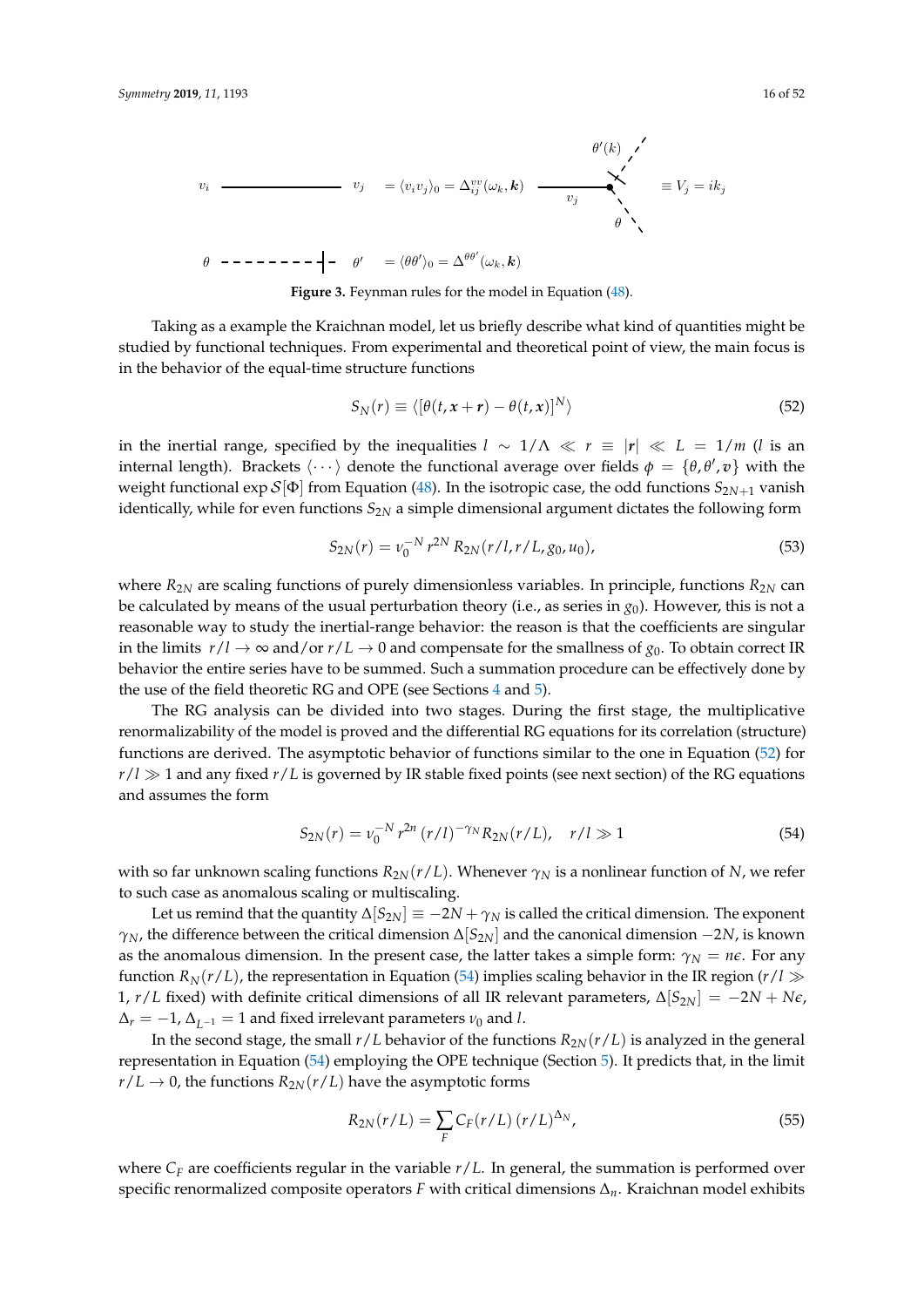$v_i$ ——— $v_j$ $= \langle v_i v_j \rangle_0 = \Delta^{vv}_{ij}(\omega_k, \boldsymbol{k})$ $\equiv V_j = ik_j$

$\theta$ - - - - - - -|- $\theta'$ $= \langle \theta\theta' \rangle_0 = \Delta^{\theta\theta'}(\omega_k, \boldsymbol{k})$

**Figure 3.** Feynman rules for the model in Equation (48).

Taking as a example the Kraichnan model, let us briefly describe what kind of quantities might be studied by functional techniques. From experimental and theoretical point of view, the main focus is in the behavior of the equal-time structure functions

$$S_N(r) \equiv \langle [\theta(t, \boldsymbol{x}+\boldsymbol{r}) - \theta(t, \boldsymbol{x})]^N \rangle \tag{52}$$

in the inertial range, specified by the inequalities $l \sim 1/\Lambda \ll r \equiv |\boldsymbol{r}| \ll L = 1/m$ ($l$ is an internal length). Brackets $\langle \cdots \rangle$ denote the functional average over fields $\phi = \{\theta, \theta', \boldsymbol{v}\}$ with the weight functional $\exp \mathcal{S}[\Phi]$ from Equation (48). In the isotropic case, the odd functions $S_{2N+1}$ vanish identically, while for even functions $S_{2N}$ a simple dimensional argument dictates the following form

$$S_{2N}(r) = \nu_0^{-N}\, r^{2N}\, R_{2N}(r/l, r/L, g_0, u_0), \tag{53}$$

where $R_{2N}$ are scaling functions of purely dimensionless variables. In principle, functions $R_{2N}$ can be calculated by means of the usual perturbation theory (i.e., as series in $g_0$). However, this is not a reasonable way to study the inertial-range behavior: the reason is that the coefficients are singular in the limits $r/l \to \infty$ and/or $r/L \to 0$ and compensate for the smallness of $g_0$. To obtain correct IR behavior the entire series have to be summed. Such a summation procedure can be effectively done by the use of the field theoretic RG and OPE (see Sections 4 and 5).

The RG analysis can be divided into two stages. During the first stage, the multiplicative renormalizability of the model is proved and the differential RG equations for its correlation (structure) functions are derived. The asymptotic behavior of functions similar to the one in Equation (52) for $r/l \gg 1$ and any fixed $r/L$ is governed by IR stable fixed points (see next section) of the RG equations and assumes the form

$$S_{2N}(r) = \nu_0^{-N}\, r^{2n}\, (r/l)^{-\gamma_N} R_{2N}(r/L), \quad r/l \gg 1 \tag{54}$$

with so far unknown scaling functions $R_{2N}(r/L)$. Whenever $\gamma_N$ is a nonlinear function of $N$, we refer to such case as anomalous scaling or multiscaling.

Let us remind that the quantity $\Delta[S_{2N}] \equiv -2N + \gamma_N$ is called the critical dimension. The exponent $\gamma_N$, the difference between the critical dimension $\Delta[S_{2N}]$ and the canonical dimension $-2N$, is known as the anomalous dimension. In the present case, the latter takes a simple form: $\gamma_N = n\epsilon$. For any function $R_N(r/L)$, the representation in Equation (54) implies scaling behavior in the IR region ($r/l \gg 1$, $r/L$ fixed) with definite critical dimensions of all IR relevant parameters, $\Delta[S_{2N}] = -2N + N\epsilon$, $\Delta_r = -1$, $\Delta_{L^{-1}} = 1$ and fixed irrelevant parameters $\nu_0$ and $l$.

In the second stage, the small $r/L$ behavior of the functions $R_{2N}(r/L)$ is analyzed in the general representation in Equation (54) employing the OPE technique (Section 5). It predicts that, in the limit $r/L \to 0$, the functions $R_{2N}(r/L)$ have the asymptotic forms

$$R_{2N}(r/L) = \sum_F C_F(r/L)\,(r/L)^{\Delta_N}, \tag{55}$$

where $C_F$ are coefficients regular in the variable $r/L$. In general, the summation is performed over specific renormalized composite operators $F$ with critical dimensions $\Delta_n$. Kraichnan model exhibits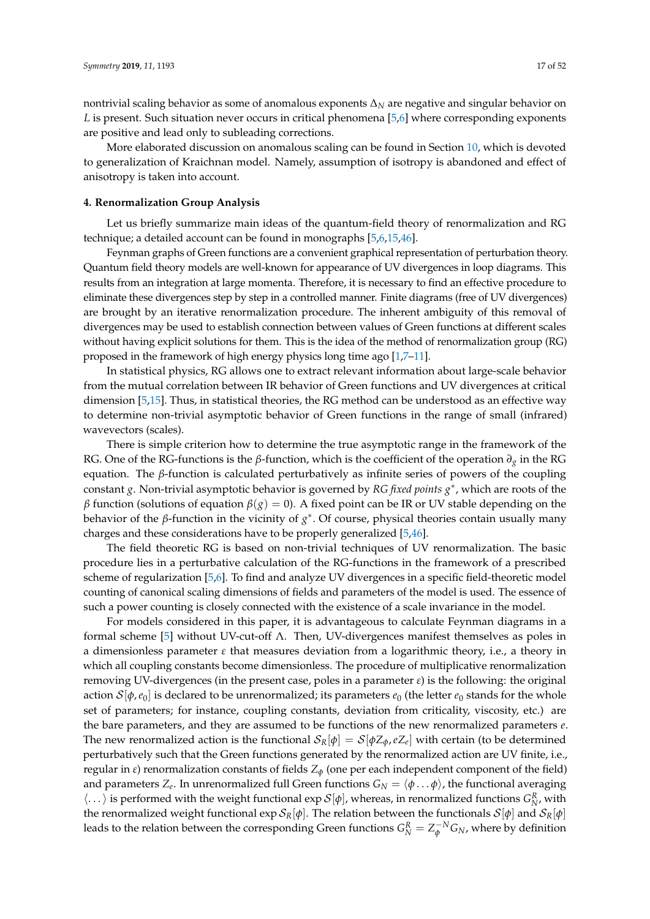nontrivial scaling behavior as some of anomalous exponents $\Delta_N$ are negative and singular behavior on $L$ is present. Such situation never occurs in critical phenomena [5,6] where corresponding exponents are positive and lead only to subleading corrections.

More elaborated discussion on anomalous scaling can be found in Section 10, which is devoted to generalization of Kraichnan model. Namely, assumption of isotropy is abandoned and effect of anisotropy is taken into account.

#### 4. Renormalization Group Analysis

Let us briefly summarize main ideas of the quantum-field theory of renormalization and RG technique; a detailed account can be found in monographs [5,6,15,46].

Feynman graphs of Green functions are a convenient graphical representation of perturbation theory. Quantum field theory models are well-known for appearance of UV divergences in loop diagrams. This results from an integration at large momenta. Therefore, it is necessary to find an effective procedure to eliminate these divergences step by step in a controlled manner. Finite diagrams (free of UV divergences) are brought by an iterative renormalization procedure. The inherent ambiguity of this removal of divergences may be used to establish connection between values of Green functions at different scales without having explicit solutions for them. This is the idea of the method of renormalization group (RG) proposed in the framework of high energy physics long time ago [1,7–11].

In statistical physics, RG allows one to extract relevant information about large-scale behavior from the mutual correlation between IR behavior of Green functions and UV divergences at critical dimension [5,15]. Thus, in statistical theories, the RG method can be understood as an effective way to determine non-trivial asymptotic behavior of Green functions in the range of small (infrared) wavevectors (scales).

There is simple criterion how to determine the true asymptotic range in the framework of the RG. One of the RG-functions is the $\beta$-function, which is the coefficient of the operation $\partial_g$ in the RG equation. The $\beta$-function is calculated perturbatively as infinite series of powers of the coupling constant $g$. Non-trivial asymptotic behavior is governed by *RG fixed points* $g^*$, which are roots of the $\beta$ function (solutions of equation $\beta(g) = 0$). A fixed point can be IR or UV stable depending on the behavior of the $\beta$-function in the vicinity of $g^*$. Of course, physical theories contain usually many charges and these considerations have to be properly generalized [5,46].

The field theoretic RG is based on non-trivial techniques of UV renormalization. The basic procedure lies in a perturbative calculation of the RG-functions in the framework of a prescribed scheme of regularization [5,6]. To find and analyze UV divergences in a specific field-theoretic model counting of canonical scaling dimensions of fields and parameters of the model is used. The essence of such a power counting is closely connected with the existence of a scale invariance in the model.

For models considered in this paper, it is advantageous to calculate Feynman diagrams in a formal scheme [5] without UV-cut-off $\Lambda$. Then, UV-divergences manifest themselves as poles in a dimensionless parameter $\varepsilon$ that measures deviation from a logarithmic theory, i.e., a theory in which all coupling constants become dimensionless. The procedure of multiplicative renormalization removing UV-divergences (in the present case, poles in a parameter $\varepsilon$) is the following: the original action $\mathcal{S}[\phi, e_0]$ is declared to be unrenormalized; its parameters $e_0$ (the letter $e_0$ stands for the whole set of parameters; for instance, coupling constants, deviation from criticality, viscosity, etc.) are the bare parameters, and they are assumed to be functions of the new renormalized parameters $e$. The new renormalized action is the functional $\mathcal{S}_R[\phi] = \mathcal{S}[\phi Z_\phi, e Z_e]$ with certain (to be determined perturbatively such that the Green functions generated by the renormalized action are UV finite, i.e., regular in $\varepsilon$) renormalization constants of fields $Z_\phi$ (one per each independent component of the field) and parameters $Z_e$. In unrenormalized full Green functions $G_N = \langle \phi \ldots \phi \rangle$, the functional averaging $\langle \ldots \rangle$ is performed with the weight functional $\exp \mathcal{S}[\phi]$, whereas, in renormalized functions $G_N^R$, with the renormalized weight functional $\exp \mathcal{S}_R[\phi]$. The relation between the functionals $\mathcal{S}[\phi]$ and $\mathcal{S}_R[\phi]$ leads to the relation between the corresponding Green functions $G_N^R = Z_\phi^{-N} G_N$, where by definition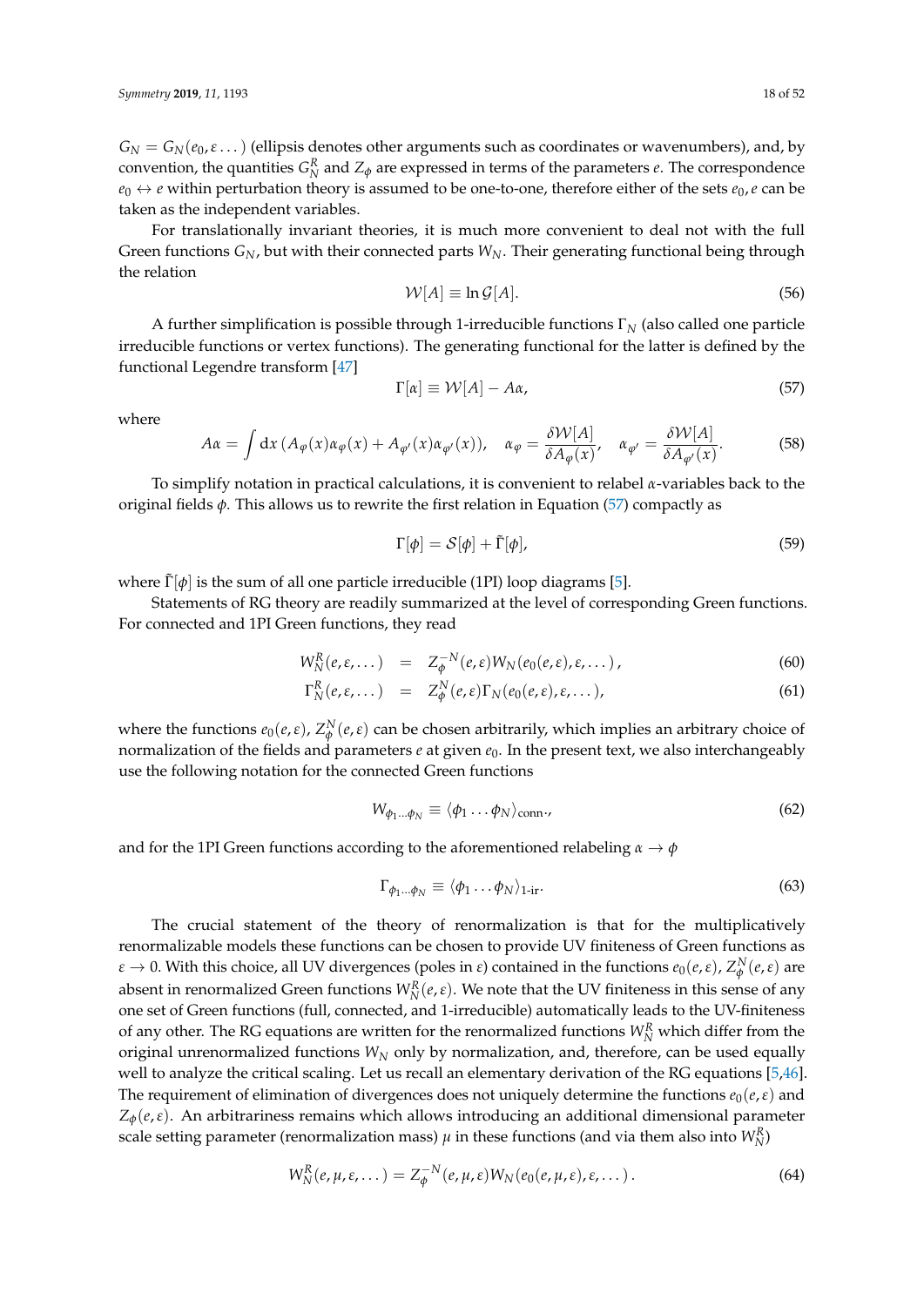$G_N = G_N(e_0, \varepsilon \dots)$ (ellipsis denotes other arguments such as coordinates or wavenumbers), and, by convention, the quantities $G_N^R$ and $Z_\phi$ are expressed in terms of the parameters $e$. The correspondence $e_0 \leftrightarrow e$ within perturbation theory is assumed to be one-to-one, therefore either of the sets $e_0, e$ can be taken as the independent variables.

For translationally invariant theories, it is much more convenient to deal not with the full Green functions $G_N$, but with their connected parts $W_N$. Their generating functional being through the relation

$$
\mathcal{W}[A] \equiv \ln \mathcal{G}[A]. \tag{56}
$$

A further simplification is possible through 1-irreducible functions $\Gamma_N$ (also called one particle irreducible functions or vertex functions). The generating functional for the latter is defined by the functional Legendre transform [47]

$$
\Gamma[\alpha] \equiv \mathcal{W}[A] - A\alpha, \tag{57}
$$

where

$$
A\alpha = \int \mathrm{d}x\, (A_\varphi(x)\alpha_\varphi(x) + A_{\varphi'}(x)\alpha_{\varphi'}(x)), \quad \alpha_\varphi = \frac{\delta \mathcal{W}[A]}{\delta A_\varphi(x)}, \quad \alpha_{\varphi'} = \frac{\delta \mathcal{W}[A]}{\delta A_{\varphi'}(x)}. \tag{58}
$$

To simplify notation in practical calculations, it is convenient to relabel $\alpha$-variables back to the original fields $\phi$. This allows us to rewrite the first relation in Equation (57) compactly as

$$
\Gamma[\phi] = \mathcal{S}[\phi] + \tilde{\Gamma}[\phi], \tag{59}
$$

where $\tilde{\Gamma}[\phi]$ is the sum of all one particle irreducible (1PI) loop diagrams [5].

Statements of RG theory are readily summarized at the level of corresponding Green functions. For connected and 1PI Green functions, they read

$$
W_N^R(e, \varepsilon, \dots) = Z_\phi^{-N}(e, \varepsilon) W_N(e_0(e, \varepsilon), \varepsilon, \dots), \tag{60}
$$

$$
\Gamma_N^R(e, \varepsilon, \dots) = Z_\phi^{N}(e, \varepsilon) \Gamma_N(e_0(e, \varepsilon), \varepsilon, \dots), \tag{61}
$$

where the functions $e_0(e, \varepsilon)$, $Z_\phi^N(e, \varepsilon)$ can be chosen arbitrarily, which implies an arbitrary choice of normalization of the fields and parameters $e$ at given $e_0$. In the present text, we also interchangeably use the following notation for the connected Green functions

$$
W_{\phi_1 \dots \phi_N} \equiv \langle \phi_1 \dots \phi_N \rangle_{\text{conn.}}, \tag{62}
$$

and for the 1PI Green functions according to the aforementioned relabeling $\alpha \to \phi$

$$
\Gamma_{\phi_1 \dots \phi_N} \equiv \langle \phi_1 \dots \phi_N \rangle_{\text{1-ir}}. \tag{63}
$$

The crucial statement of the theory of renormalization is that for the multiplicatively renormalizable models these functions can be chosen to provide UV finiteness of Green functions as $\varepsilon \to 0$. With this choice, all UV divergences (poles in $\varepsilon$) contained in the functions $e_0(e, \varepsilon)$, $Z_\phi^N(e, \varepsilon)$ are absent in renormalized Green functions $W_N^R(e, \varepsilon)$. We note that the UV finiteness in this sense of any one set of Green functions (full, connected, and 1-irreducible) automatically leads to the UV-finiteness of any other. The RG equations are written for the renormalized functions $W_N^R$ which differ from the original unrenormalized functions $W_N$ only by normalization, and, therefore, can be used equally well to analyze the critical scaling. Let us recall an elementary derivation of the RG equations [5,46]. The requirement of elimination of divergences does not uniquely determine the functions $e_0(e, \varepsilon)$ and $Z_\phi(e, \varepsilon)$. An arbitrariness remains which allows introducing an additional dimensional parameter scale setting parameter (renormalization mass) $\mu$ in these functions (and via them also into $W_N^R$)

$$
W_N^R(e, \mu, \varepsilon, \dots) = Z_\phi^{-N}(e, \mu, \varepsilon) W_N(e_0(e, \mu, \varepsilon), \varepsilon, \dots). \tag{64}
$$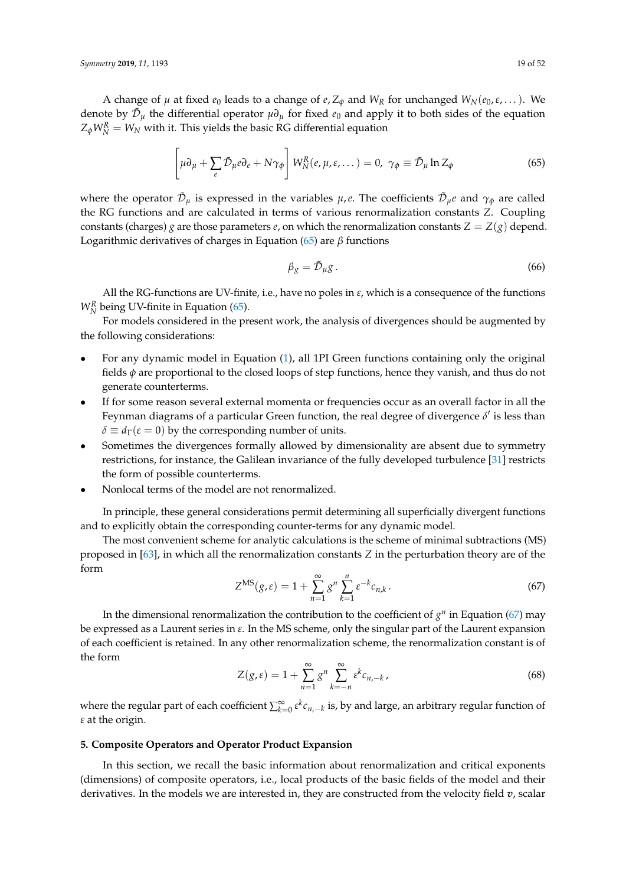A change of $\mu$ at fixed $e_0$ leads to a change of $e, Z_\phi$ and $W_R$ for unchanged $W_N(e_0, \varepsilon, \dots)$. We denote by $\tilde{\mathcal{D}}_\mu$ the differential operator $\mu\partial_\mu$ for fixed $e_0$ and apply it to both sides of the equation $Z_\phi W_N^R = W_N$ with it. This yields the basic RG differential equation

$$\left[\mu\partial_\mu + \sum_e \tilde{\mathcal{D}}_\mu e \partial_e + N\gamma_\phi\right] W_N^R(e, \mu, \varepsilon, \dots) = 0, \;\; \gamma_\phi \equiv \tilde{\mathcal{D}}_\mu \ln Z_\phi \tag{65}$$

where the operator $\tilde{\mathcal{D}}_\mu$ is expressed in the variables $\mu, e$. The coefficients $\tilde{\mathcal{D}}_\mu e$ and $\gamma_\phi$ are called the RG functions and are calculated in terms of various renormalization constants $Z$. Coupling constants (charges) $g$ are those parameters $e$, on which the renormalization constants $Z = Z(g)$ depend. Logarithmic derivatives of charges in Equation (65) are $\beta$ functions

$$\beta_g = \tilde{\mathcal{D}}_\mu g\,. \tag{66}$$

All the RG-functions are UV-finite, i.e., have no poles in $\varepsilon$, which is a consequence of the functions $W_N^R$ being UV-finite in Equation (65).

For models considered in the present work, the analysis of divergences should be augmented by the following considerations:

- For any dynamic model in Equation (1), all 1PI Green functions containing only the original fields $\phi$ are proportional to the closed loops of step functions, hence they vanish, and thus do not generate counterterms.
- If for some reason several external momenta or frequencies occur as an overall factor in all the Feynman diagrams of a particular Green function, the real degree of divergence $\delta'$ is less than $\delta \equiv d_\Gamma(\varepsilon = 0)$ by the corresponding number of units.
- Sometimes the divergences formally allowed by dimensionality are absent due to symmetry restrictions, for instance, the Galilean invariance of the fully developed turbulence [31] restricts the form of possible counterterms.
- Nonlocal terms of the model are not renormalized.

In principle, these general considerations permit determining all superficially divergent functions and to explicitly obtain the corresponding counter-terms for any dynamic model.

The most convenient scheme for analytic calculations is the scheme of minimal subtractions (MS) proposed in [63], in which all the renormalization constants $Z$ in the perturbation theory are of the form

$$Z^{\text{MS}}(g, \varepsilon) = 1 + \sum_{n=1}^{\infty} g^n \sum_{k=1}^{n} \varepsilon^{-k} c_{n,k}\,. \tag{67}$$

In the dimensional renormalization the contribution to the coefficient of $g^n$ in Equation (67) may be expressed as a Laurent series in $\varepsilon$. In the MS scheme, only the singular part of the Laurent expansion of each coefficient is retained. In any other renormalization scheme, the renormalization constant is of the form

$$Z(g, \varepsilon) = 1 + \sum_{n=1}^{\infty} g^n \sum_{k=-n}^{\infty} \varepsilon^k c_{n,-k}\,, \tag{68}$$

where the regular part of each coefficient $\sum_{k=0}^{\infty} \varepsilon^k c_{n,-k}$ is, by and large, an arbitrary regular function of $\varepsilon$ at the origin.

## 5. Composite Operators and Operator Product Expansion

In this section, we recall the basic information about renormalization and critical exponents (dimensions) of composite operators, i.e., local products of the basic fields of the model and their derivatives. In the models we are interested in, they are constructed from the velocity field $\boldsymbol{v}$, scalar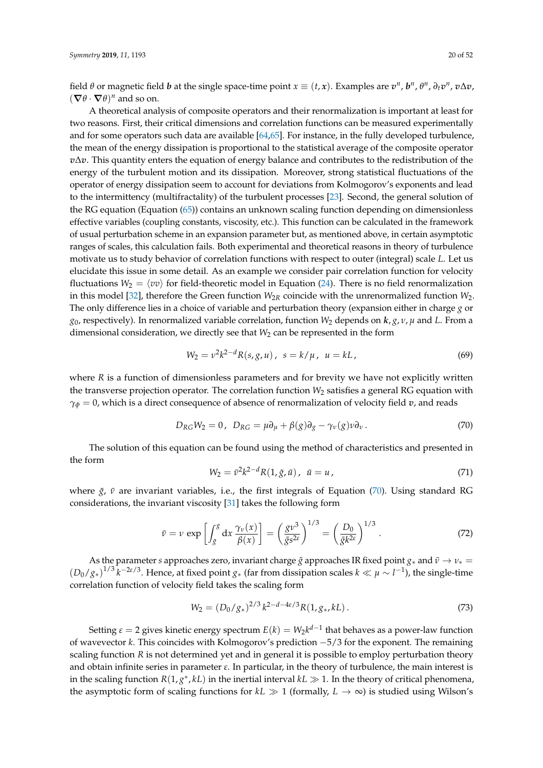field $\theta$ or magnetic field $\boldsymbol{b}$ at the single space-time point $x \equiv (t, \boldsymbol{x})$. Examples are $\boldsymbol{v}^n$, $\boldsymbol{b}^n$, $\theta^n$, $\partial_t \boldsymbol{v}^n$, $\boldsymbol{v}\Delta\boldsymbol{v}$, $(\boldsymbol{\nabla}\theta \cdot \boldsymbol{\nabla}\theta)^n$ and so on.

A theoretical analysis of composite operators and their renormalization is important at least for two reasons. First, their critical dimensions and correlation functions can be measured experimentally and for some operators such data are available [64,65]. For instance, in the fully developed turbulence, the mean of the energy dissipation is proportional to the statistical average of the composite operator $\boldsymbol{v}\Delta\boldsymbol{v}$. This quantity enters the equation of energy balance and contributes to the redistribution of the energy of the turbulent motion and its dissipation. Moreover, strong statistical fluctuations of the operator of energy dissipation seem to account for deviations from Kolmogorov's exponents and lead to the intermittency (multifractality) of the turbulent processes [23]. Second, the general solution of the RG equation (Equation (65)) contains an unknown scaling function depending on dimensionless effective variables (coupling constants, viscosity, etc.). This function can be calculated in the framework of usual perturbation scheme in an expansion parameter but, as mentioned above, in certain asymptotic ranges of scales, this calculation fails. Both experimental and theoretical reasons in theory of turbulence motivate us to study behavior of correlation functions with respect to outer (integral) scale $L$. Let us elucidate this issue in some detail. As an example we consider pair correlation function for velocity fluctuations $W_2 = \langle vv \rangle$ for field-theoretic model in Equation (24). There is no field renormalization in this model [32], therefore the Green function $W_{2R}$ coincide with the unrenormalized function $W_2$. The only difference lies in a choice of variable and perturbation theory (expansion either in charge $g$ or $g_0$, respectively). In renormalized variable correlation, function $W_2$ depends on $\boldsymbol{k}, g, \nu, \mu$ and $L$. From a dimensional consideration, we directly see that $W_2$ can be represented in the form

$$W_2 = \nu^2 k^{2-d} R(s, g, u), \quad s = k/\mu, \quad u = kL, \tag{69}$$

where $R$ is a function of dimensionless parameters and for brevity we have not explicitly written the transverse projection operator. The correlation function $W_2$ satisfies a general RG equation with $\gamma_\phi = 0$, which is a direct consequence of absence of renormalization of velocity field $\boldsymbol{v}$, and reads

$$D_{RG} W_2 = 0, \quad D_{RG} = \mu\partial_\mu + \beta(g)\partial_g - \gamma_\nu(g)\nu\partial_\nu\,. \tag{70}$$

The solution of this equation can be found using the method of characteristics and presented in the form

$$W_2 = \bar{\nu}^2 k^{2-d} R(1, \bar{g}, \bar{u}), \quad \bar{u} = u, \tag{71}$$

where $\bar{g}$, $\bar{\nu}$ are invariant variables, i.e., the first integrals of Equation (70). Using standard RG considerations, the invariant viscosity [31] takes the following form

$$\bar{\nu} = \nu \, \exp\left[\int_{\bar{g}}^{g} \mathrm{d}x \, \frac{\gamma_\nu(x)}{\beta(x)}\right] = \left(\frac{g\nu^3}{\bar{g}s^{2\varepsilon}}\right)^{1/3} = \left(\frac{D_0}{\bar{g}k^{2\varepsilon}}\right)^{1/3}. \tag{72}$$

As the parameter $s$ approaches zero, invariant charge $\bar{g}$ approaches IR fixed point $g_*$ and $\bar{\nu} \to \nu_* = (D_0/g_*)^{1/3} k^{-2\varepsilon/3}$. Hence, at fixed point $g_*$ (far from dissipation scales $k \ll \mu \sim l^{-1}$), the single-time correlation function of velocity field takes the scaling form

$$W_2 = (D_0/g_*)^{2/3} k^{2-d-4\varepsilon/3} R(1, g_*, kL)\,. \tag{73}$$

Setting $\varepsilon = 2$ gives kinetic energy spectrum $E(k) = W_2 k^{d-1}$ that behaves as a power-law function of wavevector $k$. This coincides with Kolmogorov's prediction $-5/3$ for the exponent. The remaining scaling function $R$ is not determined yet and in general it is possible to employ perturbation theory and obtain infinite series in parameter $\varepsilon$. In particular, in the theory of turbulence, the main interest is in the scaling function $R(1, g^*, kL)$ in the inertial interval $kL \gg 1$. In the theory of critical phenomena, the asymptotic form of scaling functions for $kL \gg 1$ (formally, $L \to \infty$) is studied using Wilson's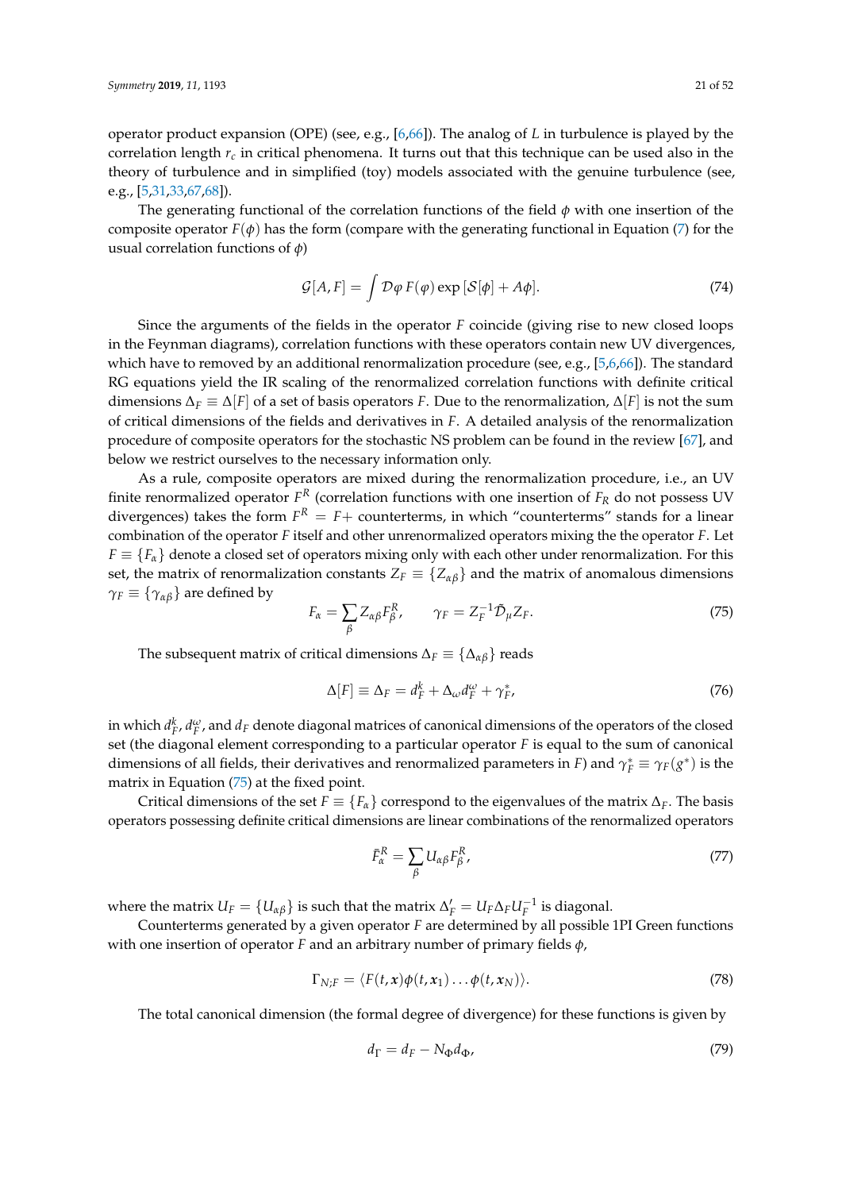operator product expansion (OPE) (see, e.g., [6,66]). The analog of $L$ in turbulence is played by the correlation length $r_c$ in critical phenomena. It turns out that this technique can be used also in the theory of turbulence and in simplified (toy) models associated with the genuine turbulence (see, e.g., [5,31,33,67,68]).

The generating functional of the correlation functions of the field $\phi$ with one insertion of the composite operator $F(\phi)$ has the form (compare with the generating functional in Equation (7) for the usual correlation functions of $\phi$)

$$\mathcal{G}[A,F] = \int \mathcal{D}\varphi\, F(\varphi) \exp\left[\mathcal{S}[\phi] + A\phi\right]. \tag{74}$$

Since the arguments of the fields in the operator $F$ coincide (giving rise to new closed loops in the Feynman diagrams), correlation functions with these operators contain new UV divergences, which have to removed by an additional renormalization procedure (see, e.g., [5,6,66]). The standard RG equations yield the IR scaling of the renormalized correlation functions with definite critical dimensions $\Delta_F \equiv \Delta[F]$ of a set of basis operators $F$. Due to the renormalization, $\Delta[F]$ is not the sum of critical dimensions of the fields and derivatives in $F$. A detailed analysis of the renormalization procedure of composite operators for the stochastic NS problem can be found in the review [67], and below we restrict ourselves to the necessary information only.

As a rule, composite operators are mixed during the renormalization procedure, i.e., an UV finite renormalized operator $F^R$ (correlation functions with one insertion of $F_R$ do not possess UV divergences) takes the form $F^R = F+$ counterterms, in which "counterterms" stands for a linear combination of the operator $F$ itself and other unrenormalized operators mixing the the operator $F$. Let $F \equiv \{F_\alpha\}$ denote a closed set of operators mixing only with each other under renormalization. For this set, the matrix of renormalization constants $Z_F \equiv \{Z_{\alpha\beta}\}$ and the matrix of anomalous dimensions $\gamma_F \equiv \{\gamma_{\alpha\beta}\}$ are defined by

$$F_\alpha = \sum_\beta Z_{\alpha\beta} F^R_\beta, \qquad \gamma_F = Z_F^{-1} \tilde{\mathcal{D}}_\mu Z_F. \tag{75}$$

The subsequent matrix of critical dimensions $\Delta_F \equiv \{\Delta_{\alpha\beta}\}$ reads

$$\Delta[F] \equiv \Delta_F = d^k_F + \Delta_\omega d^\omega_F + \gamma^*_F, \tag{76}$$

in which $d^k_F$, $d^\omega_F$, and $d_F$ denote diagonal matrices of canonical dimensions of the operators of the closed set (the diagonal element corresponding to a particular operator $F$ is equal to the sum of canonical dimensions of all fields, their derivatives and renormalized parameters in $F$) and $\gamma^*_F \equiv \gamma_F(g^*)$ is the matrix in Equation (75) at the fixed point.

Critical dimensions of the set $F \equiv \{F_\alpha\}$ correspond to the eigenvalues of the matrix $\Delta_F$. The basis operators possessing definite critical dimensions are linear combinations of the renormalized operators

$$\bar{F}^R_\alpha = \sum_\beta U_{\alpha\beta} F^R_\beta, \tag{77}$$

where the matrix $U_F = \{U_{\alpha\beta}\}$ is such that the matrix $\Delta'_F = U_F \Delta_F U_F^{-1}$ is diagonal.

Counterterms generated by a given operator $F$ are determined by all possible 1PI Green functions with one insertion of operator $F$ and an arbitrary number of primary fields $\phi$,

$$\Gamma_{N;F} = \langle F(t,\boldsymbol{x})\phi(t,\boldsymbol{x}_1)\ldots\phi(t,\boldsymbol{x}_N)\rangle. \tag{78}$$

The total canonical dimension (the formal degree of divergence) for these functions is given by

$$d_\Gamma = d_F - N_\Phi d_\Phi, \tag{79}$$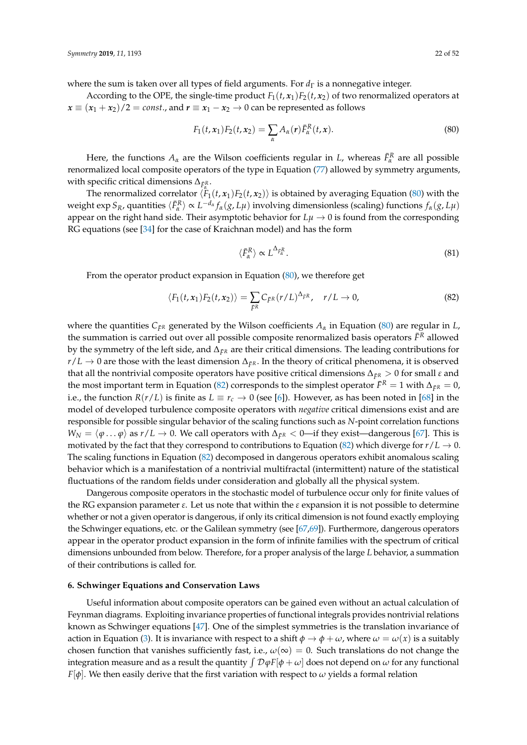where the sum is taken over all types of field arguments. For $d_\Gamma$ is a nonnegative integer.

According to the OPE, the single-time product $F_1(t, \boldsymbol{x}_1)F_2(t, \boldsymbol{x}_2)$ of two renormalized operators at $\boldsymbol{x} \equiv (\boldsymbol{x}_1 + \boldsymbol{x}_2)/2 = const.$, and $\boldsymbol{r} \equiv \boldsymbol{x}_1 - \boldsymbol{x}_2 \to 0$ can be represented as follows

$$
F_1(t, \boldsymbol{x}_1)F_2(t, \boldsymbol{x}_2) = \sum_\alpha A_\alpha(\boldsymbol{r}) \bar{F}^R_\alpha(t, \boldsymbol{x}). \tag{80}
$$

Here, the functions $A_\alpha$ are the Wilson coefficients regular in $L$, whereas $\bar{F}^R_\alpha$ are all possible renormalized local composite operators of the type in Equation (77) allowed by symmetry arguments, with specific critical dimensions $\Delta_{\bar{F}^R_\alpha}$.

The renormalized correlator $\langle F_1(t, \boldsymbol{x}_1)F_2(t, \boldsymbol{x}_2)\rangle$ is obtained by averaging Equation (80) with the weight $\exp S_R$, quantities $\langle \bar{F}^R_\alpha \rangle \propto L^{-d_\alpha} f_\alpha(g, L\mu)$ involving dimensionless (scaling) functions $f_\alpha(g, L\mu)$ appear on the right hand side. Their asymptotic behavior for $L\mu \to 0$ is found from the corresponding RG equations (see [34] for the case of Kraichnan model) and has the form

$$
\langle \bar{F}^R_\alpha \rangle \propto L^{\Delta_{\bar{F}^R_\alpha}}. \tag{81}
$$

From the operator product expansion in Equation (80), we therefore get

$$
\langle F_1(t, \boldsymbol{x}_1)F_2(t, \boldsymbol{x}_2)\rangle = \sum_{\bar{F}^R} C_{\bar{F}^R}(r/L)^{\Delta_{\bar{F}^R}}, \quad r/L \to 0, \tag{82}
$$

where the quantities $C_{\bar{F}^R}$ generated by the Wilson coefficients $A_\alpha$ in Equation (80) are regular in $L$, the summation is carried out over all possible composite renormalized basis operators $\bar{F}^R$ allowed by the symmetry of the left side, and $\Delta_{\bar{F}^R}$ are their critical dimensions. The leading contributions for $r/L \to 0$ are those with the least dimension $\Delta_{\bar{F}^R}$. In the theory of critical phenomena, it is observed that all the nontrivial composite operators have positive critical dimensions $\Delta_{\bar{F}^R} > 0$ for small $\varepsilon$ and the most important term in Equation (82) corresponds to the simplest operator $\bar{F}^R = 1$ with $\Delta_{\bar{F}^R} = 0$, i.e., the function $R(r/L)$ is finite as $L \equiv r_c \to 0$ (see [6]). However, as has been noted in [68] in the model of developed turbulence composite operators with *negative* critical dimensions exist and are responsible for possible singular behavior of the scaling functions such as $N$-point correlation functions $W_N = \langle \varphi \ldots \varphi \rangle$ as $r/L \to 0$. We call operators with $\Delta_{\bar{F}^R} < 0$—if they exist—dangerous [67]. This is motivated by the fact that they correspond to contributions to Equation (82) which diverge for $r/L \to 0$. The scaling functions in Equation (82) decomposed in dangerous operators exhibit anomalous scaling behavior which is a manifestation of a nontrivial multifractal (intermittent) nature of the statistical fluctuations of the random fields under consideration and globally all the physical system.

Dangerous composite operators in the stochastic model of turbulence occur only for finite values of the RG expansion parameter $\varepsilon$. Let us note that within the $\varepsilon$ expansion it is not possible to determine whether or not a given operator is dangerous, if only its critical dimension is not found exactly employing the Schwinger equations, etc. or the Galilean symmetry (see [67,69]). Furthermore, dangerous operators appear in the operator product expansion in the form of infinite families with the spectrum of critical dimensions unbounded from below. Therefore, for a proper analysis of the large $L$ behavior, a summation of their contributions is called for.

## 6. Schwinger Equations and Conservation Laws

Useful information about composite operators can be gained even without an actual calculation of Feynman diagrams. Exploiting invariance properties of functional integrals provides nontrivial relations known as Schwinger equations [47]. One of the simplest symmetries is the translation invariance of action in Equation (3). It is invariance with respect to a shift $\phi \to \phi + \omega$, where $\omega = \omega(x)$ is a suitably chosen function that vanishes sufficiently fast, i.e., $\omega(\infty) = 0$. Such translations do not change the integration measure and as a result the quantity $\int \mathcal{D}\varphi F[\phi + \omega]$ does not depend on $\omega$ for any functional $F[\phi]$. We then easily derive that the first variation with respect to $\omega$ yields a formal relation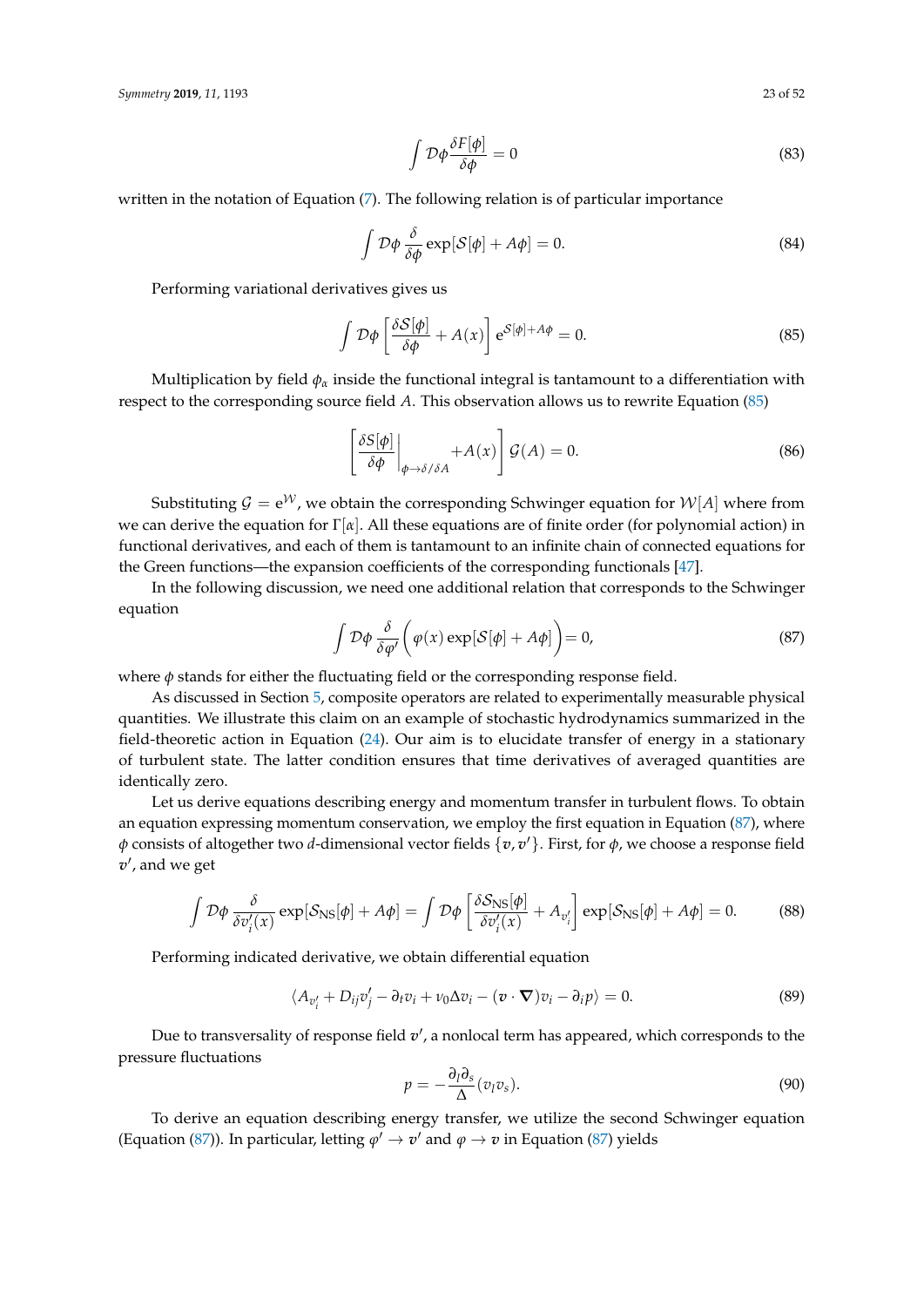$$\int \mathcal{D}\phi \frac{\delta F[\phi]}{\delta \phi} = 0 \tag{83}$$

written in the notation of Equation (7). The following relation is of particular importance

$$\int \mathcal{D}\phi \, \frac{\delta}{\delta \phi} \exp[\mathcal{S}[\phi] + A\phi] = 0. \tag{84}$$

Performing variational derivatives gives us

$$\int \mathcal{D}\phi \left[ \frac{\delta \mathcal{S}[\phi]}{\delta \phi} + A(x) \right] \mathrm{e}^{\mathcal{S}[\phi]+A\phi} = 0. \tag{85}$$

Multiplication by field $\phi_\alpha$ inside the functional integral is tantamount to a differentiation with respect to the corresponding source field $A$. This observation allows us to rewrite Equation (85)

$$\left[ \frac{\delta S[\phi]}{\delta \phi} \bigg|_{\phi \to \delta/\delta A} + A(x) \right] \mathcal{G}(A) = 0. \tag{86}$$

Substituting $\mathcal{G} = \mathrm{e}^{\mathcal{W}}$, we obtain the corresponding Schwinger equation for $\mathcal{W}[A]$ where from we can derive the equation for $\Gamma[\alpha]$. All these equations are of finite order (for polynomial action) in functional derivatives, and each of them is tantamount to an infinite chain of connected equations for the Green functions—the expansion coefficients of the corresponding functionals [47].

In the following discussion, we need one additional relation that corresponds to the Schwinger equation

$$\int \mathcal{D}\phi \, \frac{\delta}{\delta \varphi'} \Big( \varphi(x) \exp[\mathcal{S}[\phi] + A\phi] \Big) = 0, \tag{87}$$

where $\phi$ stands for either the fluctuating field or the corresponding response field.

As discussed in Section 5, composite operators are related to experimentally measurable physical quantities. We illustrate this claim on an example of stochastic hydrodynamics summarized in the field-theoretic action in Equation (24). Our aim is to elucidate transfer of energy in a stationary of turbulent state. The latter condition ensures that time derivatives of averaged quantities are identically zero.

Let us derive equations describing energy and momentum transfer in turbulent flows. To obtain an equation expressing momentum conservation, we employ the first equation in Equation (87), where $\phi$ consists of altogether two $d$-dimensional vector fields $\{\boldsymbol{v}, \boldsymbol{v}'\}$. First, for $\phi$, we choose a response field $\boldsymbol{v}'$, and we get

$$\int \mathcal{D}\phi \, \frac{\delta}{\delta v_i'(x)} \exp[\mathcal{S}_{\mathrm{NS}}[\phi] + A\phi] = \int \mathcal{D}\phi \left[ \frac{\delta \mathcal{S}_{\mathrm{NS}}[\phi]}{\delta v_i'(x)} + A_{v_i'} \right] \exp[\mathcal{S}_{\mathrm{NS}}[\phi] + A\phi] = 0. \tag{88}$$

Performing indicated derivative, we obtain differential equation

$$\langle A_{v_i'} + D_{ij} v_j' - \partial_t v_i + \nu_0 \Delta v_i - (\boldsymbol{v} \cdot \boldsymbol{\nabla}) v_i - \partial_i p \rangle = 0. \tag{89}$$

Due to transversality of response field $\boldsymbol{v}'$, a nonlocal term has appeared, which corresponds to the pressure fluctuations

$$p = -\frac{\partial_l \partial_s}{\Delta} (v_l v_s). \tag{90}$$

To derive an equation describing energy transfer, we utilize the second Schwinger equation (Equation (87)). In particular, letting $\varphi' \to \boldsymbol{v}'$ and $\varphi \to \boldsymbol{v}$ in Equation (87) yields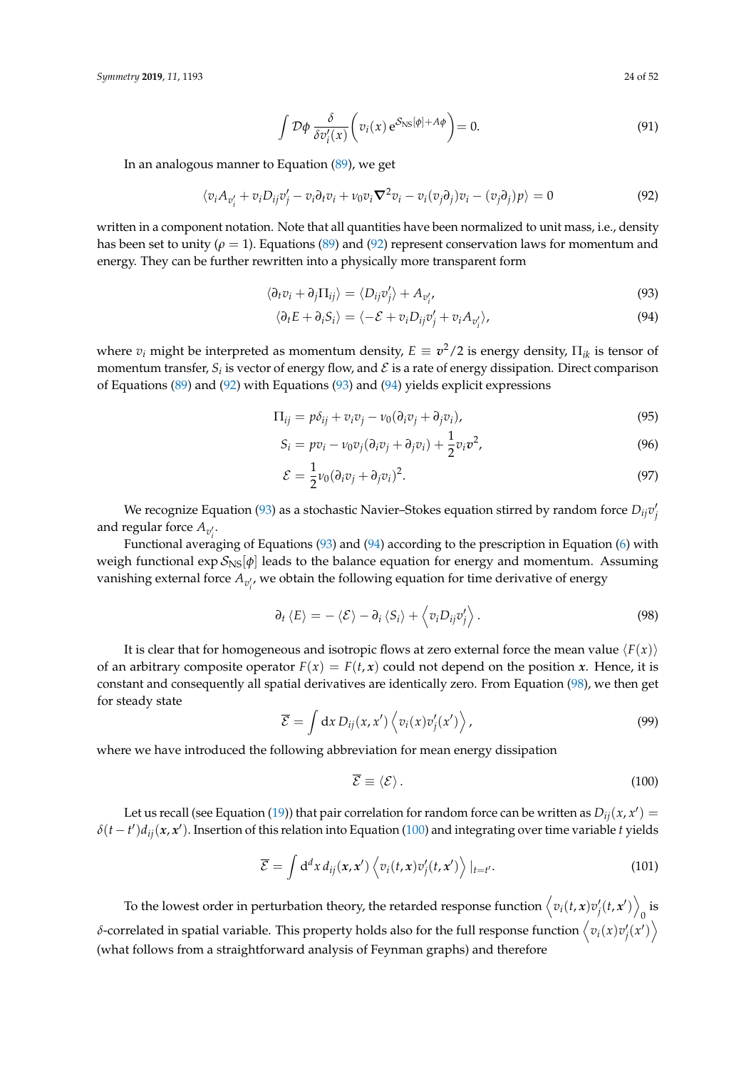$$\int \mathcal{D}\phi \, \frac{\delta}{\delta v_i'(x)} \left( v_i(x) \, \mathrm{e}^{\mathcal{S}_{\mathrm{NS}}[\phi] + A\phi} \right) = 0. \tag{91}$$

In an analogous manner to Equation (89), we get

$$\langle v_i A_{v_i'} + v_i D_{ij} v_j' - v_i \partial_t v_i + \nu_0 v_i \boldsymbol{\nabla}^2 v_i - v_i (v_j \partial_j) v_i - (v_j \partial_j) p \rangle = 0 \tag{92}$$

written in a component notation. Note that all quantities have been normalized to unit mass, i.e., density has been set to unity ($\rho = 1$). Equations (89) and (92) represent conservation laws for momentum and energy. They can be further rewritten into a physically more transparent form

$$\langle \partial_t v_i + \partial_j \Pi_{ij} \rangle = \langle D_{ij} v_j' \rangle + A_{v_i'}, \tag{93}$$

$$\langle \partial_t E + \partial_i S_i \rangle = \langle -\mathcal{E} + v_i D_{ij} v_j' + v_i A_{v_i'} \rangle, \tag{94}$$

where $v_i$ might be interpreted as momentum density, $E \equiv \boldsymbol{v}^2/2$ is energy density, $\Pi_{ik}$ is tensor of momentum transfer, $S_i$ is vector of energy flow, and $\mathcal{E}$ is a rate of energy dissipation. Direct comparison of Equations (89) and (92) with Equations (93) and (94) yields explicit expressions

$$\Pi_{ij} = p\delta_{ij} + v_i v_j - \nu_0 (\partial_i v_j + \partial_j v_i), \tag{95}$$

$$S_i = p v_i - \nu_0 v_j (\partial_i v_j + \partial_j v_i) + \frac{1}{2} v_i \boldsymbol{v}^2, \tag{96}$$

$$\mathcal{E} = \frac{1}{2} \nu_0 (\partial_i v_j + \partial_j v_i)^2. \tag{97}$$

We recognize Equation (93) as a stochastic Navier–Stokes equation stirred by random force $D_{ij} v_j'$ and regular force $A_{v_i'}$.

Functional averaging of Equations (93) and (94) according to the prescription in Equation (6) with weigh functional $\exp \mathcal{S}_{\mathrm{NS}}[\phi]$ leads to the balance equation for energy and momentum. Assuming vanishing external force $A_{v_i'}$, we obtain the following equation for time derivative of energy

$$\partial_t \langle E \rangle = - \langle \mathcal{E} \rangle - \partial_i \langle S_i \rangle + \left\langle v_i D_{ij} v_j' \right\rangle. \tag{98}$$

It is clear that for homogeneous and isotropic flows at zero external force the mean value $\langle F(x) \rangle$ of an arbitrary composite operator $F(x) = F(t, \boldsymbol{x})$ could not depend on the position $\boldsymbol{x}$. Hence, it is constant and consequently all spatial derivatives are identically zero. From Equation (98), we then get for steady state

$$\overline{\mathcal{E}} = \int \mathrm{d}x \, D_{ij}(x, x') \left\langle v_i(x) v_j'(x') \right\rangle, \tag{99}$$

where we have introduced the following abbreviation for mean energy dissipation

$$\overline{\mathcal{E}} \equiv \langle \mathcal{E} \rangle. \tag{100}$$

Let us recall (see Equation (19)) that pair correlation for random force can be written as $D_{ij}(x, x') = \delta(t - t') d_{ij}(\boldsymbol{x}, \boldsymbol{x}')$. Insertion of this relation into Equation (100) and integrating over time variable $t$ yields

$$\overline{\mathcal{E}} = \int \mathrm{d}^d x \, d_{ij}(\boldsymbol{x}, \boldsymbol{x}') \left\langle v_i(t, \boldsymbol{x}) v_j'(t, \boldsymbol{x}') \right\rangle |_{t=t'}. \tag{101}$$

To the lowest order in perturbation theory, the retarded response function $\left\langle v_i(t, \boldsymbol{x}) v_j'(t, \boldsymbol{x}') \right\rangle_0$ is $\delta$-correlated in spatial variable. This property holds also for the full response function $\left\langle v_i(x) v_j'(x') \right\rangle$ (what follows from a straightforward analysis of Feynman graphs) and therefore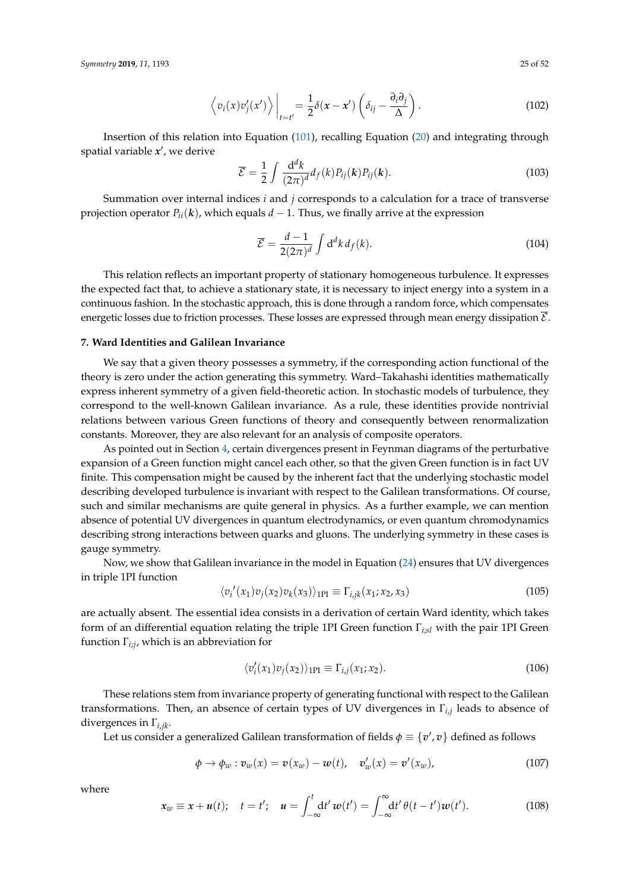$$\left\langle v_i(x) v_j'(x') \right\rangle \bigg|_{t=t'} = \frac{1}{2} \delta(\boldsymbol{x} - \boldsymbol{x}') \left( \delta_{ij} - \frac{\partial_i \partial_j}{\Delta} \right). \tag{102}$$

Insertion of this relation into Equation (101), recalling Equation (20) and integrating through spatial variable $\boldsymbol{x}'$, we derive

$$\overline{\mathcal{E}} = \frac{1}{2} \int \frac{\mathrm{d}^d k}{(2\pi)^d} d_f(k) P_{ij}(\boldsymbol{k}) P_{ij}(\boldsymbol{k}). \tag{103}$$

Summation over internal indices $i$ and $j$ corresponds to a calculation for a trace of transverse projection operator $P_{ii}(\boldsymbol{k})$, which equals $d-1$. Thus, we finally arrive at the expression

$$\overline{\mathcal{E}} = \frac{d-1}{2(2\pi)^d} \int \mathrm{d}^d k \, d_f(k). \tag{104}$$

This relation reflects an important property of stationary homogeneous turbulence. It expresses the expected fact that, to achieve a stationary state, it is necessary to inject energy into a system in a continuous fashion. In the stochastic approach, this is done through a random force, which compensates energetic losses due to friction processes. These losses are expressed through mean energy dissipation $\overline{\mathcal{E}}$.

## 7. Ward Identities and Galilean Invariance

We say that a given theory possesses a symmetry, if the corresponding action functional of the theory is zero under the action generating this symmetry. Ward–Takahashi identities mathematically express inherent symmetry of a given field-theoretic action. In stochastic models of turbulence, they correspond to the well-known Galilean invariance. As a rule, these identities provide nontrivial relations between various Green functions of theory and consequently between renormalization constants. Moreover, they are also relevant for an analysis of composite operators.

As pointed out in Section 4, certain divergences present in Feynman diagrams of the perturbative expansion of a Green function might cancel each other, so that the given Green function is in fact UV finite. This compensation might be caused by the inherent fact that the underlying stochastic model describing developed turbulence is invariant with respect to the Galilean transformations. Of course, such and similar mechanisms are quite general in physics. As a further example, we can mention absence of potential UV divergences in quantum electrodynamics, or even quantum chromodynamics describing strong interactions between quarks and gluons. The underlying symmetry in these cases is gauge symmetry.

Now, we show that Galilean invariance in the model in Equation (24) ensures that UV divergences in triple 1PI function

$$\langle v_i'(x_1) v_j(x_2) v_k(x_3) \rangle_{1\mathrm{PI}} \equiv \Gamma_{i,jk}(x_1; x_2, x_3) \tag{105}$$

are actually absent. The essential idea consists in a derivation of certain Ward identity, which takes form of an differential equation relating the triple 1PI Green function $\Gamma_{i;sl}$ with the pair 1PI Green function $\Gamma_{i;j}$, which is an abbreviation for

$$\langle v_i'(x_1) v_j(x_2) \rangle_{1\mathrm{PI}} \equiv \Gamma_{i,j}(x_1; x_2). \tag{106}$$

These relations stem from invariance property of generating functional with respect to the Galilean transformations. Then, an absence of certain types of UV divergences in $\Gamma_{i,j}$ leads to absence of divergences in $\Gamma_{i,jk}$.

Let us consider a generalized Galilean transformation of fields $\phi \equiv \{\boldsymbol{v}', \boldsymbol{v}\}$ defined as follows

$$\phi \to \phi_w : \boldsymbol{v}_w(x) = \boldsymbol{v}(x_w) - \boldsymbol{w}(t), \quad \boldsymbol{v}_w'(x) = \boldsymbol{v}'(x_w), \tag{107}$$

where

$$\boldsymbol{x}_w \equiv \boldsymbol{x} + \boldsymbol{u}(t); \quad t = t'; \quad \boldsymbol{u} = \int_{-\infty}^{t} \mathrm{d}t' \, \boldsymbol{w}(t') = \int_{-\infty}^{\infty} \mathrm{d}t' \, \theta(t-t') \boldsymbol{w}(t'). \tag{108}$$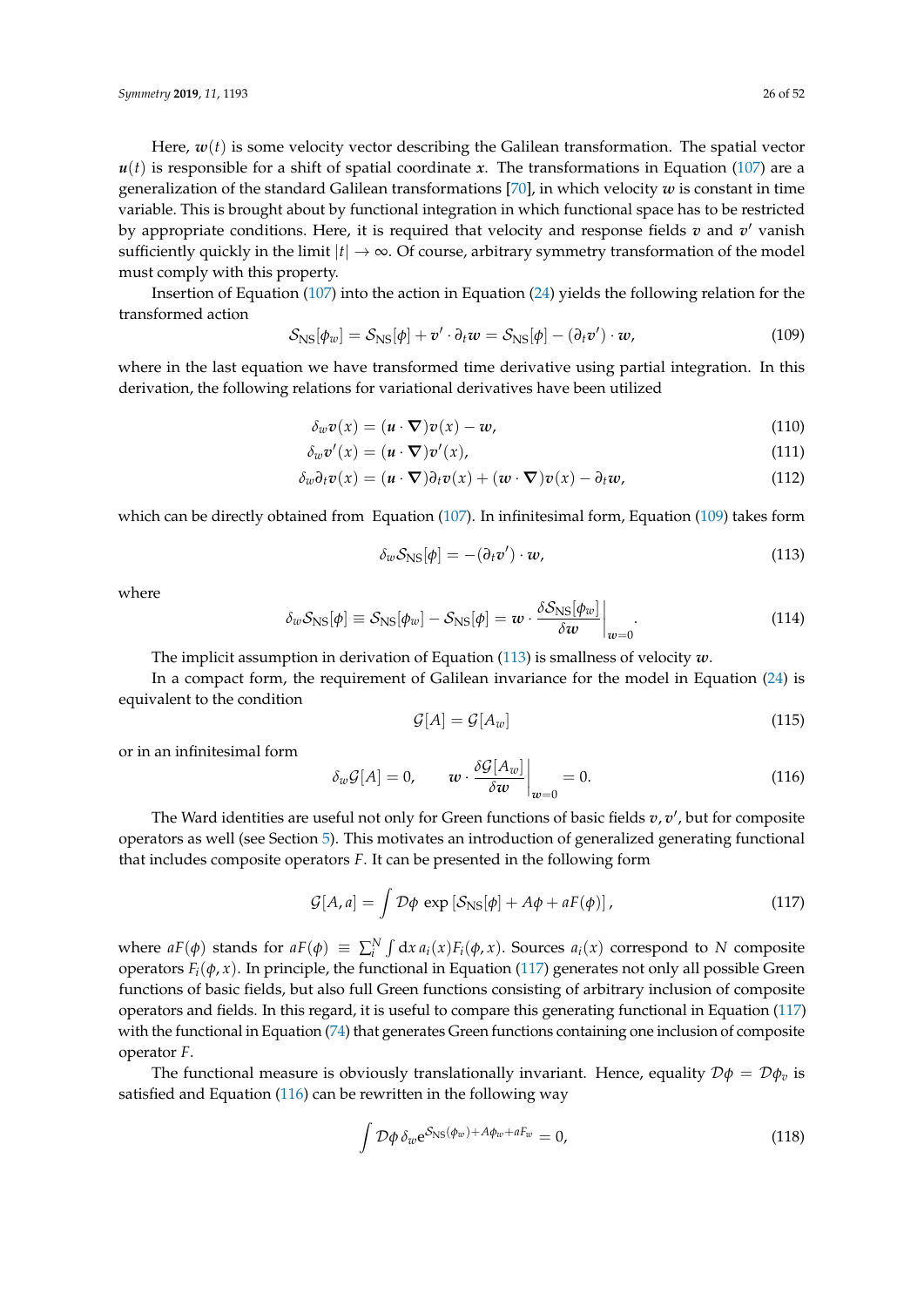Here, $\boldsymbol{w}(t)$ is some velocity vector describing the Galilean transformation. The spatial vector $\boldsymbol{u}(t)$ is responsible for a shift of spatial coordinate $\boldsymbol{x}$. The transformations in Equation (107) are a generalization of the standard Galilean transformations [70], in which velocity $\boldsymbol{w}$ is constant in time variable. This is brought about by functional integration in which functional space has to be restricted by appropriate conditions. Here, it is required that velocity and response fields $\boldsymbol{v}$ and $\boldsymbol{v}'$ vanish sufficiently quickly in the limit $|t| \to \infty$. Of course, arbitrary symmetry transformation of the model must comply with this property.

Insertion of Equation (107) into the action in Equation (24) yields the following relation for the transformed action

$$\mathcal{S}_{\rm NS}[\phi_w] = \mathcal{S}_{\rm NS}[\phi] + \boldsymbol{v}' \cdot \partial_t \boldsymbol{w} = \mathcal{S}_{\rm NS}[\phi] - (\partial_t \boldsymbol{v}') \cdot \boldsymbol{w}, \tag{109}$$

where in the last equation we have transformed time derivative using partial integration. In this derivation, the following relations for variational derivatives have been utilized

$$\delta_w \boldsymbol{v}(x) = (\boldsymbol{u} \cdot \boldsymbol{\nabla})\boldsymbol{v}(x) - \boldsymbol{w}, \tag{110}$$

$$\delta_w \boldsymbol{v}'(x) = (\boldsymbol{u} \cdot \boldsymbol{\nabla})\boldsymbol{v}'(x), \tag{111}$$

$$\delta_w \partial_t \boldsymbol{v}(x) = (\boldsymbol{u} \cdot \boldsymbol{\nabla})\partial_t \boldsymbol{v}(x) + (\boldsymbol{w} \cdot \boldsymbol{\nabla})\boldsymbol{v}(x) - \partial_t \boldsymbol{w}, \tag{112}$$

which can be directly obtained from Equation (107). In infinitesimal form, Equation (109) takes form

$$\delta_w \mathcal{S}_{\rm NS}[\phi] = -(\partial_t \boldsymbol{v}') \cdot \boldsymbol{w}, \tag{113}$$

where

$$\delta_w \mathcal{S}_{\rm NS}[\phi] \equiv \mathcal{S}_{\rm NS}[\phi_w] - \mathcal{S}_{\rm NS}[\phi] = \boldsymbol{w} \cdot \left. \frac{\delta \mathcal{S}_{\rm NS}[\phi_w]}{\delta \boldsymbol{w}} \right|_{\boldsymbol{w}=0}. \tag{114}$$

The implicit assumption in derivation of Equation (113) is smallness of velocity $\boldsymbol{w}$.

In a compact form, the requirement of Galilean invariance for the model in Equation (24) is equivalent to the condition

$$\mathcal{G}[A] = \mathcal{G}[A_w] \tag{115}$$

or in an infinitesimal form

$$\delta_w \mathcal{G}[A] = 0, \qquad \boldsymbol{w} \cdot \left. \frac{\delta \mathcal{G}[A_w]}{\delta \boldsymbol{w}} \right|_{\boldsymbol{w}=0} = 0. \tag{116}$$

The Ward identities are useful not only for Green functions of basic fields $\boldsymbol{v}, \boldsymbol{v}'$, but for composite operators as well (see Section 5). This motivates an introduction of generalized generating functional that includes composite operators $F$. It can be presented in the following form

$$\mathcal{G}[A, a] = \int \mathcal{D}\phi \, \exp\left[\mathcal{S}_{\rm NS}[\phi] + A\phi + aF(\phi)\right], \tag{117}$$

where $aF(\phi)$ stands for $aF(\phi) \equiv \sum_i^N \int {\rm d}x \, a_i(x) F_i(\phi, x)$. Sources $a_i(x)$ correspond to $N$ composite operators $F_i(\phi, x)$. In principle, the functional in Equation (117) generates not only all possible Green functions of basic fields, but also full Green functions consisting of arbitrary inclusion of composite operators and fields. In this regard, it is useful to compare this generating functional in Equation (117) with the functional in Equation (74) that generates Green functions containing one inclusion of composite operator $F$.

The functional measure is obviously translationally invariant. Hence, equality $\mathcal{D}\phi = \mathcal{D}\phi_v$ is satisfied and Equation (116) can be rewritten in the following way

$$\int \mathcal{D}\phi \, \delta_w {\rm e}^{\mathcal{S}_{\rm NS}(\phi_w) + A\phi_w + aF_w} = 0, \tag{118}$$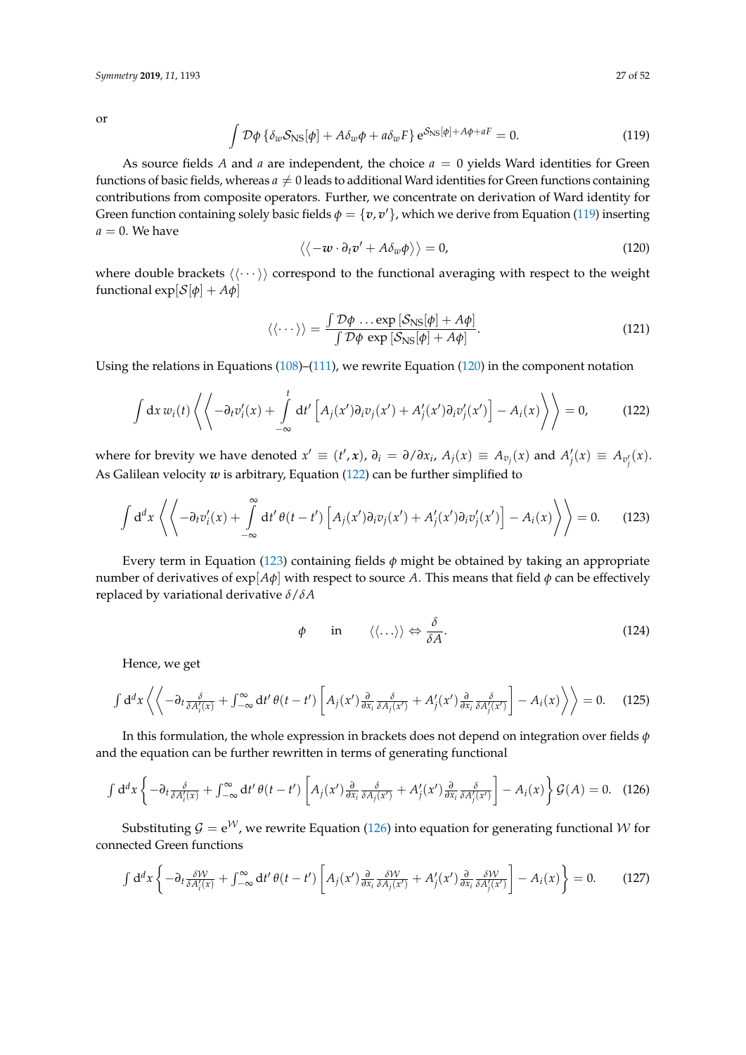or

$$\int \mathcal{D}\phi \, \{\delta_w \mathcal{S}_{\rm NS}[\phi] + A\delta_w \phi + a\delta_w F\} \, {\rm e}^{\mathcal{S}_{\rm NS}[\phi]+A\phi+aF} = 0. \tag{119}$$

As source fields $A$ and $a$ are independent, the choice $a = 0$ yields Ward identities for Green functions of basic fields, whereas $a \neq 0$ leads to additional Ward identities for Green functions containing contributions from composite operators. Further, we concentrate on derivation of Ward identity for Green function containing solely basic fields $\phi = \{\boldsymbol{v}, \boldsymbol{v}'\}$, which we derive from Equation (119) inserting $a = 0$. We have

$$\langle\langle -\boldsymbol{w} \cdot \partial_t \boldsymbol{v}' + A\delta_w \phi \rangle\rangle = 0, \tag{120}$$

where double brackets $\langle\langle \cdots \rangle\rangle$ correspond to the functional averaging with respect to the weight functional $\exp[\mathcal{S}[\phi] + A\phi]$

$$\langle\langle \cdots \rangle\rangle = \frac{\int \mathcal{D}\phi \, \ldots \exp\left[\mathcal{S}_{\rm NS}[\phi] + A\phi\right]}{\int \mathcal{D}\phi \, \exp\left[\mathcal{S}_{\rm NS}[\phi] + A\phi\right]}. \tag{121}$$

Using the relations in Equations (108)–(111), we rewrite Equation (120) in the component notation

$$\int {\rm d}\boldsymbol{x} \, w_i(t) \left\langle\left\langle -\partial_t v_i'(x) + \int_{-\infty}^{t} {\rm d}t' \left[A_j(x')\partial_i v_j(x') + A_j'(x')\partial_i v_j'(x')\right] - A_i(x) \right\rangle\right\rangle = 0, \tag{122}$$

where for brevity we have denoted $x' \equiv (t', \boldsymbol{x})$, $\partial_i = \partial/\partial x_i$, $A_j(x) \equiv A_{v_j}(x)$ and $A_j'(x) \equiv A_{v_j'}(x)$. As Galilean velocity $\boldsymbol{w}$ is arbitrary, Equation (122) can be further simplified to

$$\int {\rm d}^d x \left\langle\left\langle -\partial_t v_i'(x) + \int_{-\infty}^{\infty} {\rm d}t' \, \theta(t-t') \left[A_j(x')\partial_i v_j(x') + A_j'(x')\partial_i v_j'(x')\right] - A_i(x) \right\rangle\right\rangle = 0. \tag{123}$$

Every term in Equation (123) containing fields $\phi$ might be obtained by taking an appropriate number of derivatives of $\exp[A\phi]$ with respect to source $A$. This means that field $\phi$ can be effectively replaced by variational derivative $\delta/\delta A$

$$\phi \qquad \text{in} \qquad \langle\langle \ldots \rangle\rangle \Leftrightarrow \frac{\delta}{\delta A}. \tag{124}$$

Hence, we get

$$\int {\rm d}^d x \left\langle\left\langle -\partial_t \frac{\delta}{\delta A_i'(x)} + \int_{-\infty}^{\infty} {\rm d}t' \, \theta(t-t') \left[A_j(x') \frac{\partial}{\partial x_i} \frac{\delta}{\delta A_j(x')} + A_j'(x') \frac{\partial}{\partial x_i} \frac{\delta}{\delta A_j'(x')}\right] - A_i(x) \right\rangle\right\rangle = 0. \tag{125}$$

In this formulation, the whole expression in brackets does not depend on integration over fields $\phi$ and the equation can be further rewritten in terms of generating functional

$$\int {\rm d}^d x \left\{ -\partial_t \frac{\delta}{\delta A_i'(x)} + \int_{-\infty}^{\infty} {\rm d}t' \, \theta(t-t') \left[A_j(x') \frac{\partial}{\partial x_i} \frac{\delta}{\delta A_j(x')} + A_j'(x') \frac{\partial}{\partial x_i} \frac{\delta}{\delta A_j'(x')}\right] - A_i(x) \right\} \mathcal{G}(A) = 0. \tag{126}$$

Substituting $\mathcal{G} = {\rm e}^{\mathcal{W}}$, we rewrite Equation (126) into equation for generating functional $\mathcal{W}$ for connected Green functions

$$\int {\rm d}^d x \left\{ -\partial_t \frac{\delta \mathcal{W}}{\delta A_i'(x)} + \int_{-\infty}^{\infty} {\rm d}t' \, \theta(t-t') \left[A_j(x') \frac{\partial}{\partial x_i} \frac{\delta \mathcal{W}}{\delta A_j(x')} + A_j'(x') \frac{\partial}{\partial x_i} \frac{\delta \mathcal{W}}{\delta A_j'(x')}\right] - A_i(x) \right\} = 0. \tag{127}$$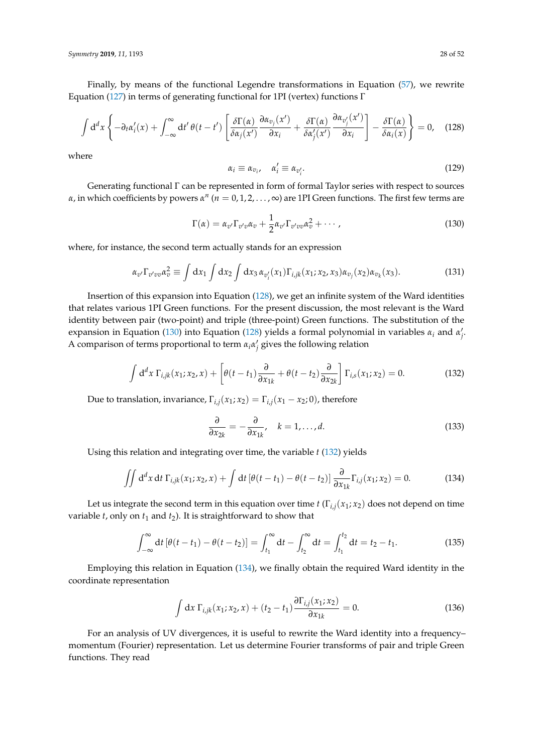Finally, by means of the functional Legendre transformations in Equation (57), we rewrite Equation (127) in terms of generating functional for 1PI (vertex) functions Γ

$$\int \mathrm{d}^d x \left\{ -\partial_t \alpha'_i(x) + \int_{-\infty}^{\infty} \mathrm{d}t'\, \theta(t-t') \left[ \frac{\delta \Gamma(\alpha)}{\delta \alpha_j(x')} \frac{\partial \alpha_{v_j}(x')}{\partial x_i} + \frac{\delta \Gamma(\alpha)}{\delta \alpha'_j(x')} \frac{\partial \alpha_{v'_j}(x')}{\partial x_i} \right] - \frac{\delta \Gamma(\alpha)}{\delta \alpha_i(x)} \right\} = 0, \quad (128)$$

where

$$\alpha_i \equiv \alpha_{v_i}, \quad \alpha'_i \equiv \alpha_{v'_i}. \quad (129)$$

Generating functional Γ can be represented in form of formal Taylor series with respect to sources $\alpha$, in which coefficients by powers $\alpha^n$ ($n = 0, 1, 2, \ldots, \infty$) are 1PI Green functions. The first few terms are

$$\Gamma(\alpha) = \alpha_{v'} \Gamma_{v'v} \alpha_v + \frac{1}{2} \alpha_{v'} \Gamma_{v'vv} \alpha_v^2 + \cdots, \quad (130)$$

where, for instance, the second term actually stands for an expression

$$\alpha_{v'} \Gamma_{v'vv} \alpha_v^2 \equiv \int \mathrm{d}x_1 \int \mathrm{d}x_2 \int \mathrm{d}x_3\, \alpha_{v'_i}(x_1) \Gamma_{i,jk}(x_1; x_2, x_3) \alpha_{v_j}(x_2) \alpha_{v_k}(x_3). \quad (131)$$

Insertion of this expansion into Equation (128), we get an infinite system of the Ward identities that relates various 1PI Green functions. For the present discussion, the most relevant is the Ward identity between pair (two-point) and triple (three-point) Green functions. The substitution of the expansion in Equation (130) into Equation (128) yields a formal polynomial in variables $\alpha_i$ and $\alpha'_j$. A comparison of terms proportional to term $\alpha_i \alpha'_j$ gives the following relation

$$\int \mathrm{d}^d x\, \Gamma_{i,jk}(x_1; x_2, x) + \left[ \theta(t-t_1) \frac{\partial}{\partial x_{1k}} + \theta(t-t_2) \frac{\partial}{\partial x_{2k}} \right] \Gamma_{i,s}(x_1; x_2) = 0. \quad (132)$$

Due to translation, invariance, $\Gamma_{i,j}(x_1; x_2) = \Gamma_{i,j}(x_1 - x_2; 0)$, therefore

$$\frac{\partial}{\partial x_{2k}} = -\frac{\partial}{\partial x_{1k}}, \quad k = 1, \ldots, d. \quad (133)$$

Using this relation and integrating over time, the variable $t$ (132) yields

$$\iint \mathrm{d}^d x\, \mathrm{d}t\, \Gamma_{i,jk}(x_1; x_2, x) + \int \mathrm{d}t\, [\theta(t-t_1) - \theta(t-t_2)] \frac{\partial}{\partial x_{1k}} \Gamma_{i,j}(x_1; x_2) = 0. \quad (134)$$

Let us integrate the second term in this equation over time $t$ ($\Gamma_{i,j}(x_1; x_2)$ does not depend on time variable $t$, only on $t_1$ and $t_2$). It is straightforward to show that

$$\int_{-\infty}^{\infty} \mathrm{d}t\, [\theta(t-t_1) - \theta(t-t_2)] = \int_{t_1}^{\infty} \mathrm{d}t - \int_{t_2}^{\infty} \mathrm{d}t = \int_{t_1}^{t_2} \mathrm{d}t = t_2 - t_1. \quad (135)$$

Employing this relation in Equation (134), we finally obtain the required Ward identity in the coordinate representation

$$\int \mathrm{d}x\, \Gamma_{i,jk}(x_1; x_2, x) + (t_2 - t_1) \frac{\partial \Gamma_{i,j}(x_1; x_2)}{\partial x_{1k}} = 0. \quad (136)$$

For an analysis of UV divergences, it is useful to rewrite the Ward identity into a frequency–momentum (Fourier) representation. Let us determine Fourier transforms of pair and triple Green functions. They read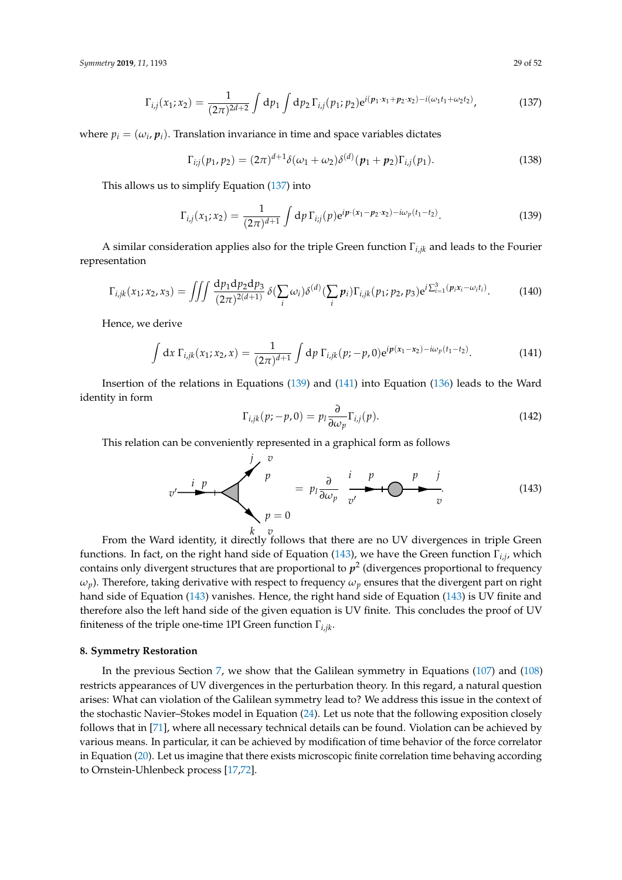$$\Gamma_{i,j}(x_1;x_2) = \frac{1}{(2\pi)^{2d+2}} \int \mathrm{d}p_1 \int \mathrm{d}p_2\, \Gamma_{i,j}(p_1;p_2) \mathrm{e}^{i(\boldsymbol{p}_1\cdot\boldsymbol{x}_1 + \boldsymbol{p}_2\cdot\boldsymbol{x}_2) - i(\omega_1 t_1 + \omega_2 t_2)}, \tag{137}$$

where $p_i = (\omega_i, \boldsymbol{p}_i)$. Translation invariance in time and space variables dictates

$$\Gamma_{i;j}(p_1,p_2) = (2\pi)^{d+1}\delta(\omega_1+\omega_2)\delta^{(d)}(\boldsymbol{p}_1+\boldsymbol{p}_2)\Gamma_{i,j}(p_1). \tag{138}$$

This allows us to simplify Equation (137) into

$$\Gamma_{i,j}(x_1;x_2) = \frac{1}{(2\pi)^{d+1}} \int \mathrm{d}p\, \Gamma_{i;j}(p) \mathrm{e}^{i\boldsymbol{p}\cdot(\boldsymbol{x}_1 - \boldsymbol{p}_2\cdot\boldsymbol{x}_2) - i\omega_p(t_1-t_2)}. \tag{139}$$

A similar consideration applies also for the triple Green function $\Gamma_{i,jk}$ and leads to the Fourier representation

$$\Gamma_{i,jk}(x_1;x_2,x_3) = \iiint \frac{\mathrm{d}p_1\mathrm{d}p_2\mathrm{d}p_3}{(2\pi)^{2(d+1)}}\, \delta(\sum_i \omega_i)\delta^{(d)}(\sum_i \boldsymbol{p}_i)\Gamma_{i,jk}(p_1;p_2,p_3)\mathrm{e}^{i\sum_{i=1}^{3}(\boldsymbol{p}_i\boldsymbol{x}_i - \omega_i t_i)}. \tag{140}$$

Hence, we derive

$$\int \mathrm{d}x\, \Gamma_{i,jk}(x_1;x_2,x) = \frac{1}{(2\pi)^{d+1}} \int \mathrm{d}p\, \Gamma_{i,jk}(p;-p,0)\mathrm{e}^{i\boldsymbol{p}(\boldsymbol{x}_1-\boldsymbol{x}_2) - i\omega_p(t_1-t_2)}. \tag{141}$$

Insertion of the relations in Equations (139) and (141) into Equation (136) leads to the Ward identity in form

$$\Gamma_{i,jk}(p;-p,0) = p_l \frac{\partial}{\partial\omega_p}\Gamma_{i,j}(p). \tag{142}$$

This relation can be conveniently represented in a graphical form as follows

$$[\text{triple vertex: } v' \xrightarrow{i\ p} \text{ with outgoing legs } j\ v\ (p),\ k\ v\ (p=0)] = p_l \frac{\partial}{\partial\omega_p}\, [v' \xrightarrow{i\ p} \bullet \xrightarrow{p\ j} v]. \tag{143}$$

From the Ward identity, it directly follows that there are no UV divergences in triple Green functions. In fact, on the right hand side of Equation (143), we have the Green function $\Gamma_{i,j}$, which contains only divergent structures that are proportional to $\boldsymbol{p}^2$ (divergences proportional to frequency $\omega_p$). Therefore, taking derivative with respect to frequency $\omega_p$ ensures that the divergent part on right hand side of Equation (143) vanishes. Hence, the right hand side of Equation (143) is UV finite and therefore also the left hand side of the given equation is UV finite. This concludes the proof of UV finiteness of the triple one-time 1PI Green function $\Gamma_{i,jk}$.

## 8. Symmetry Restoration

In the previous Section 7, we show that the Galilean symmetry in Equations (107) and (108) restricts appearances of UV divergences in the perturbation theory. In this regard, a natural question arises: What can violation of the Galilean symmetry lead to? We address this issue in the context of the stochastic Navier–Stokes model in Equation (24). Let us note that the following exposition closely follows that in [71], where all necessary technical details can be found. Violation can be achieved by various means. In particular, it can be achieved by modification of time behavior of the force correlator in Equation (20). Let us imagine that there exists microscopic finite correlation time behaving according to Ornstein-Uhlenbeck process [17,72].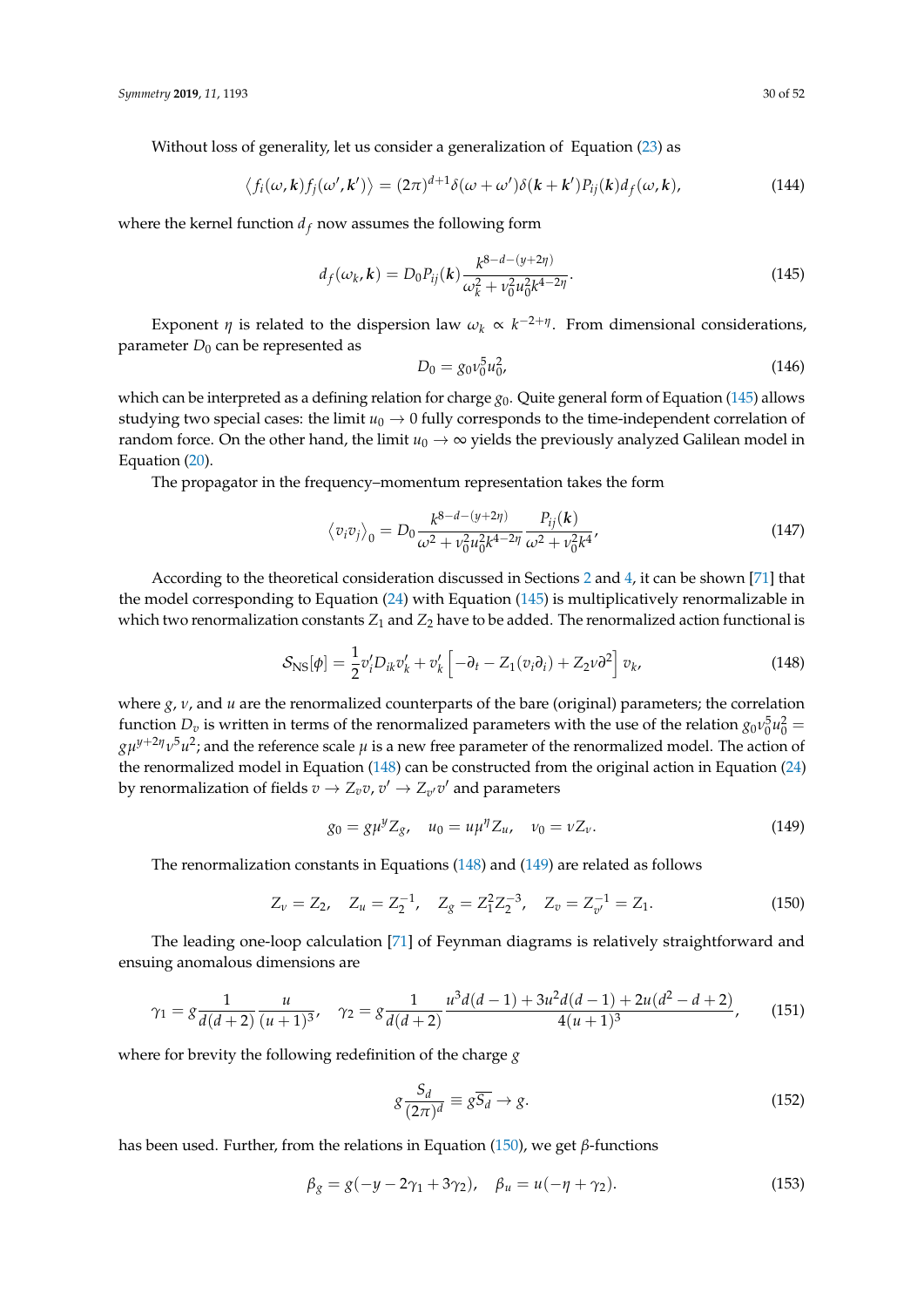Without loss of generality, let us consider a generalization of Equation (23) as

$$\langle f_i(\omega, \boldsymbol{k}) f_j(\omega', \boldsymbol{k}') \rangle = (2\pi)^{d+1} \delta(\omega + \omega') \delta(\boldsymbol{k} + \boldsymbol{k}') P_{ij}(\boldsymbol{k}) d_f(\omega, \boldsymbol{k}), \tag{144}$$

where the kernel function $d_f$ now assumes the following form

$$d_f(\omega_k, \boldsymbol{k}) = D_0 P_{ij}(\boldsymbol{k}) \frac{k^{8-d-(y+2\eta)}}{\omega_k^2 + \nu_0^2 u_0^2 k^{4-2\eta}}. \tag{145}$$

Exponent $\eta$ is related to the dispersion law $\omega_k \propto k^{-2+\eta}$. From dimensional considerations, parameter $D_0$ can be represented as

$$D_0 = g_0 \nu_0^5 u_0^2, \tag{146}$$

which can be interpreted as a defining relation for charge $g_0$. Quite general form of Equation (145) allows studying two special cases: the limit $u_0 \to 0$ fully corresponds to the time-independent correlation of random force. On the other hand, the limit $u_0 \to \infty$ yields the previously analyzed Galilean model in Equation (20).

The propagator in the frequency–momentum representation takes the form

$$\langle v_i v_j \rangle_0 = D_0 \frac{k^{8-d-(y+2\eta)}}{\omega^2 + \nu_0^2 u_0^2 k^{4-2\eta}} \frac{P_{ij}(\boldsymbol{k})}{\omega^2 + \nu_0^2 k^4}, \tag{147}$$

According to the theoretical consideration discussed in Sections 2 and 4, it can be shown [71] that the model corresponding to Equation (24) with Equation (145) is multiplicatively renormalizable in which two renormalization constants $Z_1$ and $Z_2$ have to be added. The renormalized action functional is

$$\mathcal{S}_{\rm NS}[\phi] = \frac{1}{2} v_i' D_{ik} v_k' + v_k' \left[ -\partial_t - Z_1 (v_i \partial_i) + Z_2 \nu \partial^2 \right] v_k, \tag{148}$$

where $g$, $\nu$, and $u$ are the renormalized counterparts of the bare (original) parameters; the correlation function $D_v$ is written in terms of the renormalized parameters with the use of the relation $g_0 \nu_0^5 u_0^2 = g \mu^{y+2\eta} \nu^5 u^2$; and the reference scale $\mu$ is a new free parameter of the renormalized model. The action of the renormalized model in Equation (148) can be constructed from the original action in Equation (24) by renormalization of fields $v \to Z_v v$, $v' \to Z_{v'} v'$ and parameters

$$g_0 = g \mu^y Z_g, \quad u_0 = u \mu^\eta Z_u, \quad \nu_0 = \nu Z_\nu. \tag{149}$$

The renormalization constants in Equations (148) and (149) are related as follows

$$Z_\nu = Z_2, \quad Z_u = Z_2^{-1}, \quad Z_g = Z_1^2 Z_2^{-3}, \quad Z_v = Z_{v'}^{-1} = Z_1. \tag{150}$$

The leading one-loop calculation [71] of Feynman diagrams is relatively straightforward and ensuing anomalous dimensions are

$$\gamma_1 = g \frac{1}{d(d+2)} \frac{u}{(u+1)^3}, \quad \gamma_2 = g \frac{1}{d(d+2)} \frac{u^3 d(d-1) + 3u^2 d(d-1) + 2u(d^2 - d + 2)}{4(u+1)^3}, \tag{151}$$

where for brevity the following redefinition of the charge $g$

$$g \frac{S_d}{(2\pi)^d} \equiv g \overline{S_d} \to g. \tag{152}$$

has been used. Further, from the relations in Equation (150), we get $\beta$-functions

$$\beta_g = g(-y - 2\gamma_1 + 3\gamma_2), \quad \beta_u = u(-\eta + \gamma_2). \tag{153}$$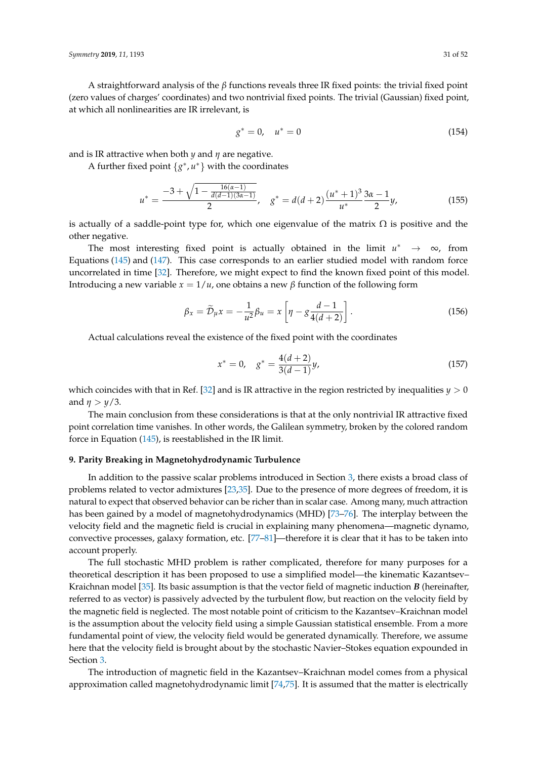A straightforward analysis of the $\beta$ functions reveals three IR fixed points: the trivial fixed point (zero values of charges' coordinates) and two nontrivial fixed points. The trivial (Gaussian) fixed point, at which all nonlinearities are IR irrelevant, is

$$g^* = 0, \quad u^* = 0 \tag{154}$$

and is IR attractive when both $y$ and $\eta$ are negative.

A further fixed point $\{g^*, u^*\}$ with the coordinates

$$u^* = \frac{-3 + \sqrt{1 - \frac{16(\alpha-1)}{d(d-1)(3\alpha-1)}}}{2}, \quad g^* = d(d+2)\frac{(u^*+1)^3}{u^*}\frac{3\alpha - 1}{2}y, \tag{155}$$

is actually of a saddle-point type for, which one eigenvalue of the matrix $\Omega$ is positive and the other negative.

The most interesting fixed point is actually obtained in the limit $u^* \to \infty$, from Equations (145) and (147). This case corresponds to an earlier studied model with random force uncorrelated in time [32]. Therefore, we might expect to find the known fixed point of this model. Introducing a new variable $x = 1/u$, one obtains a new $\beta$ function of the following form

$$\beta_x = \widetilde{\mathcal{D}}_\mu x = -\frac{1}{u^2}\beta_u = x\left[\eta - g\frac{d-1}{4(d+2)}\right]. \tag{156}$$

Actual calculations reveal the existence of the fixed point with the coordinates

$$x^* = 0, \quad g^* = \frac{4(d+2)}{3(d-1)}y, \tag{157}$$

which coincides with that in Ref. [32] and is IR attractive in the region restricted by inequalities $y > 0$ and $\eta > y/3$.

The main conclusion from these considerations is that at the only nontrivial IR attractive fixed point correlation time vanishes. In other words, the Galilean symmetry, broken by the colored random force in Equation (145), is reestablished in the IR limit.

## 9. Parity Breaking in Magnetohydrodynamic Turbulence

In addition to the passive scalar problems introduced in Section 3, there exists a broad class of problems related to vector admixtures [23,35]. Due to the presence of more degrees of freedom, it is natural to expect that observed behavior can be richer than in scalar case. Among many, much attraction has been gained by a model of magnetohydrodynamics (MHD) [73–76]. The interplay between the velocity field and the magnetic field is crucial in explaining many phenomena—magnetic dynamo, convective processes, galaxy formation, etc. [77–81]—therefore it is clear that it has to be taken into account properly.

The full stochastic MHD problem is rather complicated, therefore for many purposes for a theoretical description it has been proposed to use a simplified model—the kinematic Kazantsev–Kraichnan model [35]. Its basic assumption is that the vector field of magnetic induction $\boldsymbol{B}$ (hereinafter, referred to as vector) is passively advected by the turbulent flow, but reaction on the velocity field by the magnetic field is neglected. The most notable point of criticism to the Kazantsev–Kraichnan model is the assumption about the velocity field using a simple Gaussian statistical ensemble. From a more fundamental point of view, the velocity field would be generated dynamically. Therefore, we assume here that the velocity field is brought about by the stochastic Navier–Stokes equation expounded in Section 3.

The introduction of magnetic field in the Kazantsev–Kraichnan model comes from a physical approximation called magnetohydrodynamic limit [74,75]. It is assumed that the matter is electrically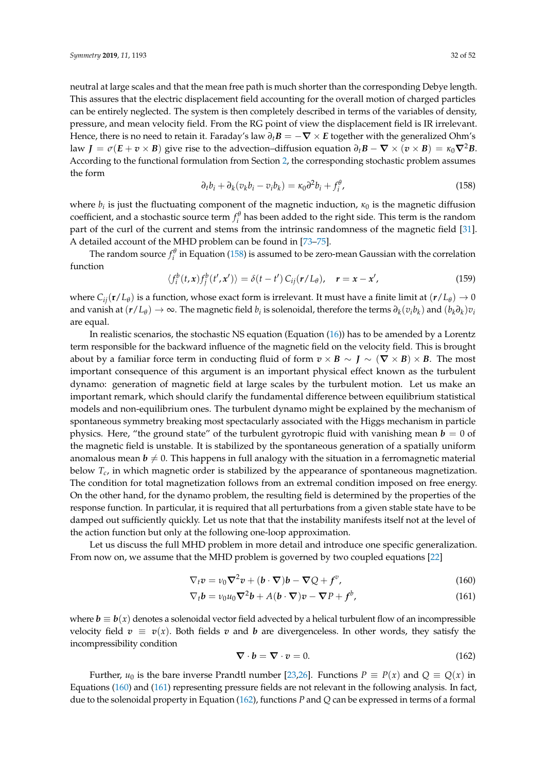neutral at large scales and that the mean free path is much shorter than the corresponding Debye length. This assures that the electric displacement field accounting for the overall motion of charged particles can be entirely neglected. The system is then completely described in terms of the variables of density, pressure, and mean velocity field. From the RG point of view the displacement field is IR irrelevant. Hence, there is no need to retain it. Faraday's law $\partial_t \boldsymbol{B} = -\boldsymbol{\nabla} \times \boldsymbol{E}$ together with the generalized Ohm's law $\boldsymbol{J} = \sigma(\boldsymbol{E} + \boldsymbol{v} \times \boldsymbol{B})$ give rise to the advection–diffusion equation $\partial_t \boldsymbol{B} - \boldsymbol{\nabla} \times (\boldsymbol{v} \times \boldsymbol{B}) = \kappa_0 \boldsymbol{\nabla}^2 \boldsymbol{B}$. According to the functional formulation from Section 2, the corresponding stochastic problem assumes the form

$$\partial_t b_i + \partial_k (v_k b_i - v_i b_k) = \kappa_0 \partial^2 b_i + f_i^\theta, \tag{158}$$

where $b_i$ is just the fluctuating component of the magnetic induction, $\kappa_0$ is the magnetic diffusion coefficient, and a stochastic source term $f_i^\theta$ has been added to the right side. This term is the random part of the curl of the current and stems from the intrinsic randomness of the magnetic field [31]. A detailed account of the MHD problem can be found in [73–75].

The random source $f_i^\theta$ in Equation (158) is assumed to be zero-mean Gaussian with the correlation function

$$\langle f_i^b(t, \boldsymbol{x}) f_j^b(t', \boldsymbol{x}') \rangle = \delta(t - t')\, C_{ij}(\boldsymbol{r}/L_\theta), \quad \boldsymbol{r} = \boldsymbol{x} - \boldsymbol{x}', \tag{159}$$

where $C_{ij}(\mathbf{r}/L_\theta)$ is a function, whose exact form is irrelevant. It must have a finite limit at $(\boldsymbol{r}/L_\theta) \to 0$ and vanish at $(\boldsymbol{r}/L_\theta) \to \infty$. The magnetic field $b_i$ is solenoidal, therefore the terms $\partial_k (v_i b_k)$ and $(b_k \partial_k) v_i$ are equal.

In realistic scenarios, the stochastic NS equation (Equation (16)) has to be amended by a Lorentz term responsible for the backward influence of the magnetic field on the velocity field. This is brought about by a familiar force term in conducting fluid of form $\boldsymbol{v} \times \boldsymbol{B} \sim \boldsymbol{J} \sim (\boldsymbol{\nabla} \times \boldsymbol{B}) \times \boldsymbol{B}$. The most important consequence of this argument is an important physical effect known as the turbulent dynamo: generation of magnetic field at large scales by the turbulent motion. Let us make an important remark, which should clarify the fundamental difference between equilibrium statistical models and non-equilibrium ones. The turbulent dynamo might be explained by the mechanism of spontaneous symmetry breaking most spectacularly associated with the Higgs mechanism in particle physics. Here, "the ground state" of the turbulent gyrotropic fluid with vanishing mean $\boldsymbol{b} = 0$ of the magnetic field is unstable. It is stabilized by the spontaneous generation of a spatially uniform anomalous mean $\boldsymbol{b} \neq 0$. This happens in full analogy with the situation in a ferromagnetic material below $T_c$, in which magnetic order is stabilized by the appearance of spontaneous magnetization. The condition for total magnetization follows from an extremal condition imposed on free energy. On the other hand, for the dynamo problem, the resulting field is determined by the properties of the response function. In particular, it is required that all perturbations from a given stable state have to be damped out sufficiently quickly. Let us note that that the instability manifests itself not at the level of the action function but only at the following one-loop approximation.

Let us discuss the full MHD problem in more detail and introduce one specific generalization. From now on, we assume that the MHD problem is governed by two coupled equations [22]

$$\nabla_t \boldsymbol{v} = \nu_0 \boldsymbol{\nabla}^2 \boldsymbol{v} + (\boldsymbol{b} \cdot \boldsymbol{\nabla}) \boldsymbol{b} - \boldsymbol{\nabla} Q + \boldsymbol{f}^v, \tag{160}$$

$$\nabla_t \boldsymbol{b} = \nu_0 u_0 \boldsymbol{\nabla}^2 \boldsymbol{b} + A (\boldsymbol{b} \cdot \boldsymbol{\nabla}) \boldsymbol{v} - \boldsymbol{\nabla} P + \boldsymbol{f}^b, \tag{161}$$

where $\boldsymbol{b} \equiv \boldsymbol{b}(x)$ denotes a solenoidal vector field advected by a helical turbulent flow of an incompressible velocity field $\boldsymbol{v} \equiv \boldsymbol{v}(x)$. Both fields $\boldsymbol{v}$ and $\boldsymbol{b}$ are divergenceless. In other words, they satisfy the incompressibility condition

$$\boldsymbol{\nabla} \cdot \boldsymbol{b} = \boldsymbol{\nabla} \cdot \boldsymbol{v} = 0. \tag{162}$$

Further, $u_0$ is the bare inverse Prandtl number [23,26]. Functions $P \equiv P(x)$ and $Q \equiv Q(x)$ in Equations (160) and (161) representing pressure fields are not relevant in the following analysis. In fact, due to the solenoidal property in Equation (162), functions $P$ and $Q$ can be expressed in terms of a formal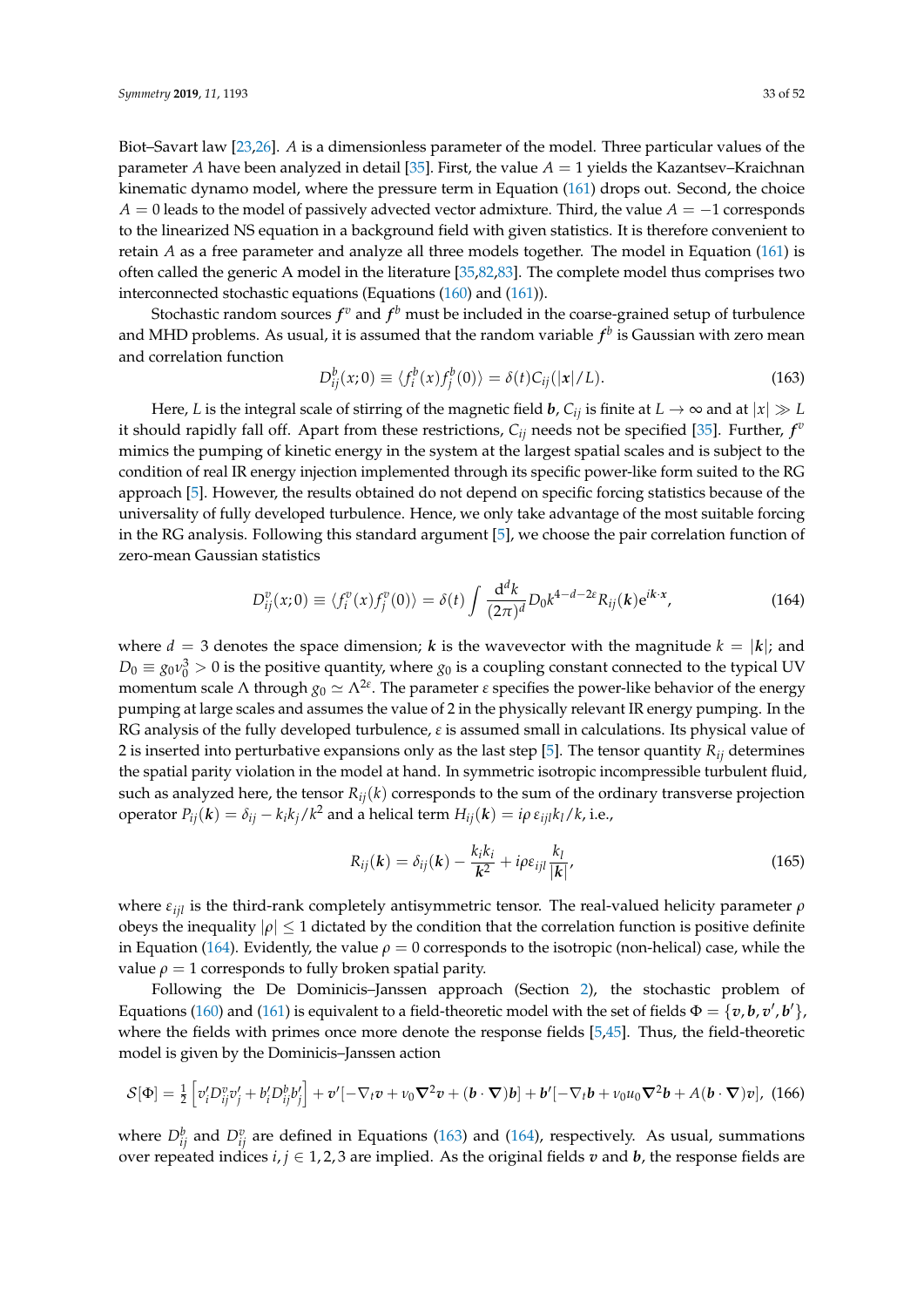Biot–Savart law [23,26]. $A$ is a dimensionless parameter of the model. Three particular values of the parameter $A$ have been analyzed in detail [35]. First, the value $A = 1$ yields the Kazantsev–Kraichnan kinematic dynamo model, where the pressure term in Equation (161) drops out. Second, the choice $A = 0$ leads to the model of passively advected vector admixture. Third, the value $A = -1$ corresponds to the linearized NS equation in a background field with given statistics. It is therefore convenient to retain $A$ as a free parameter and analyze all three models together. The model in Equation (161) is often called the generic A model in the literature [35,82,83]. The complete model thus comprises two interconnected stochastic equations (Equations (160) and (161)).

Stochastic random sources $\boldsymbol{f}^v$ and $\boldsymbol{f}^b$ must be included in the coarse-grained setup of turbulence and MHD problems. As usual, it is assumed that the random variable $\boldsymbol{f}^b$ is Gaussian with zero mean and correlation function

$$D^b_{ij}(x;0) \equiv \langle f^b_i(x) f^b_j(0)\rangle = \delta(t) C_{ij}(|\boldsymbol{x}|/L). \tag{163}$$

Here, $L$ is the integral scale of stirring of the magnetic field $\boldsymbol{b}$, $C_{ij}$ is finite at $L \to \infty$ and at $|x| \gg L$ it should rapidly fall off. Apart from these restrictions, $C_{ij}$ needs not be specified [35]. Further, $\boldsymbol{f}^v$ mimics the pumping of kinetic energy in the system at the largest spatial scales and is subject to the condition of real IR energy injection implemented through its specific power-like form suited to the RG approach [5]. However, the results obtained do not depend on specific forcing statistics because of the universality of fully developed turbulence. Hence, we only take advantage of the most suitable forcing in the RG analysis. Following this standard argument [5], we choose the pair correlation function of zero-mean Gaussian statistics

$$D^v_{ij}(x;0) \equiv \langle f^v_i(x) f^v_j(0)\rangle = \delta(t) \int \frac{\mathrm{d}^d k}{(2\pi)^d} D_0 k^{4-d-2\varepsilon} R_{ij}(\boldsymbol{k}) \mathrm{e}^{i\boldsymbol{k}\cdot\boldsymbol{x}}, \tag{164}$$

where $d = 3$ denotes the space dimension; $\boldsymbol{k}$ is the wavevector with the magnitude $k = |\boldsymbol{k}|$; and $D_0 \equiv g_0 \nu_0^3 > 0$ is the positive quantity, where $g_0$ is a coupling constant connected to the typical UV momentum scale $\Lambda$ through $g_0 \simeq \Lambda^{2\varepsilon}$. The parameter $\varepsilon$ specifies the power-like behavior of the energy pumping at large scales and assumes the value of 2 in the physically relevant IR energy pumping. In the RG analysis of the fully developed turbulence, $\varepsilon$ is assumed small in calculations. Its physical value of 2 is inserted into perturbative expansions only as the last step [5]. The tensor quantity $R_{ij}$ determines the spatial parity violation in the model at hand. In symmetric isotropic incompressible turbulent fluid, such as analyzed here, the tensor $R_{ij}(k)$ corresponds to the sum of the ordinary transverse projection operator $P_{ij}(\boldsymbol{k}) = \delta_{ij} - k_i k_j/k^2$ and a helical term $H_{ij}(\boldsymbol{k}) = i\rho\, \varepsilon_{ijl} k_l/k$, i.e.,

$$R_{ij}(\boldsymbol{k}) = \delta_{ij}(\boldsymbol{k}) - \frac{k_i k_i}{\boldsymbol{k}^2} + i\rho\varepsilon_{ijl}\frac{k_l}{|\boldsymbol{k}|}, \tag{165}$$

where $\varepsilon_{ijl}$ is the third-rank completely antisymmetric tensor. The real-valued helicity parameter $\rho$ obeys the inequality $|\rho| \leq 1$ dictated by the condition that the correlation function is positive definite in Equation (164). Evidently, the value $\rho = 0$ corresponds to the isotropic (non-helical) case, while the value $\rho = 1$ corresponds to fully broken spatial parity.

Following the De Dominicis–Janssen approach (Section 2), the stochastic problem of Equations (160) and (161) is equivalent to a field-theoretic model with the set of fields $\Phi = \{\boldsymbol{v}, \boldsymbol{b}, \boldsymbol{v}', \boldsymbol{b}'\}$, where the fields with primes once more denote the response fields [5,45]. Thus, the field-theoretic model is given by the Dominicis–Janssen action

$$\mathcal{S}[\Phi] = \tfrac{1}{2}\left[v'_i D^v_{ij} v'_j + b'_i D^b_{ij} b'_j\right] + \boldsymbol{v}'[-\nabla_t \boldsymbol{v} + \nu_0 \boldsymbol{\nabla}^2 \boldsymbol{v} + (\boldsymbol{b}\cdot\boldsymbol{\nabla})\boldsymbol{b}] + \boldsymbol{b}'[-\nabla_t \boldsymbol{b} + \nu_0 u_0 \boldsymbol{\nabla}^2 \boldsymbol{b} + A(\boldsymbol{b}\cdot\boldsymbol{\nabla})\boldsymbol{v}], \tag{166}$$

where $D^b_{ij}$ and $D^v_{ij}$ are defined in Equations (163) and (164), respectively. As usual, summations over repeated indices $i, j \in 1, 2, 3$ are implied. As the original fields $\boldsymbol{v}$ and $\boldsymbol{b}$, the response fields are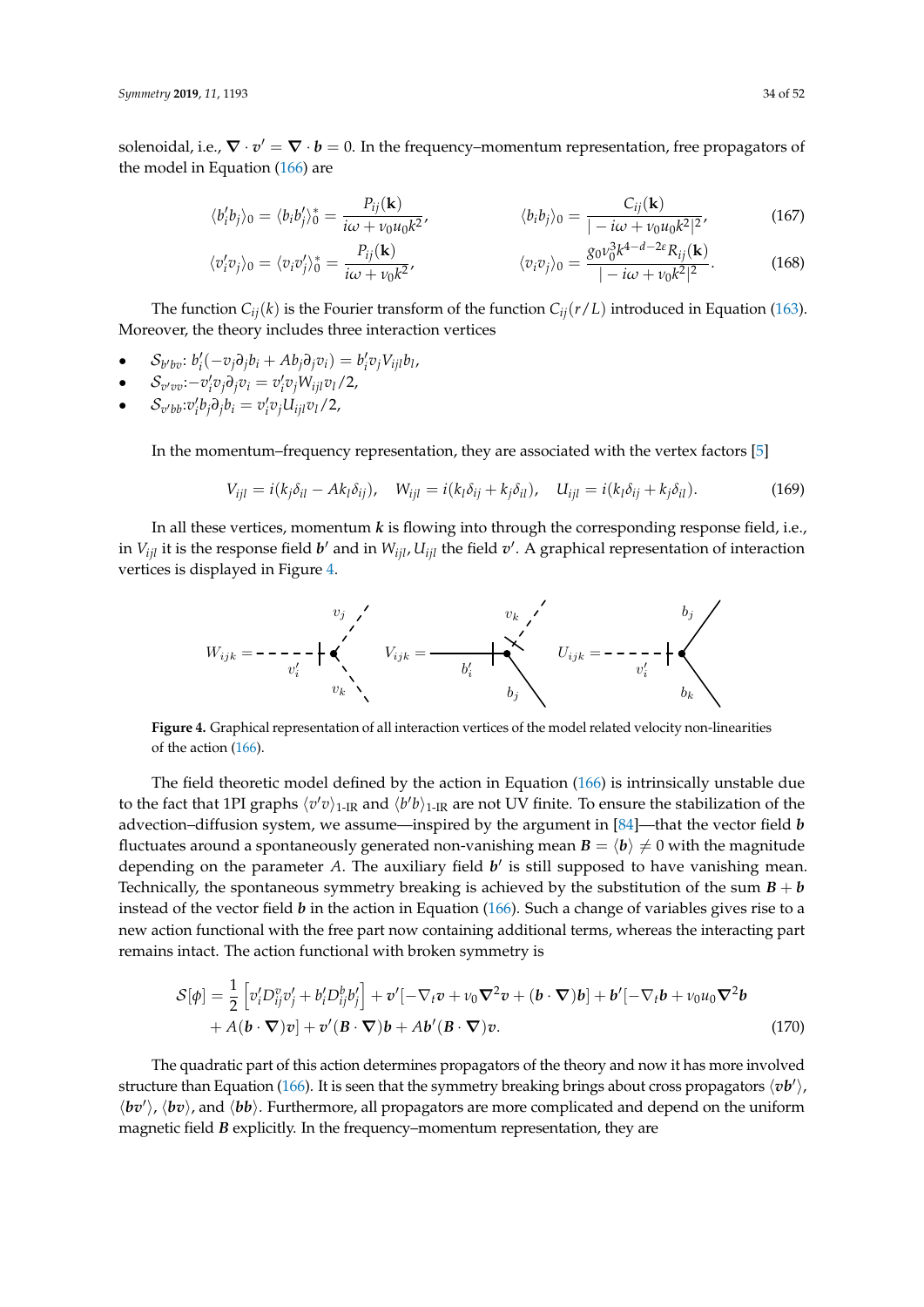solenoidal, i.e., $\nabla \cdot \boldsymbol{v}' = \nabla \cdot \boldsymbol{b} = 0$. In the frequency–momentum representation, free propagators of the model in Equation (166) are

$$\langle b_i' b_j \rangle_0 = \langle b_i b_j' \rangle_0^* = \frac{P_{ij}(\mathbf{k})}{i\omega + \nu_0 u_0 k^2}, \qquad \langle b_i b_j \rangle_0 = \frac{C_{ij}(\mathbf{k})}{|-i\omega + \nu_0 u_0 k^2|^2}, \tag{167}$$

$$\langle v_i' v_j \rangle_0 = \langle v_i v_j' \rangle_0^* = \frac{P_{ij}(\mathbf{k})}{i\omega + \nu_0 k^2}, \qquad \langle v_i v_j \rangle_0 = \frac{g_0 \nu_0^3 k^{4-d-2\varepsilon} R_{ij}(\mathbf{k})}{|-i\omega + \nu_0 k^2|^2}. \tag{168}$$

The function $C_{ij}(k)$ is the Fourier transform of the function $C_{ij}(r/L)$ introduced in Equation (163). Moreover, the theory includes three interaction vertices

- $\mathcal{S}_{b'bv}$: $b_i'(-v_j \partial_j b_i + A b_j \partial_j v_i) = b_i' v_j V_{ijl} b_l$,
- $\mathcal{S}_{v'vv}$:$-v_i' v_j \partial_j v_i = v_i' v_j W_{ijl} v_l / 2$,
- $\mathcal{S}_{v'bb}$:$v_i' b_j \partial_j b_i = v_i' v_j U_{ijl} v_l / 2$,

In the momentum–frequency representation, they are associated with the vertex factors [5]

$$V_{ijl} = i(k_j \delta_{il} - A k_l \delta_{ij}), \quad W_{ijl} = i(k_l \delta_{ij} + k_j \delta_{il}), \quad U_{ijl} = i(k_l \delta_{ij} + k_j \delta_{il}). \tag{169}$$

In all these vertices, momentum $\boldsymbol{k}$ is flowing into through the corresponding response field, i.e., in $V_{ijl}$ it is the response field $\boldsymbol{b}'$ and in $W_{ijl}, U_{ijl}$ the field $\boldsymbol{v}'$. A graphical representation of interaction vertices is displayed in Figure 4.

**Figure 4.** Graphical representation of all interaction vertices of the model related velocity non-linearities of the action (166).

The field theoretic model defined by the action in Equation (166) is intrinsically unstable due to the fact that 1PI graphs $\langle v'v \rangle_{\text{1-IR}}$ and $\langle b'b \rangle_{\text{1-IR}}$ are not UV finite. To ensure the stabilization of the advection–diffusion system, we assume—inspired by the argument in [84]—that the vector field $\boldsymbol{b}$ fluctuates around a spontaneously generated non-vanishing mean $\boldsymbol{B} = \langle \boldsymbol{b} \rangle \neq 0$ with the magnitude depending on the parameter $A$. The auxiliary field $\boldsymbol{b}'$ is still supposed to have vanishing mean. Technically, the spontaneous symmetry breaking is achieved by the substitution of the sum $\boldsymbol{B} + \boldsymbol{b}$ instead of the vector field $\boldsymbol{b}$ in the action in Equation (166). Such a change of variables gives rise to a new action functional with the free part now containing additional terms, whereas the interacting part remains intact. The action functional with broken symmetry is

$$\mathcal{S}[\phi] = \frac{1}{2}\left[v_i' D_{ij}^v v_j' + b_i' D_{ij}^b b_j'\right] + \boldsymbol{v}'[-\nabla_t \boldsymbol{v} + \nu_0 \boldsymbol{\nabla}^2 \boldsymbol{v} + (\boldsymbol{b} \cdot \boldsymbol{\nabla})\boldsymbol{b}] + \boldsymbol{b}'[-\nabla_t \boldsymbol{b} + \nu_0 u_0 \boldsymbol{\nabla}^2 \boldsymbol{b}$$
$$+ A(\boldsymbol{b} \cdot \boldsymbol{\nabla})\boldsymbol{v}] + \boldsymbol{v}'(\boldsymbol{B} \cdot \boldsymbol{\nabla})\boldsymbol{b} + A\boldsymbol{b}'(\boldsymbol{B} \cdot \boldsymbol{\nabla})\boldsymbol{v}. \tag{170}$$

The quadratic part of this action determines propagators of the theory and now it has more involved structure than Equation (166). It is seen that the symmetry breaking brings about cross propagators $\langle \boldsymbol{v}\boldsymbol{b}' \rangle$, $\langle \boldsymbol{b}\boldsymbol{v}' \rangle$, $\langle \boldsymbol{b}\boldsymbol{v} \rangle$, and $\langle \boldsymbol{b}\boldsymbol{b} \rangle$. Furthermore, all propagators are more complicated and depend on the uniform magnetic field $\boldsymbol{B}$ explicitly. In the frequency–momentum representation, they are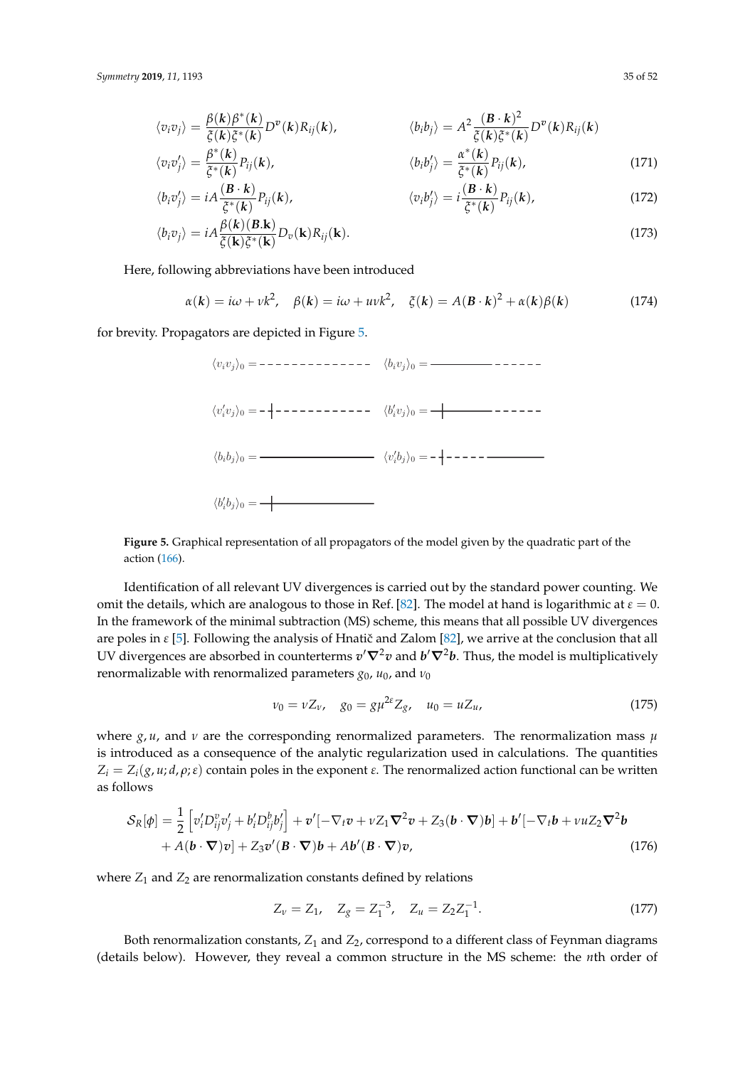$$\langle v_i v_j \rangle = \frac{\beta(\boldsymbol{k})\beta^*(\boldsymbol{k})}{\xi(\boldsymbol{k})\xi^*(\boldsymbol{k})} D^v(\boldsymbol{k}) R_{ij}(\boldsymbol{k}), \qquad \langle b_i b_j \rangle = A^2 \frac{(\boldsymbol{B}\cdot\boldsymbol{k})^2}{\xi(\boldsymbol{k})\xi^*(\boldsymbol{k})} D^v(\boldsymbol{k}) R_{ij}(\boldsymbol{k})$$

$$\langle v_i v'_j \rangle = \frac{\beta^*(\boldsymbol{k})}{\xi^*(\boldsymbol{k})} P_{ij}(\boldsymbol{k}), \qquad \langle b_i b'_j \rangle = \frac{\alpha^*(\boldsymbol{k})}{\xi^*(\boldsymbol{k})} P_{ij}(\boldsymbol{k}), \tag{171}$$

$$\langle b_i v'_j \rangle = iA \frac{(\boldsymbol{B}\cdot\boldsymbol{k})}{\xi^*(\boldsymbol{k})} P_{ij}(\boldsymbol{k}), \qquad \langle v_i b'_j \rangle = i \frac{(\boldsymbol{B}\cdot\boldsymbol{k})}{\xi^*(\boldsymbol{k})} P_{ij}(\boldsymbol{k}), \tag{172}$$

$$\langle b_i v_j \rangle = iA \frac{\beta(\boldsymbol{k})(\mathbf{B}.\mathbf{k})}{\xi(\mathbf{k})\xi^*(\mathbf{k})} D_v(\mathbf{k}) R_{ij}(\mathbf{k}). \tag{173}$$

Here, following abbreviations have been introduced

$$\alpha(\boldsymbol{k}) = i\omega + \nu k^2, \quad \beta(\boldsymbol{k}) = i\omega + u\nu k^2, \quad \xi(\boldsymbol{k}) = A(\boldsymbol{B}\cdot\boldsymbol{k})^2 + \alpha(\boldsymbol{k})\beta(\boldsymbol{k}) \tag{174}$$

for brevity. Propagators are depicted in Figure 5.

$\langle v_i v_j \rangle_0 =$ $\langle b_i v_j \rangle_0 =$

$\langle v'_i v_j \rangle_0 =$ $\langle b'_i v_j \rangle_0 =$

$\langle b_i b_j \rangle_0 =$ $\langle v'_i b_j \rangle_0 =$

$\langle b'_i b_j \rangle_0 =$

**Figure 5.** Graphical representation of all propagators of the model given by the quadratic part of the action (166).

Identification of all relevant UV divergences is carried out by the standard power counting. We omit the details, which are analogous to those in Ref. [82]. The model at hand is logarithmic at $\varepsilon = 0$. In the framework of the minimal subtraction (MS) scheme, this means that all possible UV divergences are poles in $\varepsilon$ [5]. Following the analysis of Hnatič and Zalom [82], we arrive at the conclusion that all UV divergences are absorbed in counterterms $\boldsymbol{v}'\boldsymbol{\nabla}^2\boldsymbol{v}$ and $\boldsymbol{b}'\boldsymbol{\nabla}^2\boldsymbol{b}$. Thus, the model is multiplicatively renormalizable with renormalized parameters $g_0$, $u_0$, and $\nu_0$

$$\nu_0 = \nu Z_\nu, \quad g_0 = g\mu^{2\varepsilon} Z_g, \quad u_0 = u Z_u, \tag{175}$$

where $g, u$, and $\nu$ are the corresponding renormalized parameters. The renormalization mass $\mu$ is introduced as a consequence of the analytic regularization used in calculations. The quantities $Z_i = Z_i(g, u; d, \rho; \varepsilon)$ contain poles in the exponent $\varepsilon$. The renormalized action functional can be written as follows

$$\begin{aligned}\mathcal{S}_R[\phi] = \frac{1}{2}\left[v'_i D^v_{ij} v'_j + b'_i D^b_{ij} b'_j\right] + \boldsymbol{v}'[-\nabla_t \boldsymbol{v} + \nu Z_1 \boldsymbol{\nabla}^2 \boldsymbol{v} + Z_3(\boldsymbol{b}\cdot\boldsymbol{\nabla})\boldsymbol{b}] + \boldsymbol{b}'[-\nabla_t \boldsymbol{b} + \nu u Z_2 \boldsymbol{\nabla}^2 \boldsymbol{b} \\ + A(\boldsymbol{b}\cdot\boldsymbol{\nabla})\boldsymbol{v}] + Z_3 \boldsymbol{v}'(\boldsymbol{B}\cdot\boldsymbol{\nabla})\boldsymbol{b} + A\boldsymbol{b}'(\boldsymbol{B}\cdot\boldsymbol{\nabla})\boldsymbol{v},\end{aligned} \tag{176}$$

where $Z_1$ and $Z_2$ are renormalization constants defined by relations

$$Z_\nu = Z_1, \quad Z_g = Z_1^{-3}, \quad Z_u = Z_2 Z_1^{-1}. \tag{177}$$

Both renormalization constants, $Z_1$ and $Z_2$, correspond to a different class of Feynman diagrams (details below). However, they reveal a common structure in the MS scheme: the $n$th order of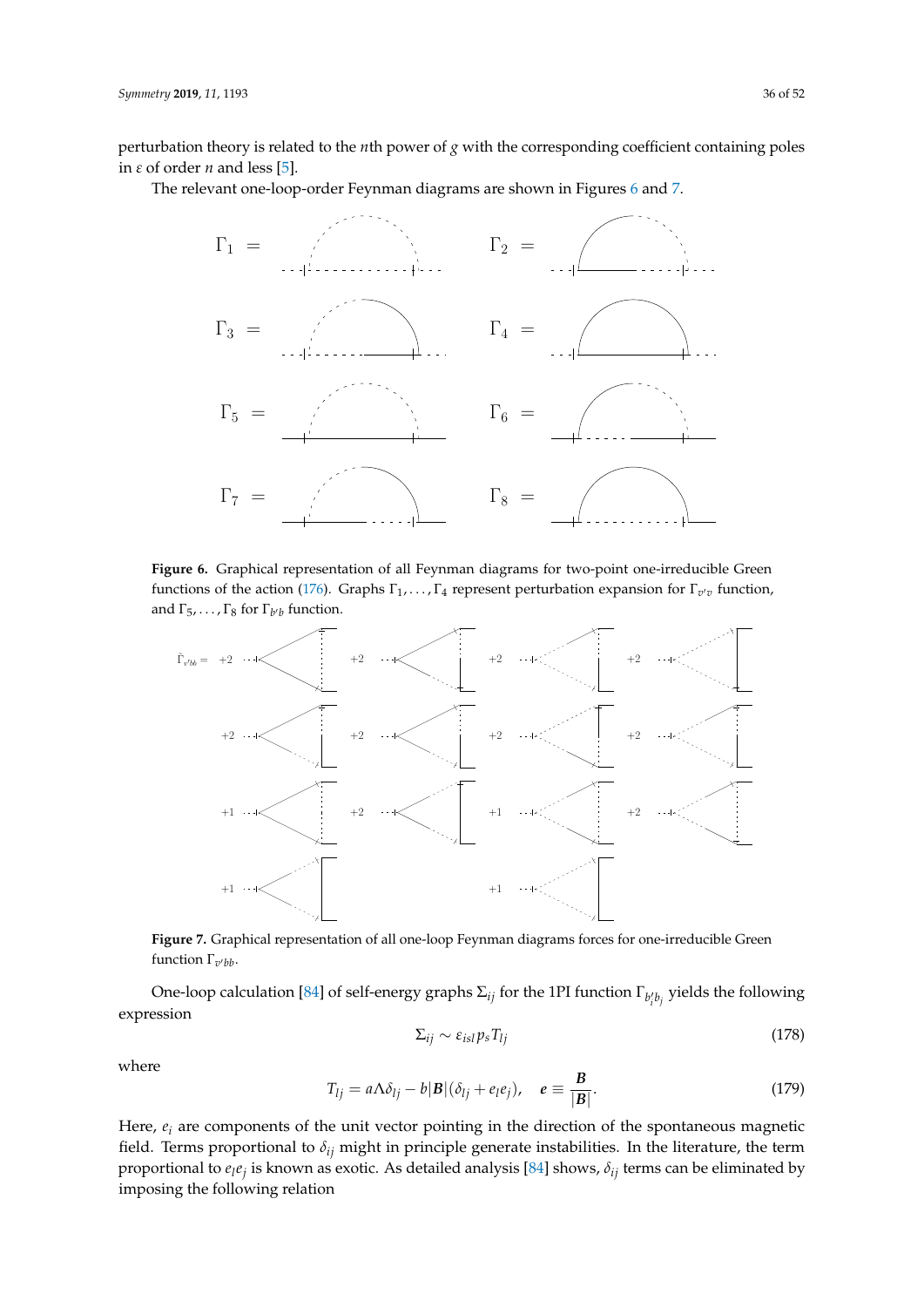perturbation theory is related to the $n$th power of $g$ with the corresponding coefficient containing poles in $\varepsilon$ of order $n$ and less [5].

The relevant one-loop-order Feynman diagrams are shown in Figures 6 and 7.

**Figure 6.** Graphical representation of all Feynman diagrams for two-point one-irreducible Green functions of the action (176). Graphs $\Gamma_1, \ldots, \Gamma_4$ represent perturbation expansion for $\Gamma_{v'v}$ function, and $\Gamma_5, \ldots, \Gamma_8$ for $\Gamma_{b'b}$ function.

**Figure 7.** Graphical representation of all one-loop Feynman diagrams forces for one-irreducible Green function $\Gamma_{v'bb}$.

One-loop calculation [84] of self-energy graphs $\Sigma_{ij}$ for the 1PI function $\Gamma_{b'_i b_j}$ yields the following expression

$$\Sigma_{ij} \sim \varepsilon_{isl} p_s T_{lj} \tag{178}$$

where

$$T_{lj} = a\Lambda\delta_{lj} - b|\boldsymbol{B}|(\delta_{lj} + e_l e_j), \quad \boldsymbol{e} \equiv \frac{\boldsymbol{B}}{|\boldsymbol{B}|}. \tag{179}$$

Here, $e_i$ are components of the unit vector pointing in the direction of the spontaneous magnetic field. Terms proportional to $\delta_{ij}$ might in principle generate instabilities. In the literature, the term proportional to $e_l e_j$ is known as exotic. As detailed analysis [84] shows, $\delta_{ij}$ terms can be eliminated by imposing the following relation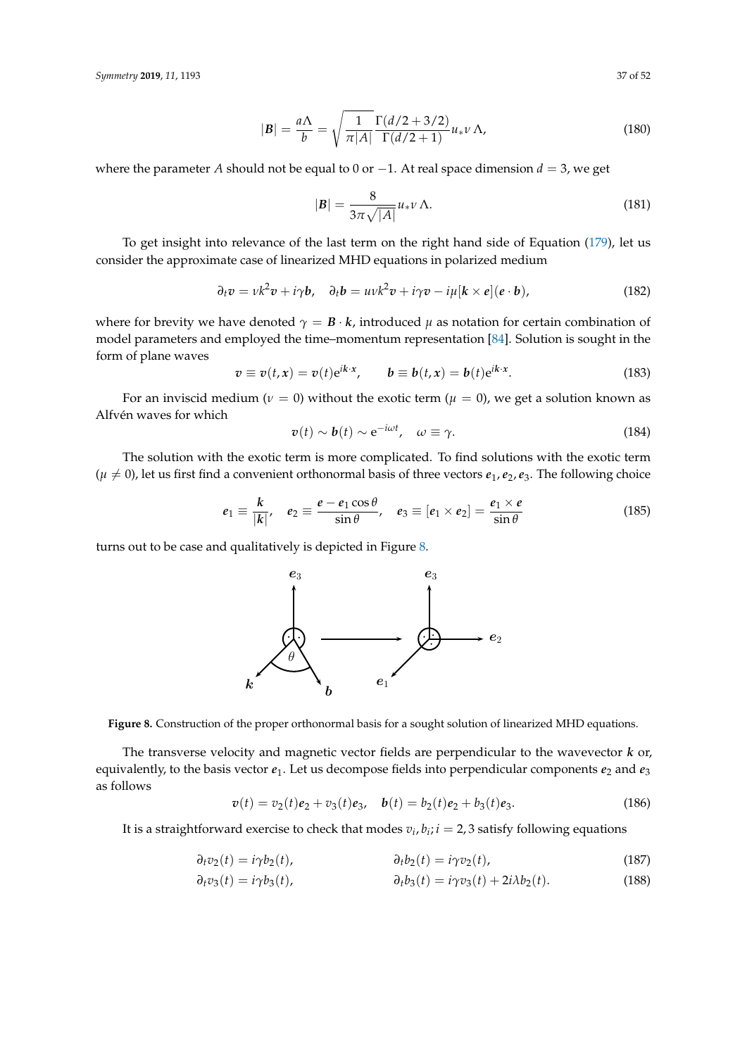$$|\boldsymbol{B}| = \frac{a\Lambda}{b} = \sqrt{\frac{1}{\pi|A|}} \frac{\Gamma(d/2+3/2)}{\Gamma(d/2+1)} u_* \nu\,\Lambda, \tag{180}$$

where the parameter $A$ should not be equal to 0 or $-1$. At real space dimension $d = 3$, we get

$$|\boldsymbol{B}| = \frac{8}{3\pi\sqrt{|A|}} u_* \nu\,\Lambda. \tag{181}$$

To get insight into relevance of the last term on the right hand side of Equation (179), let us consider the approximate case of linearized MHD equations in polarized medium

$$\partial_t \boldsymbol{v} = \nu k^2 \boldsymbol{v} + i\gamma \boldsymbol{b}, \quad \partial_t \boldsymbol{b} = u\nu k^2 \boldsymbol{v} + i\gamma \boldsymbol{v} - i\mu[\boldsymbol{k} \times \boldsymbol{e}](\boldsymbol{e} \cdot \boldsymbol{b}), \tag{182}$$

where for brevity we have denoted $\gamma = \boldsymbol{B} \cdot \boldsymbol{k}$, introduced $\mu$ as notation for certain combination of model parameters and employed the time–momentum representation [84]. Solution is sought in the form of plane waves

$$\boldsymbol{v} \equiv \boldsymbol{v}(t, \boldsymbol{x}) = \boldsymbol{v}(t)\mathrm{e}^{i\boldsymbol{k}\cdot\boldsymbol{x}}, \qquad \boldsymbol{b} \equiv \boldsymbol{b}(t, \boldsymbol{x}) = \boldsymbol{b}(t)\mathrm{e}^{i\boldsymbol{k}\cdot\boldsymbol{x}}. \tag{183}$$

For an inviscid medium ($\nu = 0$) without the exotic term ($\mu = 0$), we get a solution known as Alfvén waves for which

$$\boldsymbol{v}(t) \sim \boldsymbol{b}(t) \sim \mathrm{e}^{-i\omega t}, \quad \omega \equiv \gamma. \tag{184}$$

The solution with the exotic term is more complicated. To find solutions with the exotic term ($\mu \neq 0$), let us first find a convenient orthonormal basis of three vectors $\boldsymbol{e}_1, \boldsymbol{e}_2, \boldsymbol{e}_3$. The following choice

$$\boldsymbol{e}_1 \equiv \frac{\boldsymbol{k}}{|\boldsymbol{k}|}, \quad \boldsymbol{e}_2 \equiv \frac{\boldsymbol{e} - \boldsymbol{e}_1 \cos\theta}{\sin\theta}, \quad \boldsymbol{e}_3 \equiv [\boldsymbol{e}_1 \times \boldsymbol{e}_2] = \frac{\boldsymbol{e}_1 \times \boldsymbol{e}}{\sin\theta} \tag{185}$$

turns out to be case and qualitatively is depicted in Figure 8.

**Figure 8.** Construction of the proper orthonormal basis for a sought solution of linearized MHD equations.

The transverse velocity and magnetic vector fields are perpendicular to the wavevector $\boldsymbol{k}$ or, equivalently, to the basis vector $\boldsymbol{e}_1$. Let us decompose fields into perpendicular components $\boldsymbol{e}_2$ and $\boldsymbol{e}_3$ as follows

$$\boldsymbol{v}(t) = v_2(t)\boldsymbol{e}_2 + v_3(t)\boldsymbol{e}_3, \quad \boldsymbol{b}(t) = b_2(t)\boldsymbol{e}_2 + b_3(t)\boldsymbol{e}_3. \tag{186}$$

It is a straightforward exercise to check that modes $v_i, b_i; i = 2, 3$ satisfy following equations

$$\partial_t v_2(t) = i\gamma b_2(t), \qquad \partial_t b_2(t) = i\gamma v_2(t), \tag{187}$$

$$\partial_t v_3(t) = i\gamma b_3(t), \qquad \partial_t b_3(t) = i\gamma v_3(t) + 2i\lambda b_2(t). \tag{188}$$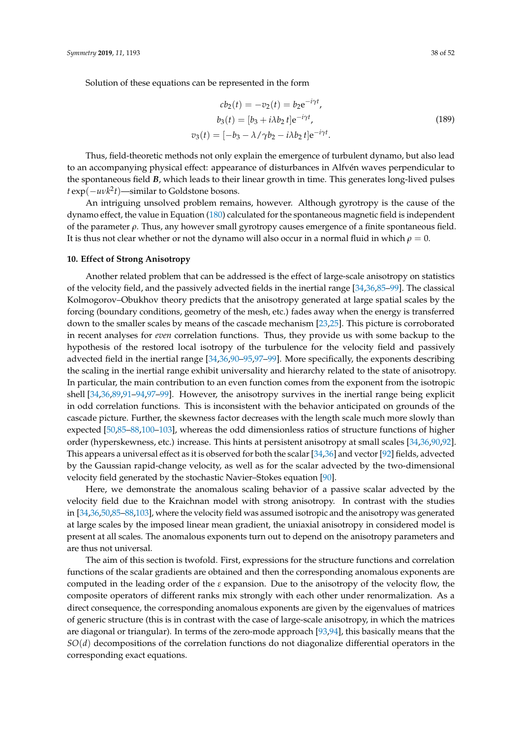Solution of these equations can be represented in the form

$$
\begin{aligned}
cb_2(t) &= -v_2(t) = b_2 e^{-i\gamma t}, \\
b_3(t) &= [b_3 + i\lambda b_2\, t] e^{-i\gamma t}, \\
v_3(t) &= [-b_3 - \lambda/\gamma b_2 - i\lambda b_2\, t] e^{-i\gamma t}.
\end{aligned}
\tag{189}
$$

Thus, field-theoretic methods not only explain the emergence of turbulent dynamo, but also lead to an accompanying physical effect: appearance of disturbances in Alfvén waves perpendicular to the spontaneous field $\boldsymbol{B}$, which leads to their linear growth in time. This generates long-lived pulses $t\exp(-u\nu k^2 t)$—similar to Goldstone bosons.

An intriguing unsolved problem remains, however. Although gyrotropy is the cause of the dynamo effect, the value in Equation (180) calculated for the spontaneous magnetic field is independent of the parameter $\rho$. Thus, any however small gyrotropy causes emergence of a finite spontaneous field. It is thus not clear whether or not the dynamo will also occur in a normal fluid in which $\rho = 0$.

## 10. Effect of Strong Anisotropy

Another related problem that can be addressed is the effect of large-scale anisotropy on statistics of the velocity field, and the passively advected fields in the inertial range [34,36,85–99]. The classical Kolmogorov–Obukhov theory predicts that the anisotropy generated at large spatial scales by the forcing (boundary conditions, geometry of the mesh, etc.) fades away when the energy is transferred down to the smaller scales by means of the cascade mechanism [23,25]. This picture is corroborated in recent analyses for *even* correlation functions. Thus, they provide us with some backup to the hypothesis of the restored local isotropy of the turbulence for the velocity field and passively advected field in the inertial range [34,36,90–95,97–99]. More specifically, the exponents describing the scaling in the inertial range exhibit universality and hierarchy related to the state of anisotropy. In particular, the main contribution to an even function comes from the exponent from the isotropic shell [34,36,89,91–94,97–99]. However, the anisotropy survives in the inertial range being explicit in odd correlation functions. This is inconsistent with the behavior anticipated on grounds of the cascade picture. Further, the skewness factor decreases with the length scale much more slowly than expected [50,85–88,100–103], whereas the odd dimensionless ratios of structure functions of higher order (hyperskewness, etc.) increase. This hints at persistent anisotropy at small scales [34,36,90,92]. This appears a universal effect as it is observed for both the scalar [34,36] and vector [92] fields, advected by the Gaussian rapid-change velocity, as well as for the scalar advected by the two-dimensional velocity field generated by the stochastic Navier–Stokes equation [90].

Here, we demonstrate the anomalous scaling behavior of a passive scalar advected by the velocity field due to the Kraichnan model with strong anisotropy. In contrast with the studies in [34,36,50,85–88,103], where the velocity field was assumed isotropic and the anisotropy was generated at large scales by the imposed linear mean gradient, the uniaxial anisotropy in considered model is present at all scales. The anomalous exponents turn out to depend on the anisotropy parameters and are thus not universal.

The aim of this section is twofold. First, expressions for the structure functions and correlation functions of the scalar gradients are obtained and then the corresponding anomalous exponents are computed in the leading order of the $\varepsilon$ expansion. Due to the anisotropy of the velocity flow, the composite operators of different ranks mix strongly with each other under renormalization. As a direct consequence, the corresponding anomalous exponents are given by the eigenvalues of matrices of generic structure (this is in contrast with the case of large-scale anisotropy, in which the matrices are diagonal or triangular). In terms of the zero-mode approach [93,94], this basically means that the $SO(d)$ decompositions of the correlation functions do not diagonalize differential operators in the corresponding exact equations.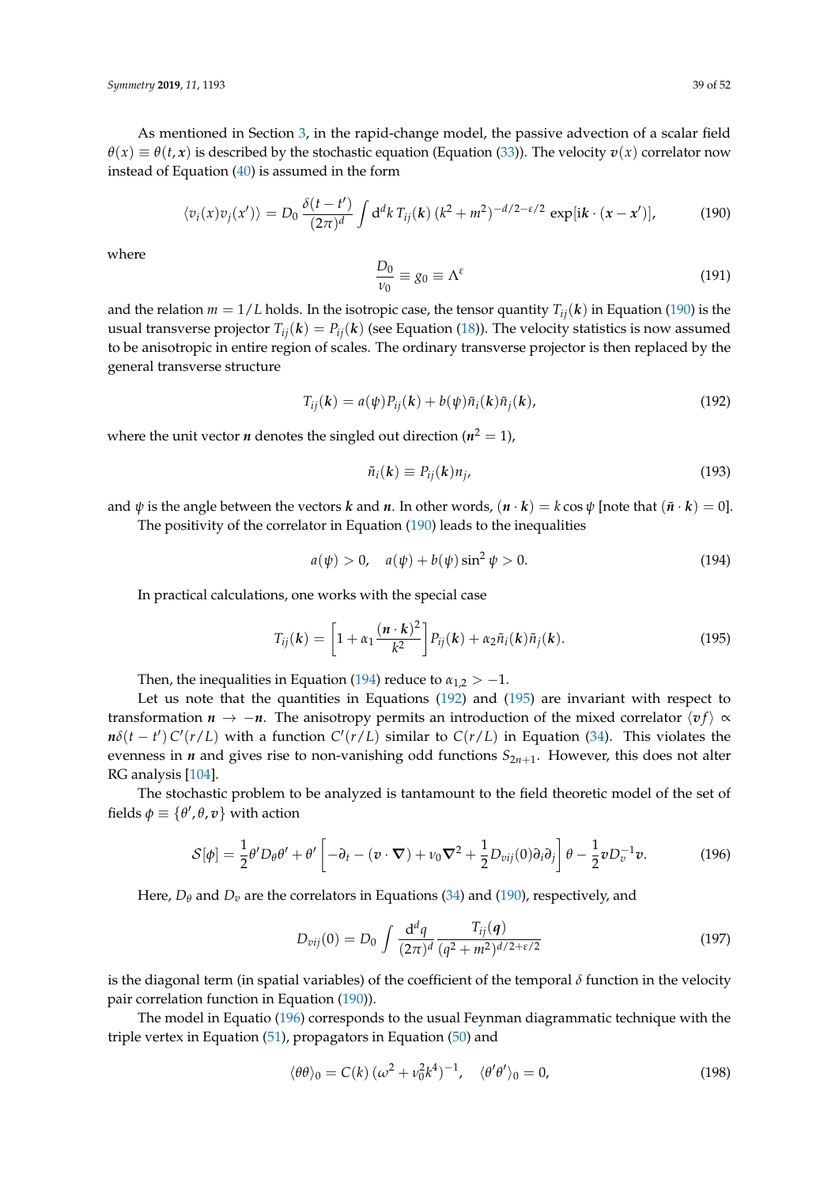As mentioned in Section 3, in the rapid-change model, the passive advection of a scalar field $\theta(x) \equiv \theta(t, \boldsymbol{x})$ is described by the stochastic equation (Equation (33)). The velocity $\boldsymbol{v}(x)$ correlator now instead of Equation (40) is assumed in the form

$$\langle v_i(x)v_j(x')\rangle = D_0\,\frac{\delta(t-t')}{(2\pi)^d}\int \mathrm{d}^d k\, T_{ij}(\boldsymbol{k})\,(k^2+m^2)^{-d/2-\varepsilon/2}\,\exp[\mathrm{i}\boldsymbol{k}\cdot(\boldsymbol{x}-\boldsymbol{x}')], \tag{190}$$

where

$$\frac{D_0}{\nu_0} \equiv g_0 \equiv \Lambda^{\varepsilon} \tag{191}$$

and the relation $m = 1/L$ holds. In the isotropic case, the tensor quantity $T_{ij}(\boldsymbol{k})$ in Equation (190) is the usual transverse projector $T_{ij}(\boldsymbol{k}) = P_{ij}(\boldsymbol{k})$ (see Equation (18)). The velocity statistics is now assumed to be anisotropic in entire region of scales. The ordinary transverse projector is then replaced by the general transverse structure

$$T_{ij}(\boldsymbol{k}) = a(\psi)P_{ij}(\boldsymbol{k}) + b(\psi)\tilde{n}_i(\boldsymbol{k})\tilde{n}_j(\boldsymbol{k}), \tag{192}$$

where the unit vector $\boldsymbol{n}$ denotes the singled out direction ($\boldsymbol{n}^2 = 1$),

$$\tilde{n}_i(\boldsymbol{k}) \equiv P_{ij}(\boldsymbol{k})n_j, \tag{193}$$

and $\psi$ is the angle between the vectors $\boldsymbol{k}$ and $\boldsymbol{n}$. In other words, $(\boldsymbol{n}\cdot\boldsymbol{k}) = k\cos\psi$ [note that $(\tilde{\boldsymbol{n}}\cdot\boldsymbol{k}) = 0$].

The positivity of the correlator in Equation (190) leads to the inequalities

$$a(\psi) > 0, \quad a(\psi) + b(\psi)\sin^2\psi > 0. \tag{194}$$

In practical calculations, one works with the special case

$$T_{ij}(\boldsymbol{k}) = \left[1 + \alpha_1\frac{(\boldsymbol{n}\cdot\boldsymbol{k})^2}{k^2}\right]P_{ij}(\boldsymbol{k}) + \alpha_2\tilde{n}_i(\boldsymbol{k})\tilde{n}_j(\boldsymbol{k}). \tag{195}$$

Then, the inequalities in Equation (194) reduce to $\alpha_{1,2} > -1$.

Let us note that the quantities in Equations (192) and (195) are invariant with respect to transformation $\boldsymbol{n} \to -\boldsymbol{n}$. The anisotropy permits an introduction of the mixed correlator $\langle \boldsymbol{v} f\rangle \propto \boldsymbol{n}\delta(t-t')\,C'(r/L)$ with a function $C'(r/L)$ similar to $C(r/L)$ in Equation (34). This violates the evenness in $\boldsymbol{n}$ and gives rise to non-vanishing odd functions $S_{2n+1}$. However, this does not alter RG analysis [104].

The stochastic problem to be analyzed is tantamount to the field theoretic model of the set of fields $\phi \equiv \{\theta', \theta, \boldsymbol{v}\}$ with action

$$\mathcal{S}[\phi] = \frac{1}{2}\theta' D_\theta \theta' + \theta'\left[-\partial_t - (\boldsymbol{v}\cdot\boldsymbol{\nabla}) + \nu_0\boldsymbol{\nabla}^2 + \frac{1}{2}D_{vij}(0)\partial_i\partial_j\right]\theta - \frac{1}{2}\boldsymbol{v}D_v^{-1}\boldsymbol{v}. \tag{196}$$

Here, $D_\theta$ and $D_v$ are the correlators in Equations (34) and (190), respectively, and

$$D_{vij}(0) = D_0\int \frac{\mathrm{d}^d q}{(2\pi)^d}\,\frac{T_{ij}(\boldsymbol{q})}{(q^2+m^2)^{d/2+\varepsilon/2}} \tag{197}$$

is the diagonal term (in spatial variables) of the coefficient of the temporal $\delta$ function in the velocity pair correlation function in Equation (190)).

The model in Equatio (196) corresponds to the usual Feynman diagrammatic technique with the triple vertex in Equation (51), propagators in Equation (50) and

$$\langle\theta\theta\rangle_0 = C(k)\,(\omega^2 + \nu_0^2 k^4)^{-1}, \quad \langle\theta'\theta'\rangle_0 = 0, \tag{198}$$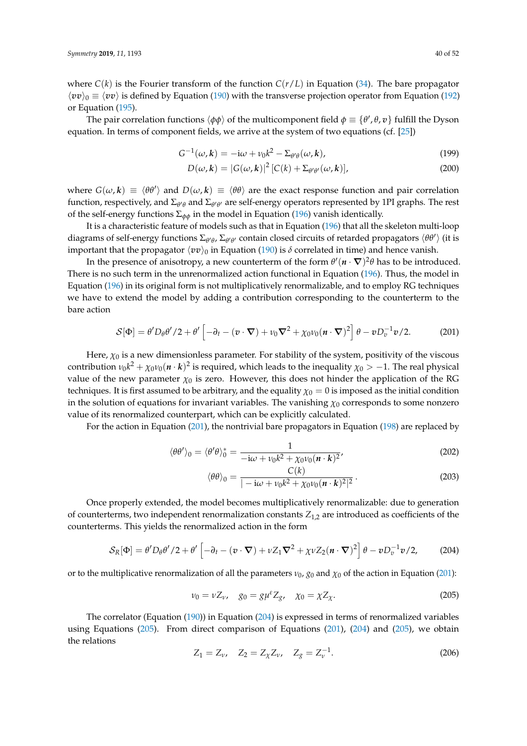where $C(k)$ is the Fourier transform of the function $C(r/L)$ in Equation (34). The bare propagator $\langle \boldsymbol{vv}\rangle_0 \equiv \langle \boldsymbol{vv}\rangle$ is defined by Equation (190) with the transverse projection operator from Equation (192) or Equation (195).

The pair correlation functions $\langle \phi\phi\rangle$ of the multicomponent field $\phi \equiv \{\theta', \theta, \boldsymbol{v}\}$ fulfill the Dyson equation. In terms of component fields, we arrive at the system of two equations (cf. [25])

$$G^{-1}(\omega, \boldsymbol{k}) = -\mathrm{i}\omega + \nu_0 k^2 - \Sigma_{\theta'\theta}(\omega, \boldsymbol{k}), \tag{199}$$

$$D(\omega, \boldsymbol{k}) = |G(\omega, \boldsymbol{k})|^2 \left[C(k) + \Sigma_{\theta'\theta'}(\omega, \boldsymbol{k})\right], \tag{200}$$

where $G(\omega, \boldsymbol{k}) \equiv \langle \theta\theta'\rangle$ and $D(\omega, \boldsymbol{k}) \equiv \langle \theta\theta\rangle$ are the exact response function and pair correlation function, respectively, and $\Sigma_{\theta'\theta}$ and $\Sigma_{\theta'\theta'}$ are self-energy operators represented by 1PI graphs. The rest of the self-energy functions $\Sigma_{\phi\phi}$ in the model in Equation (196) vanish identically.

It is a characteristic feature of models such as that in Equation (196) that all the skeleton multi-loop diagrams of self-energy functions $\Sigma_{\theta'\theta}$, $\Sigma_{\theta'\theta'}$ contain closed circuits of retarded propagators $\langle \theta\theta'\rangle$ (it is important that the propagator $\langle \boldsymbol{vv}\rangle_0$ in Equation (190) is $\delta$ correlated in time) and hence vanish.

In the presence of anisotropy, a new counterterm of the form $\theta'(\boldsymbol{n}\cdot\boldsymbol{\nabla})^2\theta$ has to be introduced. There is no such term in the unrenormalized action functional in Equation (196). Thus, the model in Equation (196) in its original form is not multiplicatively renormalizable, and to employ RG techniques we have to extend the model by adding a contribution corresponding to the counterterm to the bare action

$$\mathcal{S}[\Phi] = \theta' D_\theta \theta'/2 + \theta'\left[-\partial_t - (\boldsymbol{v}\cdot\boldsymbol{\nabla}) + \nu_0 \boldsymbol{\nabla}^2 + \chi_0\nu_0(\boldsymbol{n}\cdot\boldsymbol{\nabla})^2\right]\theta - \boldsymbol{v}D_v^{-1}\boldsymbol{v}/2. \tag{201}$$

Here, $\chi_0$ is a new dimensionless parameter. For stability of the system, positivity of the viscous contribution $\nu_0 k^2 + \chi_0\nu_0(\boldsymbol{n}\cdot\boldsymbol{k})^2$ is required, which leads to the inequality $\chi_0 > -1$. The real physical value of the new parameter $\chi_0$ is zero. However, this does not hinder the application of the RG techniques. It is first assumed to be arbitrary, and the equality $\chi_0 = 0$ is imposed as the initial condition in the solution of equations for invariant variables. The vanishing $\chi_0$ corresponds to some nonzero value of its renormalized counterpart, which can be explicitly calculated.

For the action in Equation (201), the nontrivial bare propagators in Equation (198) are replaced by

$$\langle \theta\theta'\rangle_0 = \langle \theta'\theta\rangle_0^* = \frac{1}{-\mathrm{i}\omega + \nu_0 k^2 + \chi_0\nu_0(\boldsymbol{n}\cdot\boldsymbol{k})^2}, \tag{202}$$

$$\langle \theta\theta\rangle_0 = \frac{C(k)}{|-\mathrm{i}\omega + \nu_0 k^2 + \chi_0\nu_0(\boldsymbol{n}\cdot\boldsymbol{k})^2|^2}. \tag{203}$$

Once properly extended, the model becomes multiplicatively renormalizable: due to generation of counterterms, two independent renormalization constants $Z_{1,2}$ are introduced as coefficients of the counterterms. This yields the renormalized action in the form

$$\mathcal{S}_R[\Phi] = \theta' D_\theta \theta'/2 + \theta'\left[-\partial_t - (\boldsymbol{v}\cdot\boldsymbol{\nabla}) + \nu Z_1 \boldsymbol{\nabla}^2 + \chi\nu Z_2(\boldsymbol{n}\cdot\boldsymbol{\nabla})^2\right]\theta - \boldsymbol{v}D_v^{-1}\boldsymbol{v}/2, \tag{204}$$

or to the multiplicative renormalization of all the parameters $\nu_0$, $g_0$ and $\chi_0$ of the action in Equation (201):

$$\nu_0 = \nu Z_\nu, \quad g_0 = g\mu^\varepsilon Z_g, \quad \chi_0 = \chi Z_\chi. \tag{205}$$

The correlator (Equation (190)) in Equation (204) is expressed in terms of renormalized variables using Equations (205). From direct comparison of Equations (201), (204) and (205), we obtain the relations

$$Z_1 = Z_\nu, \quad Z_2 = Z_\chi Z_\nu, \quad Z_g = Z_\nu^{-1}. \tag{206}$$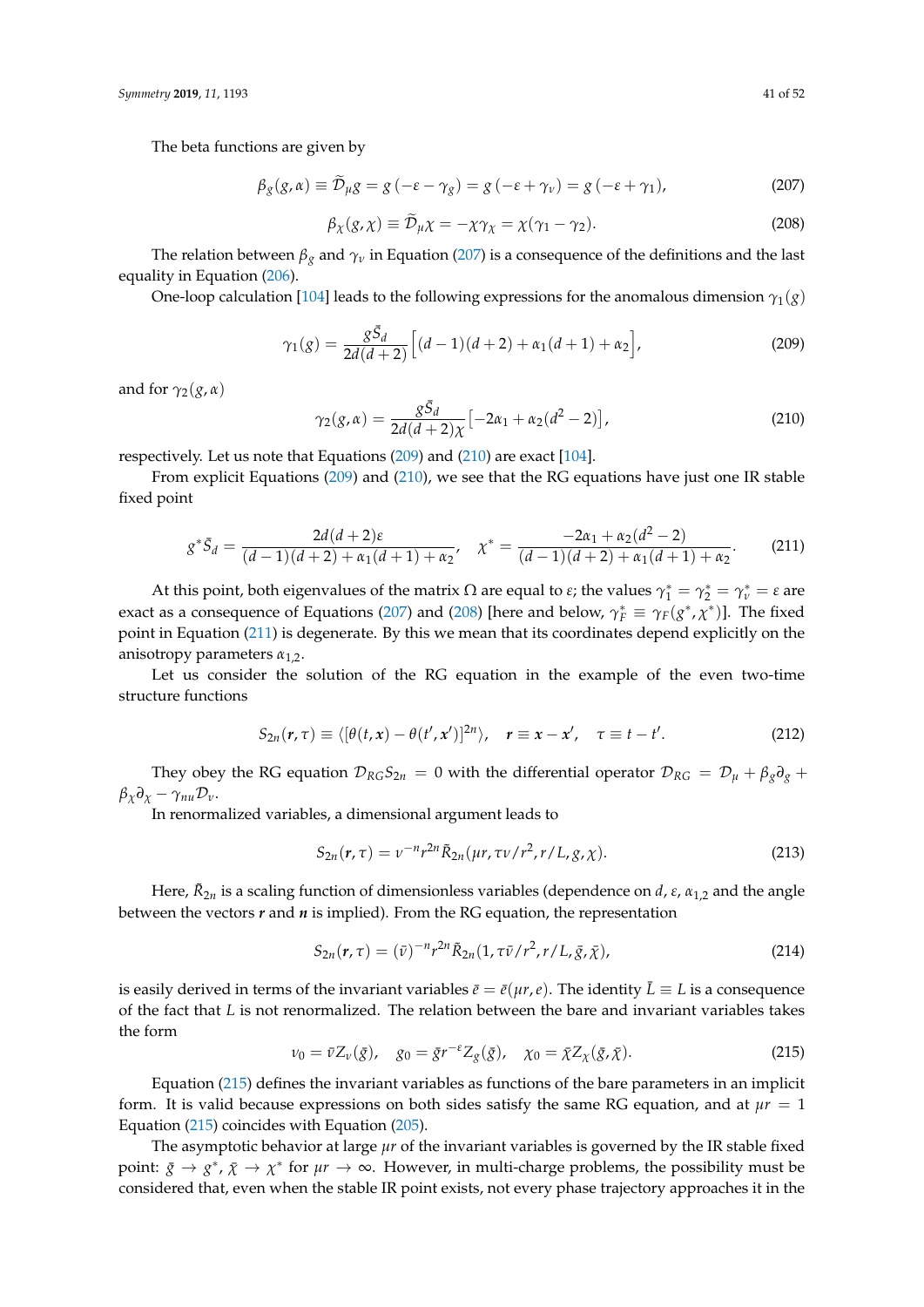The beta functions are given by

$$\beta_g(g,\alpha) \equiv \widetilde{\mathcal{D}}_\mu g = g\,(-\varepsilon - \gamma_g) = g\,(-\varepsilon + \gamma_\nu) = g\,(-\varepsilon + \gamma_1), \tag{207}$$

$$\beta_\chi(g,\chi) \equiv \widetilde{\mathcal{D}}_\mu \chi = -\chi\gamma_\chi = \chi(\gamma_1 - \gamma_2). \tag{208}$$

The relation between $\beta_g$ and $\gamma_\nu$ in Equation (207) is a consequence of the definitions and the last equality in Equation (206).

One-loop calculation [104] leads to the following expressions for the anomalous dimension $\gamma_1(g)$

$$\gamma_1(g) = \frac{g\bar{S}_d}{2d(d+2)}\Big[(d-1)(d+2) + \alpha_1(d+1) + \alpha_2\Big], \tag{209}$$

and for $\gamma_2(g,\alpha)$

$$\gamma_2(g,\alpha) = \frac{g\bar{S}_d}{2d(d+2)\chi}\big[-2\alpha_1 + \alpha_2(d^2-2)\big], \tag{210}$$

respectively. Let us note that Equations (209) and (210) are exact [104].

From explicit Equations (209) and (210), we see that the RG equations have just one IR stable fixed point

$$g^*\bar{S}_d = \frac{2d(d+2)\varepsilon}{(d-1)(d+2) + \alpha_1(d+1) + \alpha_2}, \quad \chi^* = \frac{-2\alpha_1 + \alpha_2(d^2-2)}{(d-1)(d+2) + \alpha_1(d+1) + \alpha_2}. \tag{211}$$

At this point, both eigenvalues of the matrix $\Omega$ are equal to $\varepsilon$; the values $\gamma_1^* = \gamma_2^* = \gamma_\nu^* = \varepsilon$ are exact as a consequence of Equations (207) and (208) [here and below, $\gamma_F^* \equiv \gamma_F(g^*,\chi^*)$]. The fixed point in Equation (211) is degenerate. By this we mean that its coordinates depend explicitly on the anisotropy parameters $\alpha_{1,2}$.

Let us consider the solution of the RG equation in the example of the even two-time structure functions

$$S_{2n}(\boldsymbol{r},\tau) \equiv \langle[\theta(t,\boldsymbol{x}) - \theta(t',\boldsymbol{x}')]^{2n}\rangle, \quad \boldsymbol{r} \equiv \boldsymbol{x} - \boldsymbol{x}', \quad \tau \equiv t - t'. \tag{212}$$

They obey the RG equation $\mathcal{D}_{RG}S_{2n} = 0$ with the differential operator $\mathcal{D}_{RG} = \mathcal{D}_\mu + \beta_g\partial_g + \beta_\chi\partial_\chi - \gamma_{nu}\mathcal{D}_\nu$.

In renormalized variables, a dimensional argument leads to

$$S_{2n}(\boldsymbol{r},\tau) = \nu^{-n}r^{2n}\bar{R}_{2n}(\mu r, \tau\nu/r^2, r/L, g, \chi). \tag{213}$$

Here, $\bar{R}_{2n}$ is a scaling function of dimensionless variables (dependence on $d$, $\varepsilon$, $\alpha_{1,2}$ and the angle between the vectors $\boldsymbol{r}$ and $\boldsymbol{n}$ is implied). From the RG equation, the representation

$$S_{2n}(\boldsymbol{r},\tau) = (\bar{\nu})^{-n}r^{2n}\bar{R}_{2n}(1, \tau\bar{\nu}/r^2, r/L, \bar{g}, \bar{\chi}), \tag{214}$$

is easily derived in terms of the invariant variables $\bar{e} = \bar{e}(\mu r, e)$. The identity $\bar{L} \equiv L$ is a consequence of the fact that $L$ is not renormalized. The relation between the bare and invariant variables takes the form

$$\nu_0 = \bar{\nu}Z_\nu(\bar{g}), \quad g_0 = \bar{g}r^{-\varepsilon}Z_g(\bar{g}), \quad \chi_0 = \bar{\chi}Z_\chi(\bar{g},\bar{\chi}). \tag{215}$$

Equation (215) defines the invariant variables as functions of the bare parameters in an implicit form. It is valid because expressions on both sides satisfy the same RG equation, and at $\mu r = 1$ Equation (215) coincides with Equation (205).

The asymptotic behavior at large $\mu r$ of the invariant variables is governed by the IR stable fixed point: $\bar{g} \to g^*$, $\bar{\chi} \to \chi^*$ for $\mu r \to \infty$. However, in multi-charge problems, the possibility must be considered that, even when the stable IR point exists, not every phase trajectory approaches it in the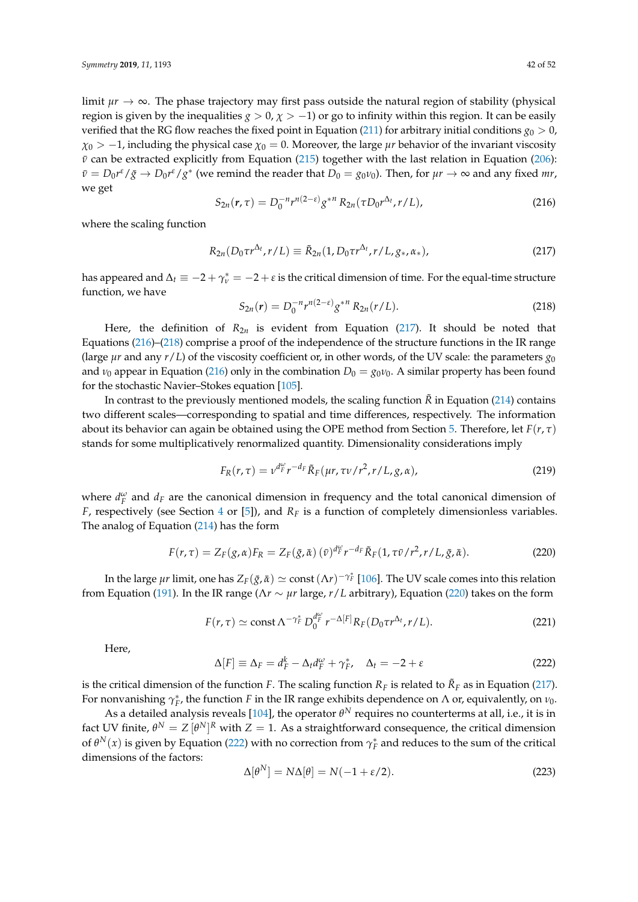limit $\mu r \to \infty$. The phase trajectory may first pass outside the natural region of stability (physical region is given by the inequalities $g > 0$, $\chi > -1$) or go to infinity within this region. It can be easily verified that the RG flow reaches the fixed point in Equation (211) for arbitrary initial conditions $g_0 > 0$, $\chi_0 > -1$, including the physical case $\chi_0 = 0$. Moreover, the large $\mu r$ behavior of the invariant viscosity $\bar{\nu}$ can be extracted explicitly from Equation (215) together with the last relation in Equation (206): $\bar{\nu} = D_0 r^{\varepsilon}/\bar{g} \to D_0 r^{\varepsilon}/g^*$ (we remind the reader that $D_0 = g_0 \nu_0$). Then, for $\mu r \to \infty$ and any fixed $mr$, we get

$$S_{2n}(\boldsymbol{r}, \tau) = D_0^{-n} r^{n(2-\varepsilon)} g^{*n} \, R_{2n}(\tau D_0 r^{\Delta_t}, r/L), \tag{216}$$

where the scaling function

$$R_{2n}(D_0 \tau r^{\Delta_t}, r/L) \equiv \tilde{R}_{2n}(1, D_0 \tau r^{\Delta_t}, r/L, g_*, \alpha_*), \tag{217}$$

has appeared and $\Delta_t \equiv -2 + \gamma_\nu^* = -2 + \varepsilon$ is the critical dimension of time. For the equal-time structure function, we have

$$S_{2n}(\boldsymbol{r}) = D_0^{-n} r^{n(2-\varepsilon)} g^{*n} \, R_{2n}(r/L). \tag{218}$$

Here, the definition of $R_{2n}$ is evident from Equation (217). It should be noted that Equations (216)–(218) comprise a proof of the independence of the structure functions in the IR range (large $\mu r$ and any $r/L$) of the viscosity coefficient or, in other words, of the UV scale: the parameters $g_0$ and $\nu_0$ appear in Equation (216) only in the combination $D_0 = g_0 \nu_0$. A similar property has been found for the stochastic Navier–Stokes equation [105].

In contrast to the previously mentioned models, the scaling function $\tilde{R}$ in Equation (214) contains two different scales—corresponding to spatial and time differences, respectively. The information about its behavior can again be obtained using the OPE method from Section 5. Therefore, let $F(r, \tau)$ stands for some multiplicatively renormalized quantity. Dimensionality considerations imply

$$F_R(r, \tau) = \nu^{d_F^\omega} r^{-d_F} \tilde{R}_F(\mu r, \tau \nu / r^2, r/L, g, \alpha), \tag{219}$$

where $d_F^\omega$ and $d_F$ are the canonical dimension in frequency and the total canonical dimension of $F$, respectively (see Section 4 or [5]), and $R_F$ is a function of completely dimensionless variables. The analog of Equation (214) has the form

$$F(r, \tau) = Z_F(g, \alpha) F_R = Z_F(\bar{g}, \bar{\alpha}) \, (\bar{\nu})^{d_F^\omega} r^{-d_F} \tilde{R}_F(1, \tau \bar{\nu}/r^2, r/L, \bar{g}, \bar{\alpha}). \tag{220}$$

In the large $\mu r$ limit, one has $Z_F(\bar{g}, \bar{\alpha}) \simeq \text{const}\, (\Lambda r)^{-\gamma_F^*}$ [106]. The UV scale comes into this relation from Equation (191). In the IR range ($\Lambda r \sim \mu r$ large, $r/L$ arbitrary), Equation (220) takes on the form

$$F(r, \tau) \simeq \text{const}\, \Lambda^{-\gamma_F^*} D_0^{d_F^\omega} \, r^{-\Delta[F]} R_F(D_0 \tau r^{\Delta_t}, r/L). \tag{221}$$

Here,

$$\Delta[F] \equiv \Delta_F = d_F^k - \Delta_t d_F^\omega + \gamma_F^*, \quad \Delta_t = -2 + \varepsilon \tag{222}$$

is the critical dimension of the function $F$. The scaling function $R_F$ is related to $\tilde{R}_F$ as in Equation (217). For nonvanishing $\gamma_F^*$, the function $F$ in the IR range exhibits dependence on $\Lambda$ or, equivalently, on $\nu_0$.

As a detailed analysis reveals [104], the operator $\theta^N$ requires no counterterms at all, i.e., it is in fact UV finite, $\theta^N = Z\,[\theta^N]^R$ with $Z = 1$. As a straightforward consequence, the critical dimension of $\theta^N(x)$ is given by Equation (222) with no correction from $\gamma_F^*$ and reduces to the sum of the critical dimensions of the factors:

$$\Delta[\theta^N] = N \Delta[\theta] = N(-1 + \varepsilon/2). \tag{223}$$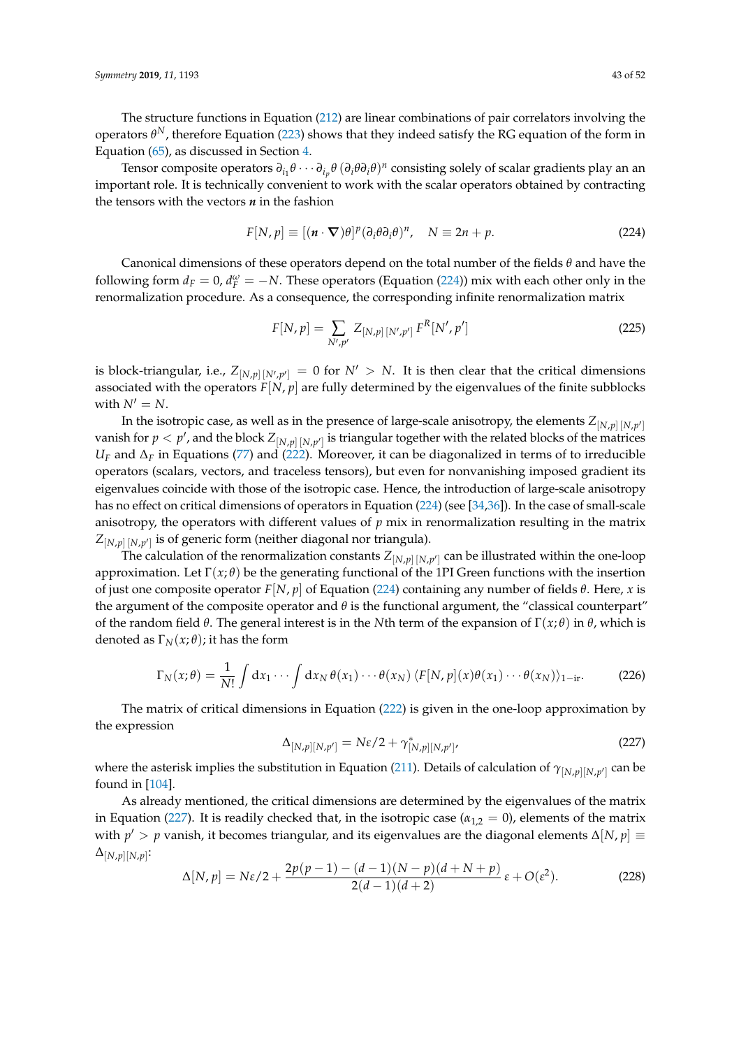The structure functions in Equation (212) are linear combinations of pair correlators involving the operators $\theta^N$, therefore Equation (223) shows that they indeed satisfy the RG equation of the form in Equation (65), as discussed in Section 4.

Tensor composite operators $\partial_{i_1}\theta \cdots \partial_{i_p}\theta \, (\partial_i\theta\partial_i\theta)^n$ consisting solely of scalar gradients play an an important role. It is technically convenient to work with the scalar operators obtained by contracting the tensors with the vectors $\boldsymbol{n}$ in the fashion

$$F[N, p] \equiv [(\boldsymbol{n} \cdot \boldsymbol{\nabla})\theta]^p (\partial_i\theta\partial_i\theta)^n, \quad N \equiv 2n + p. \tag{224}$$

Canonical dimensions of these operators depend on the total number of the fields $\theta$ and have the following form $d_F = 0$, $d_F^\omega = -N$. These operators (Equation (224)) mix with each other only in the renormalization procedure. As a consequence, the corresponding infinite renormalization matrix

$$F[N, p] = \sum_{N', p'} Z_{[N,p]\,[N',p']} \, F^R[N', p'] \tag{225}$$

is block-triangular, i.e., $Z_{[N,p]\,[N',p']} = 0$ for $N' > N$. It is then clear that the critical dimensions associated with the operators $F[N, p]$ are fully determined by the eigenvalues of the finite subblocks with $N' = N$.

In the isotropic case, as well as in the presence of large-scale anisotropy, the elements $Z_{[N,p]\,[N,p']}$ vanish for $p < p'$, and the block $Z_{[N,p]\,[N,p']}$ is triangular together with the related blocks of the matrices $U_F$ and $\Delta_F$ in Equations (77) and (222). Moreover, it can be diagonalized in terms of to irreducible operators (scalars, vectors, and traceless tensors), but even for nonvanishing imposed gradient its eigenvalues coincide with those of the isotropic case. Hence, the introduction of large-scale anisotropy has no effect on critical dimensions of operators in Equation (224) (see [34,36]). In the case of small-scale anisotropy, the operators with different values of $p$ mix in renormalization resulting in the matrix $Z_{[N,p]\,[N,p']}$ is of generic form (neither diagonal nor triangula).

The calculation of the renormalization constants $Z_{[N,p]\,[N,p']}$ can be illustrated within the one-loop approximation. Let $\Gamma(x; \theta)$ be the generating functional of the 1PI Green functions with the insertion of just one composite operator $F[N, p]$ of Equation (224) containing any number of fields $\theta$. Here, $x$ is the argument of the composite operator and $\theta$ is the functional argument, the "classical counterpart" of the random field $\theta$. The general interest is in the $N$th term of the expansion of $\Gamma(x; \theta)$ in $\theta$, which is denoted as $\Gamma_N(x; \theta)$; it has the form

$$\Gamma_N(x; \theta) = \frac{1}{N!} \int \mathrm{d}x_1 \cdots \int \mathrm{d}x_N \, \theta(x_1) \cdots \theta(x_N) \, \langle F[N, p](x)\theta(x_1) \cdots \theta(x_N) \rangle_{1-\text{ir}}. \tag{226}$$

The matrix of critical dimensions in Equation (222) is given in the one-loop approximation by the expression

$$\Delta_{[N,p][N,p']} = N\varepsilon/2 + \gamma^*_{[N,p][N,p']}, \tag{227}$$

where the asterisk implies the substitution in Equation (211). Details of calculation of $\gamma_{[N,p][N,p']}$ can be found in [104].

As already mentioned, the critical dimensions are determined by the eigenvalues of the matrix in Equation (227). It is readily checked that, in the isotropic case ($\alpha_{1,2} = 0$), elements of the matrix with $p' > p$ vanish, it becomes triangular, and its eigenvalues are the diagonal elements $\Delta[N, p] \equiv \Delta_{[N,p][N,p]}$:

$$\Delta[N, p] = N\varepsilon/2 + \frac{2p(p-1) - (d-1)(N-p)(d+N+p)}{2(d-1)(d+2)} \, \varepsilon + O(\varepsilon^2). \tag{228}$$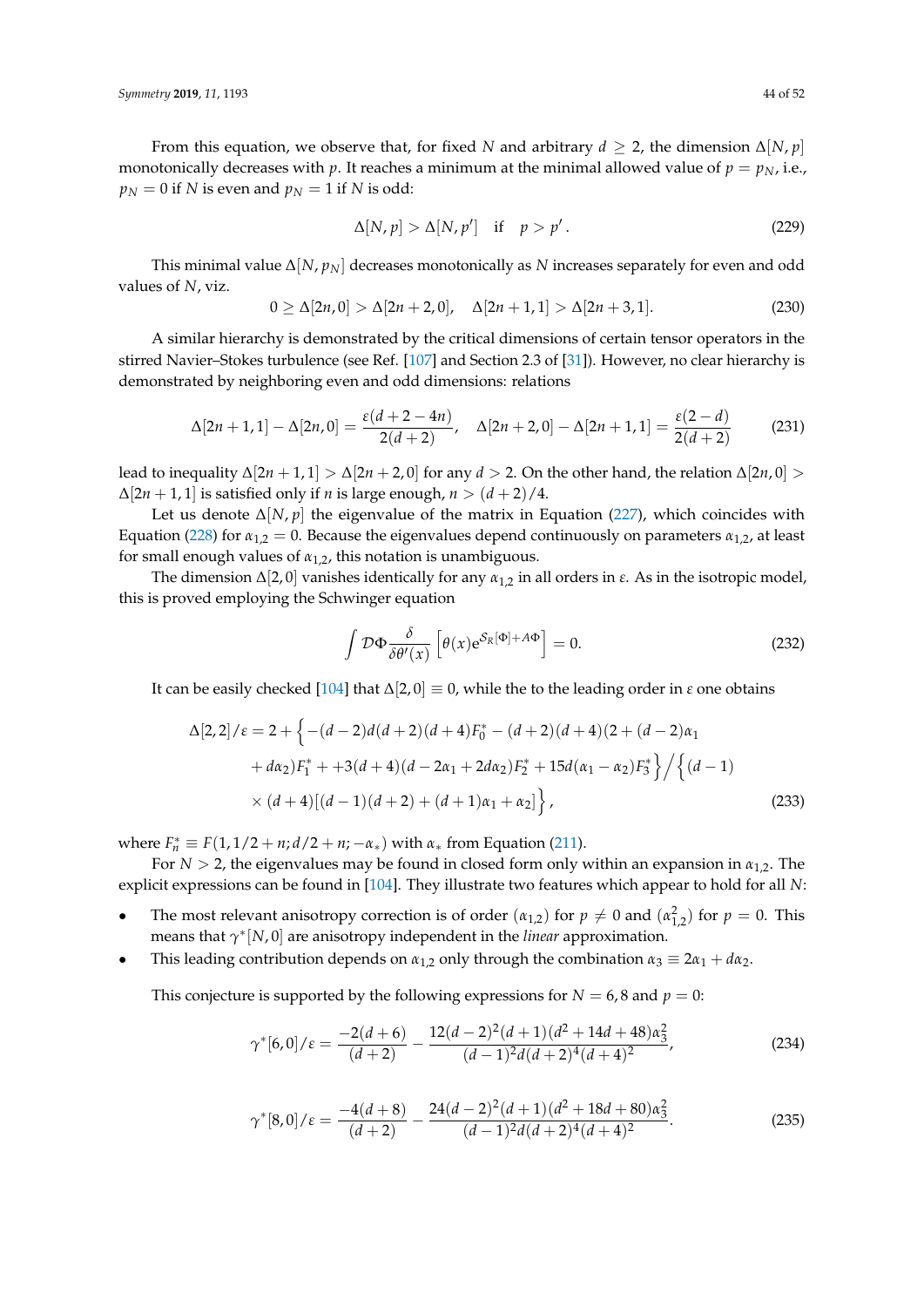From this equation, we observe that, for fixed $N$ and arbitrary $d \geq 2$, the dimension $\Delta[N, p]$ monotonically decreases with $p$. It reaches a minimum at the minimal allowed value of $p = p_N$, i.e., $p_N = 0$ if $N$ is even and $p_N = 1$ if $N$ is odd:

$$\Delta[N, p] > \Delta[N, p'] \quad \text{if} \quad p > p' . \tag{229}$$

This minimal value $\Delta[N, p_N]$ decreases monotonically as $N$ increases separately for even and odd values of $N$, viz.

$$0 \geq \Delta[2n, 0] > \Delta[2n+2, 0], \quad \Delta[2n+1, 1] > \Delta[2n+3, 1]. \tag{230}$$

A similar hierarchy is demonstrated by the critical dimensions of certain tensor operators in the stirred Navier–Stokes turbulence (see Ref. [107] and Section 2.3 of [31]). However, no clear hierarchy is demonstrated by neighboring even and odd dimensions: relations

$$\Delta[2n+1, 1] - \Delta[2n, 0] = \frac{\varepsilon(d+2-4n)}{2(d+2)}, \quad \Delta[2n+2, 0] - \Delta[2n+1, 1] = \frac{\varepsilon(2-d)}{2(d+2)} \tag{231}$$

lead to inequality $\Delta[2n+1, 1] > \Delta[2n+2, 0]$ for any $d > 2$. On the other hand, the relation $\Delta[2n, 0] > \Delta[2n+1, 1]$ is satisfied only if $n$ is large enough, $n > (d+2)/4$.

Let us denote $\Delta[N, p]$ the eigenvalue of the matrix in Equation (227), which coincides with Equation (228) for $\alpha_{1,2} = 0$. Because the eigenvalues depend continuously on parameters $\alpha_{1,2}$, at least for small enough values of $\alpha_{1,2}$, this notation is unambiguous.

The dimension $\Delta[2, 0]$ vanishes identically for any $\alpha_{1,2}$ in all orders in $\varepsilon$. As in the isotropic model, this is proved employing the Schwinger equation

$$\int \mathcal{D}\Phi \frac{\delta}{\delta\theta'(x)} \left[\theta(x) \mathrm{e}^{\mathcal{S}_R[\Phi] + A\Phi}\right] = 0. \tag{232}$$

It can be easily checked [104] that $\Delta[2, 0] \equiv 0$, while the to the leading order in $\varepsilon$ one obtains

$$\begin{aligned}
\Delta[2, 2]/\varepsilon = 2 + \Big\{ &-(d-2)d(d+2)(d+4)F_0^* - (d+2)(d+4)(2 + (d-2)\alpha_1 \\
&+ d\alpha_2)F_1^* + +3(d+4)(d - 2\alpha_1 + 2d\alpha_2)F_2^* + 15d(\alpha_1 - \alpha_2)F_3^* \Big\} \Big/ \Big\{ (d-1) \\
&\times (d+4)[(d-1)(d+2) + (d+1)\alpha_1 + \alpha_2] \Big\},
\end{aligned} \tag{233}$$

where $F_n^* \equiv F(1, 1/2 + n; d/2 + n; -\alpha_*)$ with $\alpha_*$ from Equation (211).

For $N > 2$, the eigenvalues may be found in closed form only within an expansion in $\alpha_{1,2}$. The explicit expressions can be found in [104]. They illustrate two features which appear to hold for all $N$:

- The most relevant anisotropy correction is of order $(\alpha_{1,2})$ for $p \neq 0$ and $(\alpha_{1,2}^2)$ for $p = 0$. This means that $\gamma^*[N, 0]$ are anisotropy independent in the *linear* approximation.
- This leading contribution depends on $\alpha_{1,2}$ only through the combination $\alpha_3 \equiv 2\alpha_1 + d\alpha_2$.

This conjecture is supported by the following expressions for $N = 6, 8$ and $p = 0$:

$$\gamma^*[6, 0]/\varepsilon = \frac{-2(d+6)}{(d+2)} - \frac{12(d-2)^2(d+1)(d^2 + 14d + 48)\alpha_3^2}{(d-1)^2 d(d+2)^4(d+4)^2}, \tag{234}$$

$$\gamma^*[8, 0]/\varepsilon = \frac{-4(d+8)}{(d+2)} - \frac{24(d-2)^2(d+1)(d^2 + 18d + 80)\alpha_3^2}{(d-1)^2 d(d+2)^4(d+4)^2}. \tag{235}$$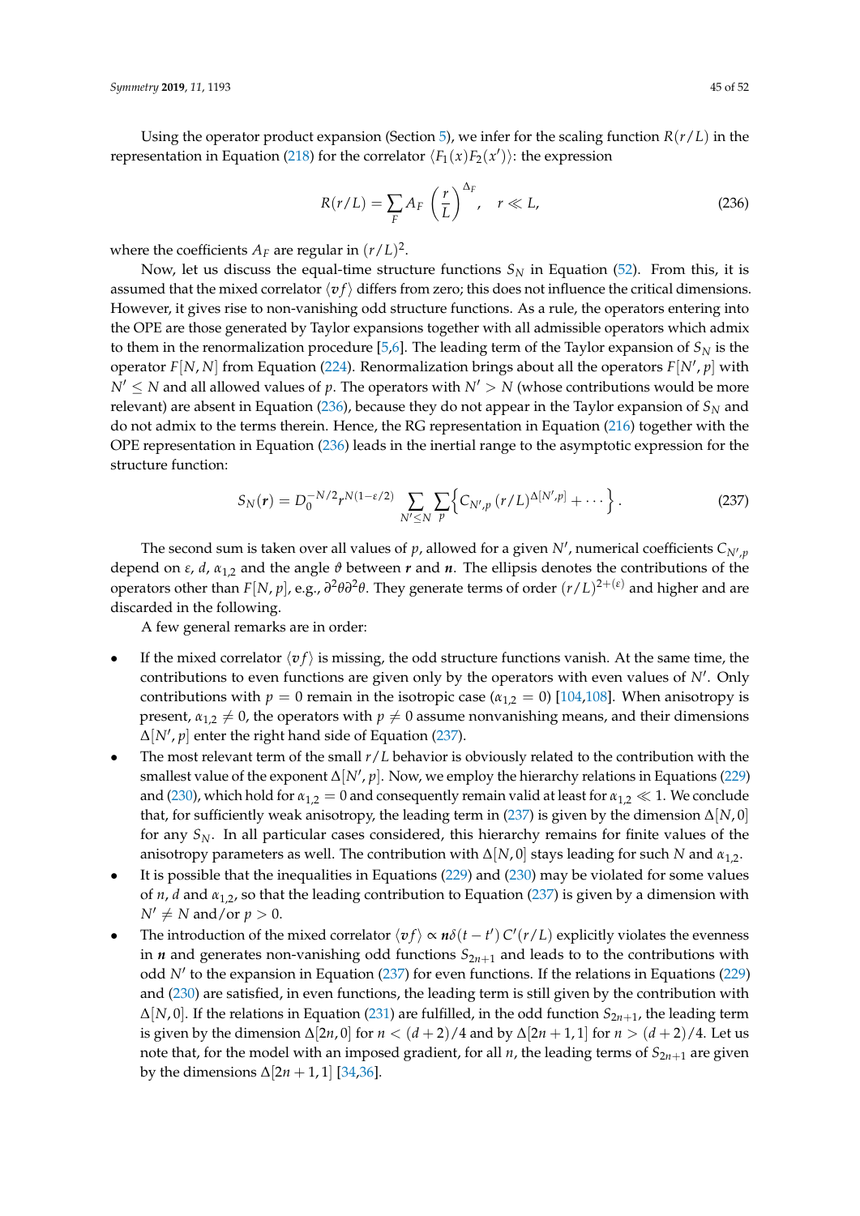Using the operator product expansion (Section 5), we infer for the scaling function $R(r/L)$ in the representation in Equation (218) for the correlator $\langle F_1(x)F_2(x')\rangle$: the expression

$$R(r/L) = \sum_F A_F \left(\frac{r}{L}\right)^{\Delta_F}, \quad r \ll L, \tag{236}$$

where the coefficients $A_F$ are regular in $(r/L)^2$.

Now, let us discuss the equal-time structure functions $S_N$ in Equation (52). From this, it is assumed that the mixed correlator $\langle \boldsymbol{v} f\rangle$ differs from zero; this does not influence the critical dimensions. However, it gives rise to non-vanishing odd structure functions. As a rule, the operators entering into the OPE are those generated by Taylor expansions together with all admissible operators which admix to them in the renormalization procedure [5,6]. The leading term of the Taylor expansion of $S_N$ is the operator $F[N,N]$ from Equation (224). Renormalization brings about all the operators $F[N',p]$ with $N' \leq N$ and all allowed values of $p$. The operators with $N' > N$ (whose contributions would be more relevant) are absent in Equation (236), because they do not appear in the Taylor expansion of $S_N$ and do not admix to the terms therein. Hence, the RG representation in Equation (216) together with the OPE representation in Equation (236) leads in the inertial range to the asymptotic expression for the structure function:

$$S_N(\boldsymbol{r}) = D_0^{-N/2} r^{N(1-\varepsilon/2)} \sum_{N' \leq N} \sum_p \left\{ C_{N',p}\, (r/L)^{\Delta[N',p]} + \cdots \right\}. \tag{237}$$

The second sum is taken over all values of $p$, allowed for a given $N'$, numerical coefficients $C_{N',p}$ depend on $\varepsilon$, $d$, $\alpha_{1,2}$ and the angle $\vartheta$ between $\boldsymbol{r}$ and $\boldsymbol{n}$. The ellipsis denotes the contributions of the operators other than $F[N,p]$, e.g., $\partial^2\theta\partial^2\theta$. They generate terms of order $(r/L)^{2+(\varepsilon)}$ and higher and are discarded in the following.

A few general remarks are in order:

- If the mixed correlator $\langle \boldsymbol{v} f\rangle$ is missing, the odd structure functions vanish. At the same time, the contributions to even functions are given only by the operators with even values of $N'$. Only contributions with $p = 0$ remain in the isotropic case ($\alpha_{1,2} = 0$) [104,108]. When anisotropy is present, $\alpha_{1,2} \neq 0$, the operators with $p \neq 0$ assume nonvanishing means, and their dimensions $\Delta[N',p]$ enter the right hand side of Equation (237).
- The most relevant term of the small $r/L$ behavior is obviously related to the contribution with the smallest value of the exponent $\Delta[N',p]$. Now, we employ the hierarchy relations in Equations (229) and (230), which hold for $\alpha_{1,2} = 0$ and consequently remain valid at least for $\alpha_{1,2} \ll 1$. We conclude that, for sufficiently weak anisotropy, the leading term in (237) is given by the dimension $\Delta[N,0]$ for any $S_N$. In all particular cases considered, this hierarchy remains for finite values of the anisotropy parameters as well. The contribution with $\Delta[N,0]$ stays leading for such $N$ and $\alpha_{1,2}$.
- It is possible that the inequalities in Equations (229) and (230) may be violated for some values of $n$, $d$ and $\alpha_{1,2}$, so that the leading contribution to Equation (237) is given by a dimension with $N' \neq N$ and/or $p > 0$.
- The introduction of the mixed correlator $\langle \boldsymbol{v} f\rangle \propto \boldsymbol{n}\delta(t-t')\, C'(r/L)$ explicitly violates the evenness in $\boldsymbol{n}$ and generates non-vanishing odd functions $S_{2n+1}$ and leads to to the contributions with odd $N'$ to the expansion in Equation (237) for even functions. If the relations in Equations (229) and (230) are satisfied, in even functions, the leading term is still given by the contribution with $\Delta[N,0]$. If the relations in Equation (231) are fulfilled, in the odd function $S_{2n+1}$, the leading term is given by the dimension $\Delta[2n,0]$ for $n < (d+2)/4$ and by $\Delta[2n+1,1]$ for $n > (d+2)/4$. Let us note that, for the model with an imposed gradient, for all $n$, the leading terms of $S_{2n+1}$ are given by the dimensions $\Delta[2n+1,1]$ [34,36].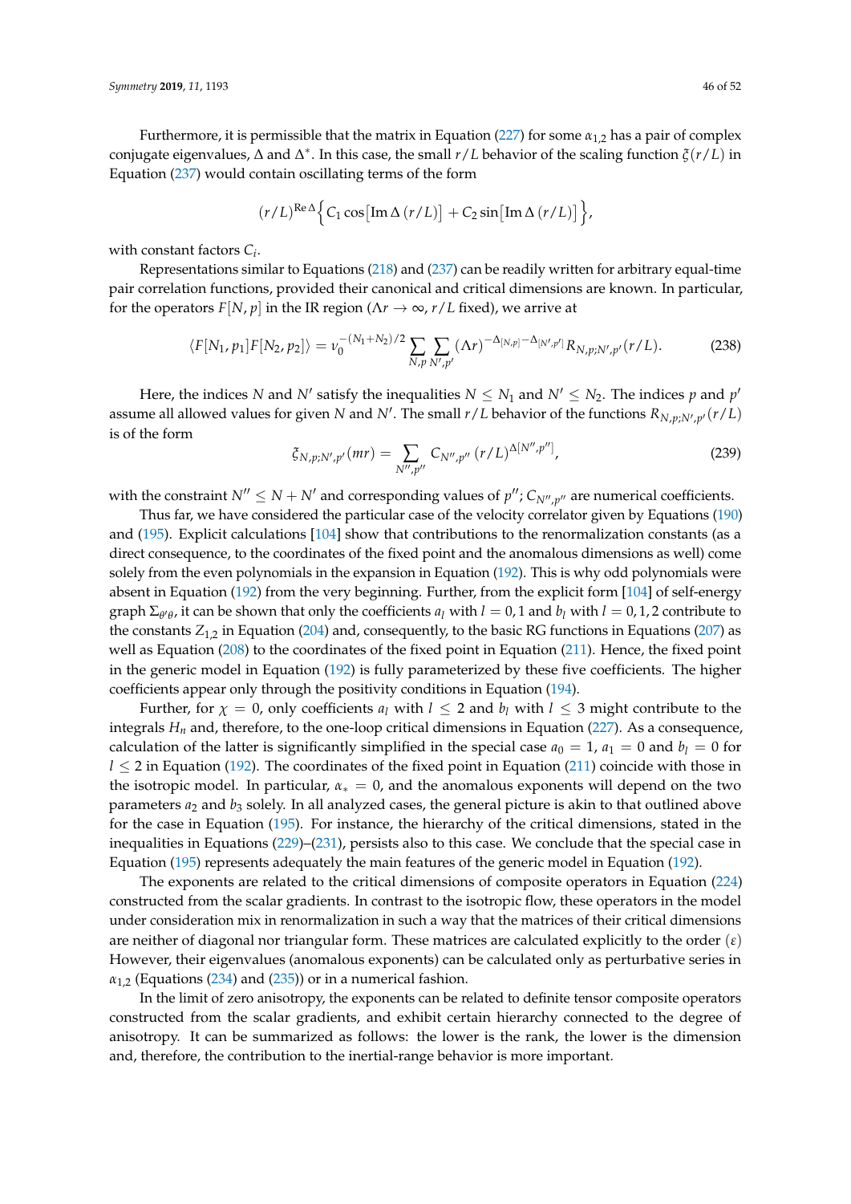Furthermore, it is permissible that the matrix in Equation (227) for some $\alpha_{1,2}$ has a pair of complex conjugate eigenvalues, $\Delta$ and $\Delta^*$. In this case, the small $r/L$ behavior of the scaling function $\xi(r/L)$ in Equation (237) would contain oscillating terms of the form

$$(r/L)^{\mathrm{Re}\,\Delta}\Big\{C_1 \cos\big[\mathrm{Im}\,\Delta\,(r/L)\big] + C_2 \sin\big[\mathrm{Im}\,\Delta\,(r/L)\big]\Big\},$$

with constant factors $C_i$.

Representations similar to Equations (218) and (237) can be readily written for arbitrary equal-time pair correlation functions, provided their canonical and critical dimensions are known. In particular, for the operators $F[N,p]$ in the IR region ($\Lambda r \to \infty$, $r/L$ fixed), we arrive at

$$\langle F[N_1,p_1]F[N_2,p_2]\rangle = \nu_0^{-(N_1+N_2)/2} \sum_{N,p}\sum_{N',p'} (\Lambda r)^{-\Delta_{[N,p]}-\Delta_{[N',p']}} R_{N,p;N',p'}(r/L). \tag{238}$$

Here, the indices $N$ and $N'$ satisfy the inequalities $N \le N_1$ and $N' \le N_2$. The indices $p$ and $p'$ assume all allowed values for given $N$ and $N'$. The small $r/L$ behavior of the functions $R_{N,p;N',p'}(r/L)$ is of the form

$$\xi_{N,p;N',p'}(mr) = \sum_{N'',p''} C_{N'',p''}\,(r/L)^{\Delta[N'',p'']}, \tag{239}$$

with the constraint $N'' \le N + N'$ and corresponding values of $p''$; $C_{N'',p''}$ are numerical coefficients.

Thus far, we have considered the particular case of the velocity correlator given by Equations (190) and (195). Explicit calculations [104] show that contributions to the renormalization constants (as a direct consequence, to the coordinates of the fixed point and the anomalous dimensions as well) come solely from the even polynomials in the expansion in Equation (192). This is why odd polynomials were absent in Equation (192) from the very beginning. Further, from the explicit form [104] of self-energy graph $\Sigma_{\theta'\theta}$, it can be shown that only the coefficients $a_l$ with $l = 0, 1$ and $b_l$ with $l = 0, 1, 2$ contribute to the constants $Z_{1,2}$ in Equation (204) and, consequently, to the basic RG functions in Equations (207) as well as Equation (208) to the coordinates of the fixed point in Equation (211). Hence, the fixed point in the generic model in Equation (192) is fully parameterized by these five coefficients. The higher coefficients appear only through the positivity conditions in Equation (194).

Further, for $\chi = 0$, only coefficients $a_l$ with $l \le 2$ and $b_l$ with $l \le 3$ might contribute to the integrals $H_n$ and, therefore, to the one-loop critical dimensions in Equation (227). As a consequence, calculation of the latter is significantly simplified in the special case $a_0 = 1$, $a_1 = 0$ and $b_l = 0$ for $l \le 2$ in Equation (192). The coordinates of the fixed point in Equation (211) coincide with those in the isotropic model. In particular, $\alpha_* = 0$, and the anomalous exponents will depend on the two parameters $a_2$ and $b_3$ solely. In all analyzed cases, the general picture is akin to that outlined above for the case in Equation (195). For instance, the hierarchy of the critical dimensions, stated in the inequalities in Equations (229)–(231), persists also to this case. We conclude that the special case in Equation (195) represents adequately the main features of the generic model in Equation (192).

The exponents are related to the critical dimensions of composite operators in Equation (224) constructed from the scalar gradients. In contrast to the isotropic flow, these operators in the model under consideration mix in renormalization in such a way that the matrices of their critical dimensions are neither of diagonal nor triangular form. These matrices are calculated explicitly to the order $(\varepsilon)$ However, their eigenvalues (anomalous exponents) can be calculated only as perturbative series in $\alpha_{1,2}$ (Equations (234) and (235)) or in a numerical fashion.

In the limit of zero anisotropy, the exponents can be related to definite tensor composite operators constructed from the scalar gradients, and exhibit certain hierarchy connected to the degree of anisotropy. It can be summarized as follows: the lower is the rank, the lower is the dimension and, therefore, the contribution to the inertial-range behavior is more important.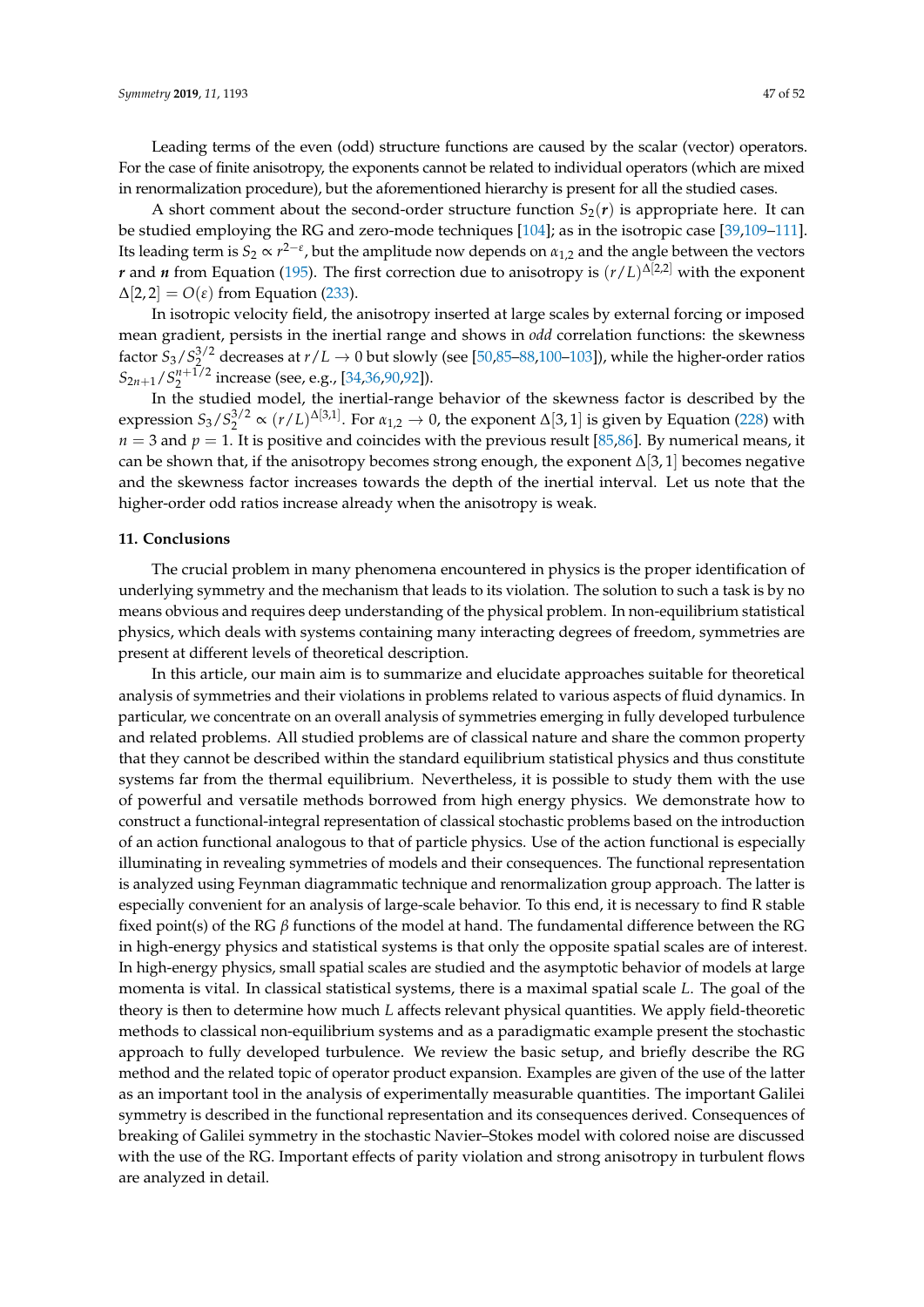Leading terms of the even (odd) structure functions are caused by the scalar (vector) operators. For the case of finite anisotropy, the exponents cannot be related to individual operators (which are mixed in renormalization procedure), but the aforementioned hierarchy is present for all the studied cases.

A short comment about the second-order structure function $S_2(\boldsymbol{r})$ is appropriate here. It can be studied employing the RG and zero-mode techniques [104]; as in the isotropic case [39,109–111]. Its leading term is $S_2 \propto r^{2-\varepsilon}$, but the amplitude now depends on $\alpha_{1,2}$ and the angle between the vectors $\boldsymbol{r}$ and $\boldsymbol{n}$ from Equation (195). The first correction due to anisotropy is $(r/L)^{\Delta[2,2]}$ with the exponent $\Delta[2,2] = O(\varepsilon)$ from Equation (233).

In isotropic velocity field, the anisotropy inserted at large scales by external forcing or imposed mean gradient, persists in the inertial range and shows in *odd* correlation functions: the skewness factor $S_3/S_2^{3/2}$ decreases at $r/L \to 0$ but slowly (see [50,85–88,100–103]), while the higher-order ratios $S_{2n+1}/S_2^{n+1/2}$ increase (see, e.g., [34,36,90,92]).

In the studied model, the inertial-range behavior of the skewness factor is described by the expression $S_3/S_2^{3/2} \propto (r/L)^{\Delta[3,1]}$. For $\alpha_{1,2} \to 0$, the exponent $\Delta[3,1]$ is given by Equation (228) with $n = 3$ and $p = 1$. It is positive and coincides with the previous result [85,86]. By numerical means, it can be shown that, if the anisotropy becomes strong enough, the exponent $\Delta[3,1]$ becomes negative and the skewness factor increases towards the depth of the inertial interval. Let us note that the higher-order odd ratios increase already when the anisotropy is weak.

## 11. Conclusions

The crucial problem in many phenomena encountered in physics is the proper identification of underlying symmetry and the mechanism that leads to its violation. The solution to such a task is by no means obvious and requires deep understanding of the physical problem. In non-equilibrium statistical physics, which deals with systems containing many interacting degrees of freedom, symmetries are present at different levels of theoretical description.

In this article, our main aim is to summarize and elucidate approaches suitable for theoretical analysis of symmetries and their violations in problems related to various aspects of fluid dynamics. In particular, we concentrate on an overall analysis of symmetries emerging in fully developed turbulence and related problems. All studied problems are of classical nature and share the common property that they cannot be described within the standard equilibrium statistical physics and thus constitute systems far from the thermal equilibrium. Nevertheless, it is possible to study them with the use of powerful and versatile methods borrowed from high energy physics. We demonstrate how to construct a functional-integral representation of classical stochastic problems based on the introduction of an action functional analogous to that of particle physics. Use of the action functional is especially illuminating in revealing symmetries of models and their consequences. The functional representation is analyzed using Feynman diagrammatic technique and renormalization group approach. The latter is especially convenient for an analysis of large-scale behavior. To this end, it is necessary to find R stable fixed point(s) of the RG $\beta$ functions of the model at hand. The fundamental difference between the RG in high-energy physics and statistical systems is that only the opposite spatial scales are of interest. In high-energy physics, small spatial scales are studied and the asymptotic behavior of models at large momenta is vital. In classical statistical systems, there is a maximal spatial scale $L$. The goal of the theory is then to determine how much $L$ affects relevant physical quantities. We apply field-theoretic methods to classical non-equilibrium systems and as a paradigmatic example present the stochastic approach to fully developed turbulence. We review the basic setup, and briefly describe the RG method and the related topic of operator product expansion. Examples are given of the use of the latter as an important tool in the analysis of experimentally measurable quantities. The important Galilei symmetry is described in the functional representation and its consequences derived. Consequences of breaking of Galilei symmetry in the stochastic Navier–Stokes model with colored noise are discussed with the use of the RG. Important effects of parity violation and strong anisotropy in turbulent flows are analyzed in detail.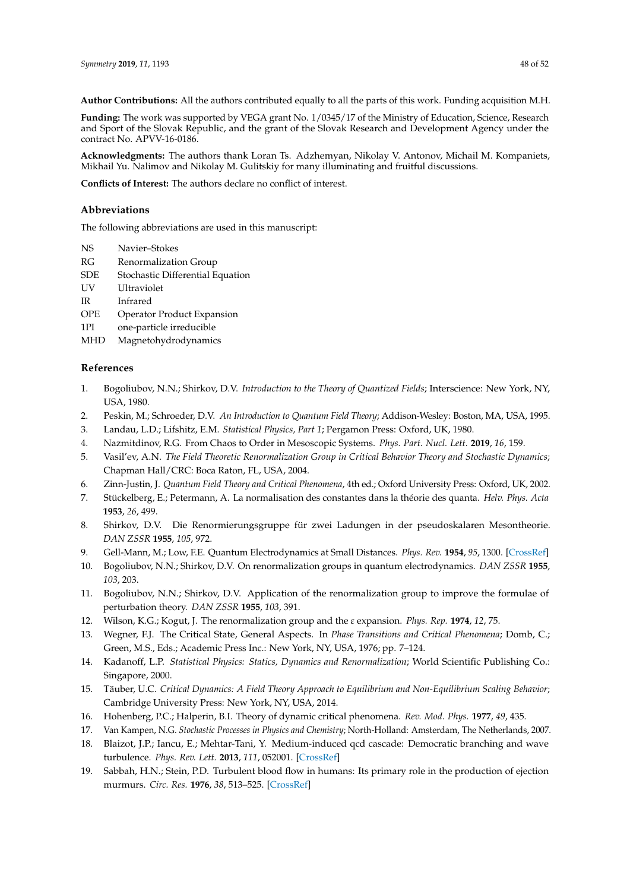**Author Contributions:** All the authors contributed equally to all the parts of this work. Funding acquisition M.H.

**Funding:** The work was supported by VEGA grant No. 1/0345/17 of the Ministry of Education, Science, Research and Sport of the Slovak Republic, and the grant of the Slovak Research and Development Agency under the contract No. APVV-16-0186.

**Acknowledgments:** The authors thank Loran Ts. Adzhemyan, Nikolay V. Antonov, Michail M. Kompaniets, Mikhail Yu. Nalimov and Nikolay M. Gulitskiy for many illuminating and fruitful discussions.

**Conflicts of Interest:** The authors declare no conflict of interest.

## Abbreviations

The following abbreviations are used in this manuscript:

| | |
|---|---|
| NS | Navier–Stokes |
| RG | Renormalization Group |
| SDE | Stochastic Differential Equation |
| UV | Ultraviolet |
| IR | Infrared |
| OPE | Operator Product Expansion |
| 1PI | one-particle irreducible |
| MHD | Magnetohydrodynamics |

## References

1. Bogoliubov, N.N.; Shirkov, D.V. *Introduction to the Theory of Quantized Fields*; Interscience: New York, NY, USA, 1980.
2. Peskin, M.; Schroeder, D.V. *An Introduction to Quantum Field Theory*; Addison-Wesley: Boston, MA, USA, 1995.
3. Landau, L.D.; Lifshitz, E.M. *Statistical Physics, Part 1*; Pergamon Press: Oxford, UK, 1980.
4. Nazmitdinov, R.G. From Chaos to Order in Mesoscopic Systems. *Phys. Part. Nucl. Lett.* **2019**, *16*, 159.
5. Vasil'ev, A.N. *The Field Theoretic Renormalization Group in Critical Behavior Theory and Stochastic Dynamics*; Chapman Hall/CRC: Boca Raton, FL, USA, 2004.
6. Zinn-Justin, J. *Quantum Field Theory and Critical Phenomena*, 4th ed.; Oxford University Press: Oxford, UK, 2002.
7. Stückelberg, E.; Petermann, A. La normalisation des constantes dans la théorie des quanta. *Helv. Phys. Acta* **1953**, *26*, 499.
8. Shirkov, D.V. Die Renormierungsgruppe für zwei Ladungen in der pseudoskalaren Mesontheorie. *DAN ZSSR* **1955**, *105*, 972.
9. Gell-Mann, M.; Low, F.E. Quantum Electrodynamics at Small Distances. *Phys. Rev.* **1954**, *95*, 1300. [CrossRef]
10. Bogoliubov, N.N.; Shirkov, D.V. On renormalization groups in quantum electrodynamics. *DAN ZSSR* **1955**, *103*, 203.
11. Bogoliubov, N.N.; Shirkov, D.V. Application of the renormalization group to improve the formulae of perturbation theory. *DAN ZSSR* **1955**, *103*, 391.
12. Wilson, K.G.; Kogut, J. The renormalization group and the $\varepsilon$ expansion. *Phys. Rep.* **1974**, *12*, 75.
13. Wegner, F.J. The Critical State, General Aspects. In *Phase Transitions and Critical Phenomena*; Domb, C.; Green, M.S., Eds.; Academic Press Inc.: New York, NY, USA, 1976; pp. 7–124.
14. Kadanoff, L.P. *Statistical Physics: Statics, Dynamics and Renormalization*; World Scientific Publishing Co.: Singapore, 2000.
15. Täuber, U.C. *Critical Dynamics: A Field Theory Approach to Equilibrium and Non-Equilibrium Scaling Behavior*; Cambridge University Press: New York, NY, USA, 2014.
16. Hohenberg, P.C.; Halperin, B.I. Theory of dynamic critical phenomena. *Rev. Mod. Phys.* **1977**, *49*, 435.
17. Van Kampen, N.G. *Stochastic Processes in Physics and Chemistry*; North-Holland: Amsterdam, The Netherlands, 2007.
18. Blaizot, J.P.; Iancu, E.; Mehtar-Tani, Y. Medium-induced qcd cascade: Democratic branching and wave turbulence. *Phys. Rev. Lett.* **2013**, *111*, 052001. [CrossRef]
19. Sabbah, H.N.; Stein, P.D. Turbulent blood flow in humans: Its primary role in the production of ejection murmurs. *Circ. Res.* **1976**, *38*, 513–525. [CrossRef]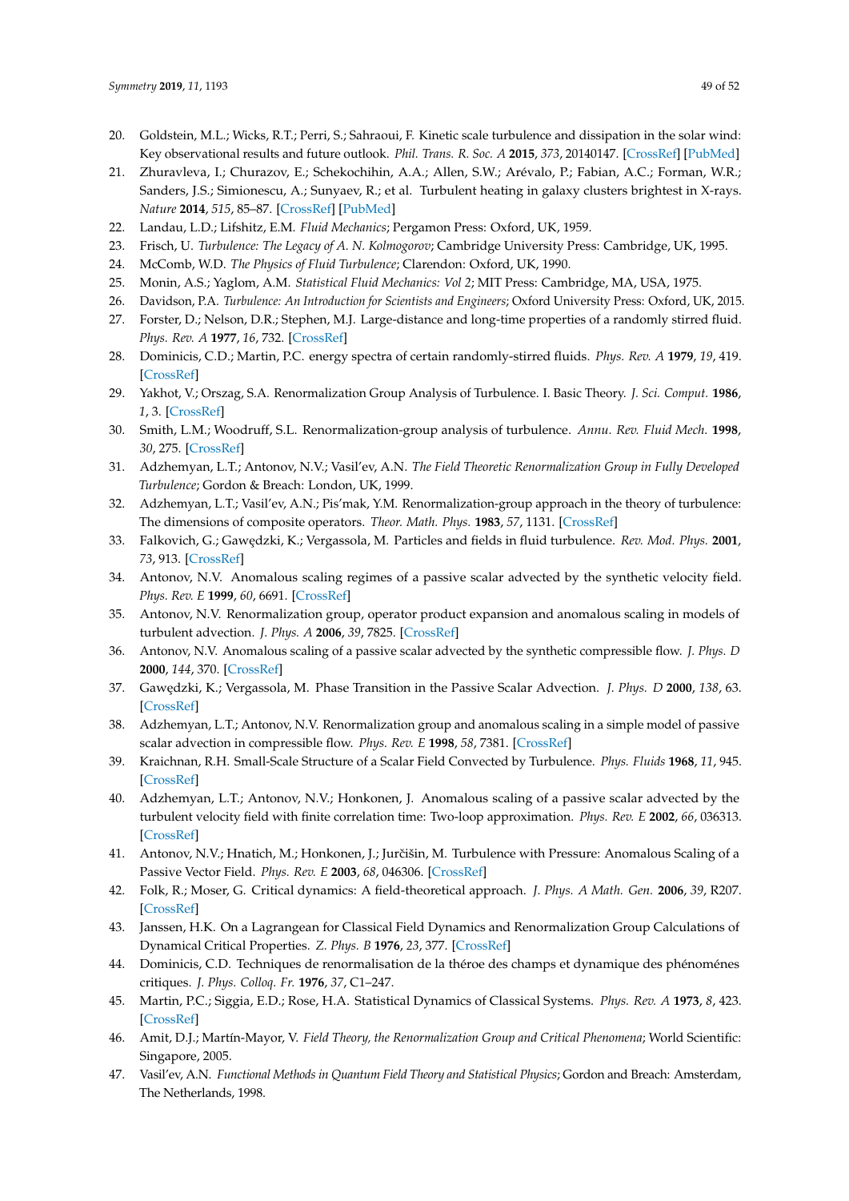20. Goldstein, M.L.; Wicks, R.T.; Perri, S.; Sahraoui, F. Kinetic scale turbulence and dissipation in the solar wind: Key observational results and future outlook. *Phil. Trans. R. Soc. A* **2015**, *373*, 20140147. [CrossRef] [PubMed]
21. Zhuravleva, I.; Churazov, E.; Schekochihin, A.A.; Allen, S.W.; Arévalo, P.; Fabian, A.C.; Forman, W.R.; Sanders, J.S.; Simionescu, A.; Sunyaev, R.; et al. Turbulent heating in galaxy clusters brightest in X-rays. *Nature* **2014**, *515*, 85–87. [CrossRef] [PubMed]
22. Landau, L.D.; Lifshitz, E.M. *Fluid Mechanics*; Pergamon Press: Oxford, UK, 1959.
23. Frisch, U. *Turbulence: The Legacy of A. N. Kolmogorov*; Cambridge University Press: Cambridge, UK, 1995.
24. McComb, W.D. *The Physics of Fluid Turbulence*; Clarendon: Oxford, UK, 1990.
25. Monin, A.S.; Yaglom, A.M. *Statistical Fluid Mechanics: Vol 2*; MIT Press: Cambridge, MA, USA, 1975.
26. Davidson, P.A. *Turbulence: An Introduction for Scientists and Engineers*; Oxford University Press: Oxford, UK, 2015.
27. Forster, D.; Nelson, D.R.; Stephen, M.J. Large-distance and long-time properties of a randomly stirred fluid. *Phys. Rev. A* **1977**, *16*, 732. [CrossRef]
28. Dominicis, C.D.; Martin, P.C. energy spectra of certain randomly-stirred fluids. *Phys. Rev. A* **1979**, *19*, 419. [CrossRef]
29. Yakhot, V.; Orszag, S.A. Renormalization Group Analysis of Turbulence. I. Basic Theory. *J. Sci. Comput.* **1986**, *1*, 3. [CrossRef]
30. Smith, L.M.; Woodruff, S.L. Renormalization-group analysis of turbulence. *Annu. Rev. Fluid Mech.* **1998**, *30*, 275. [CrossRef]
31. Adzhemyan, L.T.; Antonov, N.V.; Vasil'ev, A.N. *The Field Theoretic Renormalization Group in Fully Developed Turbulence*; Gordon & Breach: London, UK, 1999.
32. Adzhemyan, L.T.; Vasil'ev, A.N.; Pis'mak, Y.M. Renormalization-group approach in the theory of turbulence: The dimensions of composite operators. *Theor. Math. Phys.* **1983**, *57*, 1131. [CrossRef]
33. Falkovich, G.; Gawędzki, K.; Vergassola, M. Particles and fields in fluid turbulence. *Rev. Mod. Phys.* **2001**, *73*, 913. [CrossRef]
34. Antonov, N.V. Anomalous scaling regimes of a passive scalar advected by the synthetic velocity field. *Phys. Rev. E* **1999**, *60*, 6691. [CrossRef]
35. Antonov, N.V. Renormalization group, operator product expansion and anomalous scaling in models of turbulent advection. *J. Phys. A* **2006**, *39*, 7825. [CrossRef]
36. Antonov, N.V. Anomalous scaling of a passive scalar advected by the synthetic compressible flow. *J. Phys. D* **2000**, *144*, 370. [CrossRef]
37. Gawędzki, K.; Vergassola, M. Phase Transition in the Passive Scalar Advection. *J. Phys. D* **2000**, *138*, 63. [CrossRef]
38. Adzhemyan, L.T.; Antonov, N.V. Renormalization group and anomalous scaling in a simple model of passive scalar advection in compressible flow. *Phys. Rev. E* **1998**, *58*, 7381. [CrossRef]
39. Kraichnan, R.H. Small-Scale Structure of a Scalar Field Convected by Turbulence. *Phys. Fluids* **1968**, *11*, 945. [CrossRef]
40. Adzhemyan, L.T.; Antonov, N.V.; Honkonen, J. Anomalous scaling of a passive scalar advected by the turbulent velocity field with finite correlation time: Two-loop approximation. *Phys. Rev. E* **2002**, *66*, 036313. [CrossRef]
41. Antonov, N.V.; Hnatich, M.; Honkonen, J.; Jurčišin, M. Turbulence with Pressure: Anomalous Scaling of a Passive Vector Field. *Phys. Rev. E* **2003**, *68*, 046306. [CrossRef]
42. Folk, R.; Moser, G. Critical dynamics: A field-theoretical approach. *J. Phys. A Math. Gen.* **2006**, *39*, R207. [CrossRef]
43. Janssen, H.K. On a Lagrangean for Classical Field Dynamics and Renormalization Group Calculations of Dynamical Critical Properties. *Z. Phys. B* **1976**, *23*, 377. [CrossRef]
44. Dominicis, C.D. Techniques de renormalisation de la théroe des champs et dynamique des phénoménes critiques. *J. Phys. Colloq. Fr.* **1976**, *37*, C1–247.
45. Martin, P.C.; Siggia, E.D.; Rose, H.A. Statistical Dynamics of Classical Systems. *Phys. Rev. A* **1973**, *8*, 423. [CrossRef]
46. Amit, D.J.; Martín-Mayor, V. *Field Theory, the Renormalization Group and Critical Phenomena*; World Scientific: Singapore, 2005.
47. Vasil'ev, A.N. *Functional Methods in Quantum Field Theory and Statistical Physics*; Gordon and Breach: Amsterdam, The Netherlands, 1998.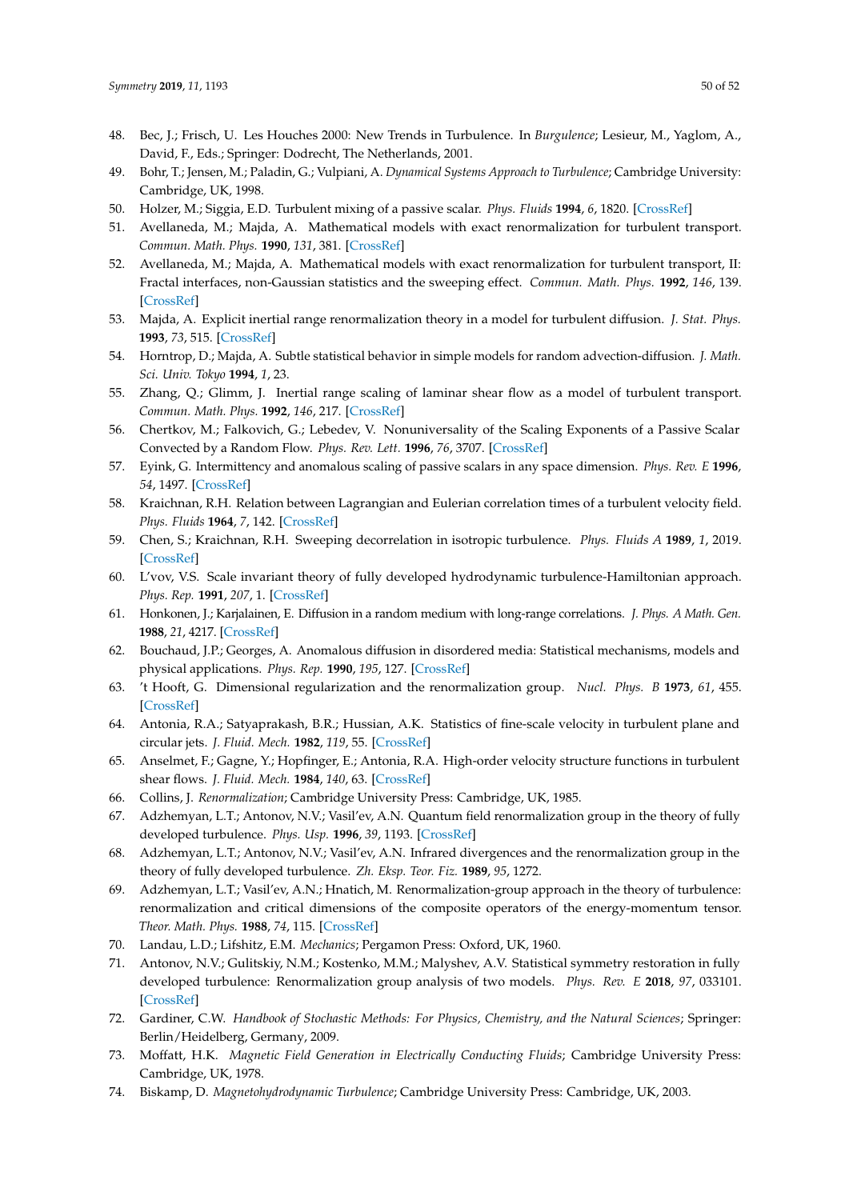48. Bec, J.; Frisch, U. Les Houches 2000: New Trends in Turbulence. In *Burgulence*; Lesieur, M., Yaglom, A., David, F., Eds.; Springer: Dodrecht, The Netherlands, 2001.
49. Bohr, T.; Jensen, M.; Paladin, G.; Vulpiani, A. *Dynamical Systems Approach to Turbulence*; Cambridge University: Cambridge, UK, 1998.
50. Holzer, M.; Siggia, E.D. Turbulent mixing of a passive scalar. *Phys. Fluids* **1994**, *6*, 1820. [CrossRef]
51. Avellaneda, M.; Majda, A. Mathematical models with exact renormalization for turbulent transport. *Commun. Math. Phys.* **1990**, *131*, 381. [CrossRef]
52. Avellaneda, M.; Majda, A. Mathematical models with exact renormalization for turbulent transport, II: Fractal interfaces, non-Gaussian statistics and the sweeping effect. *Commun. Math. Phys.* **1992**, *146*, 139. [CrossRef]
53. Majda, A. Explicit inertial range renormalization theory in a model for turbulent diffusion. *J. Stat. Phys.* **1993**, *73*, 515. [CrossRef]
54. Horntrop, D.; Majda, A. Subtle statistical behavior in simple models for random advection-diffusion. *J. Math. Sci. Univ. Tokyo* **1994**, *1*, 23.
55. Zhang, Q.; Glimm, J. Inertial range scaling of laminar shear flow as a model of turbulent transport. *Commun. Math. Phys.* **1992**, *146*, 217. [CrossRef]
56. Chertkov, M.; Falkovich, G.; Lebedev, V. Nonuniversality of the Scaling Exponents of a Passive Scalar Convected by a Random Flow. *Phys. Rev. Lett.* **1996**, *76*, 3707. [CrossRef]
57. Eyink, G. Intermittency and anomalous scaling of passive scalars in any space dimension. *Phys. Rev. E* **1996**, *54*, 1497. [CrossRef]
58. Kraichnan, R.H. Relation between Lagrangian and Eulerian correlation times of a turbulent velocity field. *Phys. Fluids* **1964**, *7*, 142. [CrossRef]
59. Chen, S.; Kraichnan, R.H. Sweeping decorrelation in isotropic turbulence. *Phys. Fluids A* **1989**, *1*, 2019. [CrossRef]
60. L'vov, V.S. Scale invariant theory of fully developed hydrodynamic turbulence-Hamiltonian approach. *Phys. Rep.* **1991**, *207*, 1. [CrossRef]
61. Honkonen, J.; Karjalainen, E. Diffusion in a random medium with long-range correlations. *J. Phys. A Math. Gen.* **1988**, *21*, 4217. [CrossRef]
62. Bouchaud, J.P.; Georges, A. Anomalous diffusion in disordered media: Statistical mechanisms, models and physical applications. *Phys. Rep.* **1990**, *195*, 127. [CrossRef]
63. 't Hooft, G. Dimensional regularization and the renormalization group. *Nucl. Phys. B* **1973**, *61*, 455. [CrossRef]
64. Antonia, R.A.; Satyaprakash, B.R.; Hussian, A.K. Statistics of fine-scale velocity in turbulent plane and circular jets. *J. Fluid. Mech.* **1982**, *119*, 55. [CrossRef]
65. Anselmet, F.; Gagne, Y.; Hopfinger, E.; Antonia, R.A. High-order velocity structure functions in turbulent shear flows. *J. Fluid. Mech.* **1984**, *140*, 63. [CrossRef]
66. Collins, J. *Renormalization*; Cambridge University Press: Cambridge, UK, 1985.
67. Adzhemyan, L.T.; Antonov, N.V.; Vasil'ev, A.N. Quantum field renormalization group in the theory of fully developed turbulence. *Phys. Usp.* **1996**, *39*, 1193. [CrossRef]
68. Adzhemyan, L.T.; Antonov, N.V.; Vasil'ev, A.N. Infrared divergences and the renormalization group in the theory of fully developed turbulence. *Zh. Eksp. Teor. Fiz.* **1989**, *95*, 1272.
69. Adzhemyan, L.T.; Vasil'ev, A.N.; Hnatich, M. Renormalization-group approach in the theory of turbulence: renormalization and critical dimensions of the composite operators of the energy-momentum tensor. *Theor. Math. Phys.* **1988**, *74*, 115. [CrossRef]
70. Landau, L.D.; Lifshitz, E.M. *Mechanics*; Pergamon Press: Oxford, UK, 1960.
71. Antonov, N.V.; Gulitskiy, N.M.; Kostenko, M.M.; Malyshev, A.V. Statistical symmetry restoration in fully developed turbulence: Renormalization group analysis of two models. *Phys. Rev. E* **2018**, *97*, 033101. [CrossRef]
72. Gardiner, C.W. *Handbook of Stochastic Methods: For Physics, Chemistry, and the Natural Sciences*; Springer: Berlin/Heidelberg, Germany, 2009.
73. Moffatt, H.K. *Magnetic Field Generation in Electrically Conducting Fluids*; Cambridge University Press: Cambridge, UK, 1978.
74. Biskamp, D. *Magnetohydrodynamic Turbulence*; Cambridge University Press: Cambridge, UK, 2003.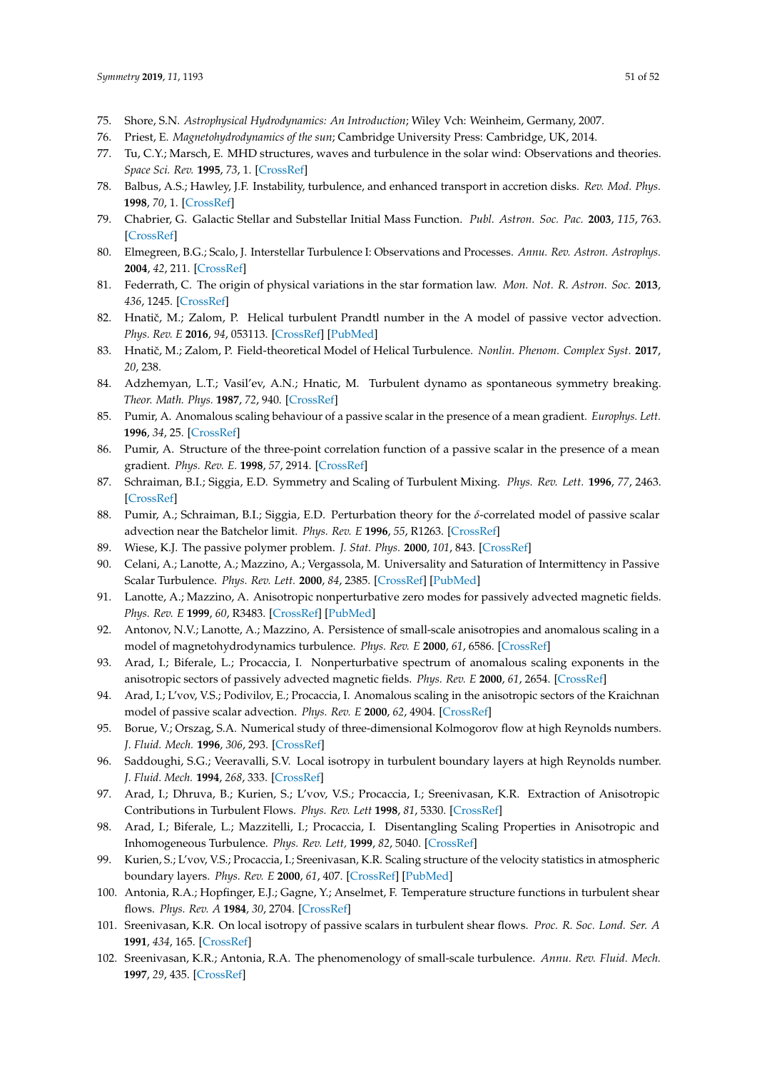75. Shore, S.N. *Astrophysical Hydrodynamics: An Introduction*; Wiley Vch: Weinheim, Germany, 2007.
76. Priest, E. *Magnetohydrodynamics of the sun*; Cambridge University Press: Cambridge, UK, 2014.
77. Tu, C.Y.; Marsch, E. MHD structures, waves and turbulence in the solar wind: Observations and theories. *Space Sci. Rev.* **1995**, *73*, 1. [CrossRef]
78. Balbus, A.S.; Hawley, J.F. Instability, turbulence, and enhanced transport in accretion disks. *Rev. Mod. Phys.* **1998**, *70*, 1. [CrossRef]
79. Chabrier, G. Galactic Stellar and Substellar Initial Mass Function. *Publ. Astron. Soc. Pac.* **2003**, *115*, 763. [CrossRef]
80. Elmegreen, B.G.; Scalo, J. Interstellar Turbulence I: Observations and Processes. *Annu. Rev. Astron. Astrophys.* **2004**, *42*, 211. [CrossRef]
81. Federrath, C. The origin of physical variations in the star formation law. *Mon. Not. R. Astron. Soc.* **2013**, *436*, 1245. [CrossRef]
82. Hnatič, M.; Zalom, P. Helical turbulent Prandtl number in the A model of passive vector advection. *Phys. Rev. E* **2016**, *94*, 053113. [CrossRef] [PubMed]
83. Hnatič, M.; Zalom, P. Field-theoretical Model of Helical Turbulence. *Nonlin. Phenom. Complex Syst.* **2017**, *20*, 238.
84. Adzhemyan, L.T.; Vasil'ev, A.N.; Hnatic, M. Turbulent dynamo as spontaneous symmetry breaking. *Theor. Math. Phys.* **1987**, *72*, 940. [CrossRef]
85. Pumir, A. Anomalous scaling behaviour of a passive scalar in the presence of a mean gradient. *Europhys. Lett.* **1996**, *34*, 25. [CrossRef]
86. Pumir, A. Structure of the three-point correlation function of a passive scalar in the presence of a mean gradient. *Phys. Rev. E.* **1998**, *57*, 2914. [CrossRef]
87. Schraiman, B.I.; Siggia, E.D. Symmetry and Scaling of Turbulent Mixing. *Phys. Rev. Lett.* **1996**, *77*, 2463. [CrossRef]
88. Pumir, A.; Schraiman, B.I.; Siggia, E.D. Perturbation theory for the $\delta$-correlated model of passive scalar advection near the Batchelor limit. *Phys. Rev. E* **1996**, *55*, R1263. [CrossRef]
89. Wiese, K.J. The passive polymer problem. *J. Stat. Phys.* **2000**, *101*, 843. [CrossRef]
90. Celani, A.; Lanotte, A.; Mazzino, A.; Vergassola, M. Universality and Saturation of Intermittency in Passive Scalar Turbulence. *Phys. Rev. Lett.* **2000**, *84*, 2385. [CrossRef] [PubMed]
91. Lanotte, A.; Mazzino, A. Anisotropic nonperturbative zero modes for passively advected magnetic fields. *Phys. Rev. E* **1999**, *60*, R3483. [CrossRef] [PubMed]
92. Antonov, N.V.; Lanotte, A.; Mazzino, A. Persistence of small-scale anisotropies and anomalous scaling in a model of magnetohydrodynamics turbulence. *Phys. Rev. E* **2000**, *61*, 6586. [CrossRef]
93. Arad, I.; Biferale, L.; Procaccia, I. Nonperturbative spectrum of anomalous scaling exponents in the anisotropic sectors of passively advected magnetic fields. *Phys. Rev. E* **2000**, *61*, 2654. [CrossRef]
94. Arad, I.; L'vov, V.S.; Podivilov, E.; Procaccia, I. Anomalous scaling in the anisotropic sectors of the Kraichnan model of passive scalar advection. *Phys. Rev. E* **2000**, *62*, 4904. [CrossRef]
95. Borue, V.; Orszag, S.A. Numerical study of three-dimensional Kolmogorov flow at high Reynolds numbers. *J. Fluid. Mech.* **1996**, *306*, 293. [CrossRef]
96. Saddoughi, S.G.; Veeravalli, S.V. Local isotropy in turbulent boundary layers at high Reynolds number. *J. Fluid. Mech.* **1994**, *268*, 333. [CrossRef]
97. Arad, I.; Dhruva, B.; Kurien, S.; L'vov, V.S.; Procaccia, I.; Sreenivasan, K.R. Extraction of Anisotropic Contributions in Turbulent Flows. *Phys. Rev. Lett* **1998**, *81*, 5330. [CrossRef]
98. Arad, I.; Biferale, L.; Mazzitelli, I.; Procaccia, I. Disentangling Scaling Properties in Anisotropic and Inhomogeneous Turbulence. *Phys. Rev. Lett.* **1999**, *82*, 5040. [CrossRef]
99. Kurien, S.; L'vov, V.S.; Procaccia, I.; Sreenivasan, K.R. Scaling structure of the velocity statistics in atmospheric boundary layers. *Phys. Rev. E* **2000**, *61*, 407. [CrossRef] [PubMed]
100. Antonia, R.A.; Hopfinger, E.J.; Gagne, Y.; Anselmet, F. Temperature structure functions in turbulent shear flows. *Phys. Rev. A* **1984**, *30*, 2704. [CrossRef]
101. Sreenivasan, K.R. On local isotropy of passive scalars in turbulent shear flows. *Proc. R. Soc. Lond. Ser. A* **1991**, *434*, 165. [CrossRef]
102. Sreenivasan, K.R.; Antonia, R.A. The phenomenology of small-scale turbulence. *Annu. Rev. Fluid. Mech.* **1997**, *29*, 435. [CrossRef]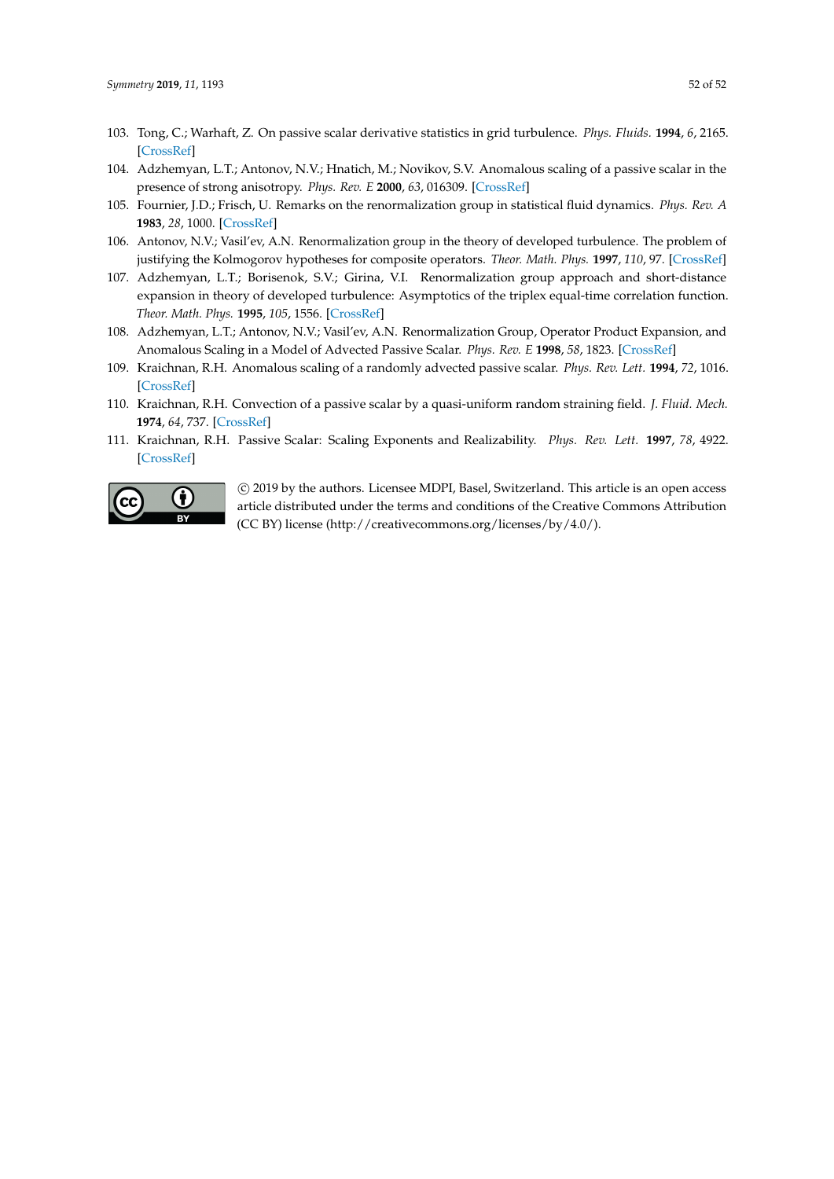103. Tong, C.; Warhaft, Z. On passive scalar derivative statistics in grid turbulence. *Phys. Fluids.* **1994**, *6*, 2165. [CrossRef]
104. Adzhemyan, L.T.; Antonov, N.V.; Hnatich, M.; Novikov, S.V. Anomalous scaling of a passive scalar in the presence of strong anisotropy. *Phys. Rev. E* **2000**, *63*, 016309. [CrossRef]
105. Fournier, J.D.; Frisch, U. Remarks on the renormalization group in statistical fluid dynamics. *Phys. Rev. A* **1983**, *28*, 1000. [CrossRef]
106. Antonov, N.V.; Vasil'ev, A.N. Renormalization group in the theory of developed turbulence. The problem of justifying the Kolmogorov hypotheses for composite operators. *Theor. Math. Phys.* **1997**, *110*, 97. [CrossRef]
107. Adzhemyan, L.T.; Borisenok, S.V.; Girina, V.I. Renormalization group approach and short-distance expansion in theory of developed turbulence: Asymptotics of the triplex equal-time correlation function. *Theor. Math. Phys.* **1995**, *105*, 1556. [CrossRef]
108. Adzhemyan, L.T.; Antonov, N.V.; Vasil'ev, A.N. Renormalization Group, Operator Product Expansion, and Anomalous Scaling in a Model of Advected Passive Scalar. *Phys. Rev. E* **1998**, *58*, 1823. [CrossRef]
109. Kraichnan, R.H. Anomalous scaling of a randomly advected passive scalar. *Phys. Rev. Lett.* **1994**, *72*, 1016. [CrossRef]
110. Kraichnan, R.H. Convection of a passive scalar by a quasi-uniform random straining field. *J. Fluid. Mech.* **1974**, *64*, 737. [CrossRef]
111. Kraichnan, R.H. Passive Scalar: Scaling Exponents and Realizability. *Phys. Rev. Lett.* **1997**, *78*, 4922. [CrossRef]

© 2019 by the authors. Licensee MDPI, Basel, Switzerland. This article is an open access article distributed under the terms and conditions of the Creative Commons Attribution (CC BY) license (http://creativecommons.org/licenses/by/4.0/).